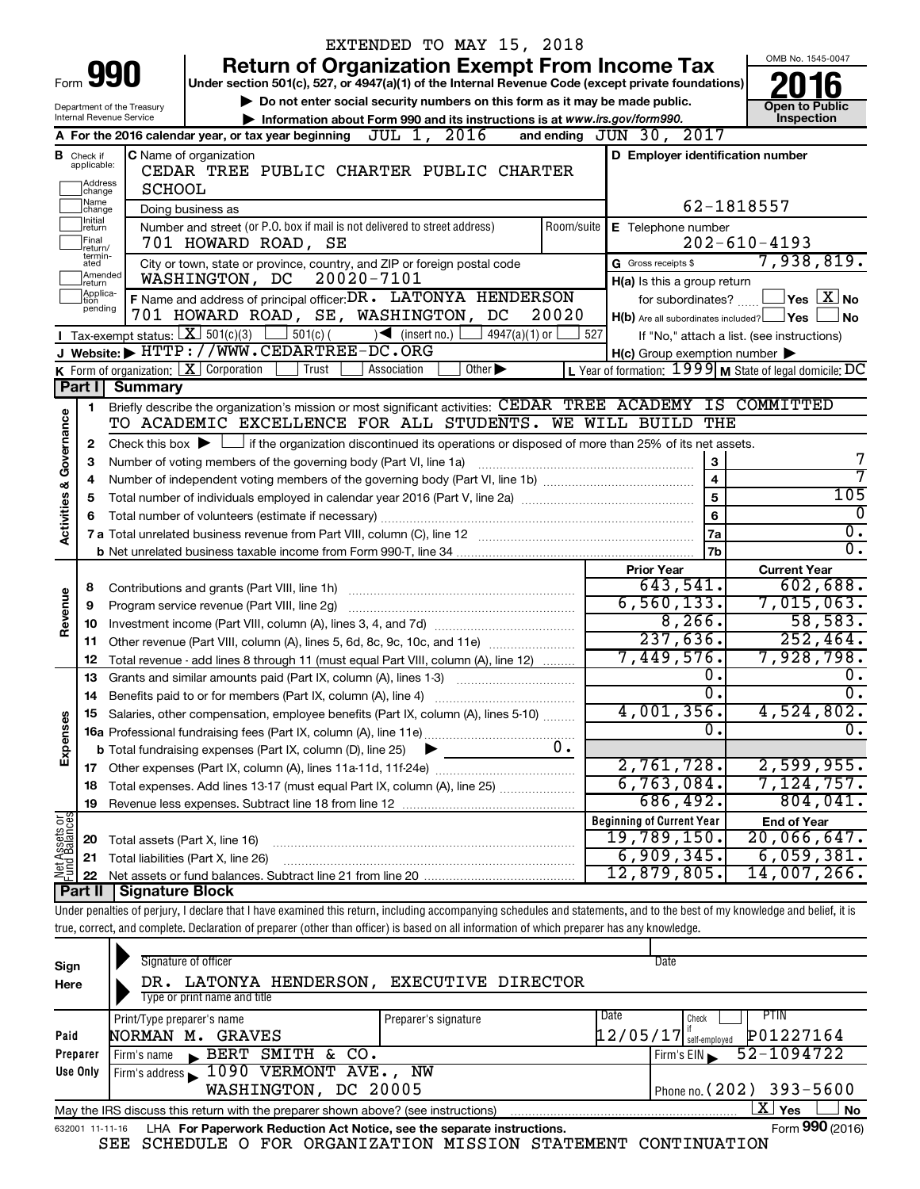EXTENDED TO MAY 15, 2018

# Form 990 — Return of Organization Exempt From Income Tax

Under section 501(c), 527, or 4947(a)(1) of the Internal Revenue Code (except private foundations)

▶ Do not enter social security numbers on this form as it may be made public.

▶ Information about Form 990 and its instructions is at www.irs.gov/form990.

Department of the Treasury
Internal Revenue Service

OMB No. 1545-0047

**2016**

Open to Public Inspection

**A** For the 2016 calendar year, or tax year beginning JUL 1, 2016 and ending JUN 30, 2017

**B** Check if applicable: Address change, Name change, Initial return, Final return/terminated, Amended return, Application pending

**C** Name of organization: CEDAR TREE PUBLIC CHARTER PUBLIC CHARTER SCHOOL

Doing business as

Number and street (or P.O. box if mail is not delivered to street address): 701 HOWARD ROAD, SE — Room/suite

City or town, state or province, country, and ZIP or foreign postal code: WASHINGTON, DC 20020-7101

**D** Employer identification number: 62-1818557

**E** Telephone number: 202-610-4193

**G** Gross receipts $ 7,938,819.

**F** Name and address of principal officer: DR. LATONYA HENDERSON, 701 HOWARD ROAD, SE, WASHINGTON, DC 20020

**H(a)** Is this a group return for subordinates? ☐ Yes ☒ No

**H(b)** Are all subordinates included? ☐ Yes ☐ No — If "No," attach a list. (see instructions)

**H(c)** Group exemption number ▶

**I** Tax-exempt status: ☒ 501(c)(3) ☐ 501(c) ( ) ◀ (insert no.) ☐ 4947(a)(1) or ☐ 527

**J** Website: ▶ HTTP://WWW.CEDARTREE-DC.ORG

**K** Form of organization: ☒ Corporation ☐ Trust ☐ Association ☐ Other ▶

**L** Year of formation: 1999 **M** State of legal domicile: DC

## Part I Summary

**Activities & Governance**

1. Briefly describe the organization's mission or most significant activities: CEDAR TREE ACADEMY IS COMMITTED TO ACADEMIC EXCELLENCE FOR ALL STUDENTS. WE WILL BUILD THE
2. Check this box ▶ ☐ if the organization discontinued its operations or disposed of more than 25% of its net assets.

| Line | Description | | Value |
|---|---|---|---|
| 3 | Number of voting members of the governing body (Part VI, line 1a) | 3 | 7 |
| 4 | Number of independent voting members of the governing body (Part VI, line 1b) | 4 | 7 |
| 5 | Total number of individuals employed in calendar year 2016 (Part V, line 2a) | 5 | 105 |
| 6 | Total number of volunteers (estimate if necessary) | 6 | 0 |
| 7a | Total unrelated business revenue from Part VIII, column (C), line 12 | 7a | 0. |
| 7b | Net unrelated business taxable income from Form 990-T, line 34 | 7b | 0. |

| | Line | Description | Prior Year | Current Year |
|---|---|---|---|---|
| Revenue | 8 | Contributions and grants (Part VIII, line 1h) | 643,541. | 602,688. |
| | 9 | Program service revenue (Part VIII, line 2g) | 6,560,133. | 7,015,063. |
| | 10 | Investment income (Part VIII, column (A), lines 3, 4, and 7d) | 8,266. | 58,583. |
| | 11 | Other revenue (Part VIII, column (A), lines 5, 6d, 8c, 9c, 10c, and 11e) | 237,636. | 252,464. |
| | 12 | Total revenue - add lines 8 through 11 (must equal Part VIII, column (A), line 12) | 7,449,576. | 7,928,798. |
| Expenses | 13 | Grants and similar amounts paid (Part IX, column (A), lines 1-3) | 0. | 0. |
| | 14 | Benefits paid to or for members (Part IX, column (A), line 4) | 0. | 0. |
| | 15 | Salaries, other compensation, employee benefits (Part IX, column (A), lines 5-10) | 4,001,356. | 4,524,802. |
| | 16a | Professional fundraising fees (Part IX, column (A), line 11e) | 0. | 0. |
| | b | Total fundraising expenses (Part IX, column (D), line 25) ▶ 0. | | |
| | 17 | Other expenses (Part IX, column (A), lines 11a-11d, 11f-24e) | 2,761,728. | 2,599,955. |
| | 18 | Total expenses. Add lines 13-17 (must equal Part IX, column (A), line 25) | 6,763,084. | 7,124,757. |
| | 19 | Revenue less expenses. Subtract line 18 from line 12 | 686,492. | 804,041. |

| | Line | Description | Beginning of Current Year | End of Year |
|---|---|---|---|---|
| Net Assets or Fund Balances | 20 | Total assets (Part X, line 16) | 19,789,150. | 20,066,647. |
| | 21 | Total liabilities (Part X, line 26) | 6,909,345. | 6,059,381. |
| | 22 | Net assets or fund balances. Subtract line 21 from line 20 | 12,879,805. | 14,007,266. |

## Part II Signature Block

Under penalties of perjury, I declare that I have examined this return, including accompanying schedules and statements, and to the best of my knowledge and belief, it is true, correct, and complete. Declaration of preparer (other than officer) is based on all information of which preparer has any knowledge.

**Sign Here**

Signature of officer — Date

DR. LATONYA HENDERSON, EXECUTIVE DIRECTOR

Type or print name and title

**Paid Preparer Use Only**

| Print/Type preparer's name | Preparer's signature | Date | Check if self-employed | PTIN |
|---|---|---|---|---|
| NORMAN M. GRAVES | | 12/05/17 | | P01227164 |

Firm's name ▶ BERT SMITH & CO. — Firm's EIN ▶ 52-1094722

Firm's address ▶ 1090 VERMONT AVE., NW, WASHINGTON, DC 20005 — Phone no. (202) 393-5600

May the IRS discuss this return with the preparer shown above? (see instructions) ☒ Yes ☐ No

632001 11-11-16 LHA For Paperwork Reduction Act Notice, see the separate instructions. Form **990** (2016)

SEE SCHEDULE O FOR ORGANIZATION MISSION STATEMENT CONTINUATION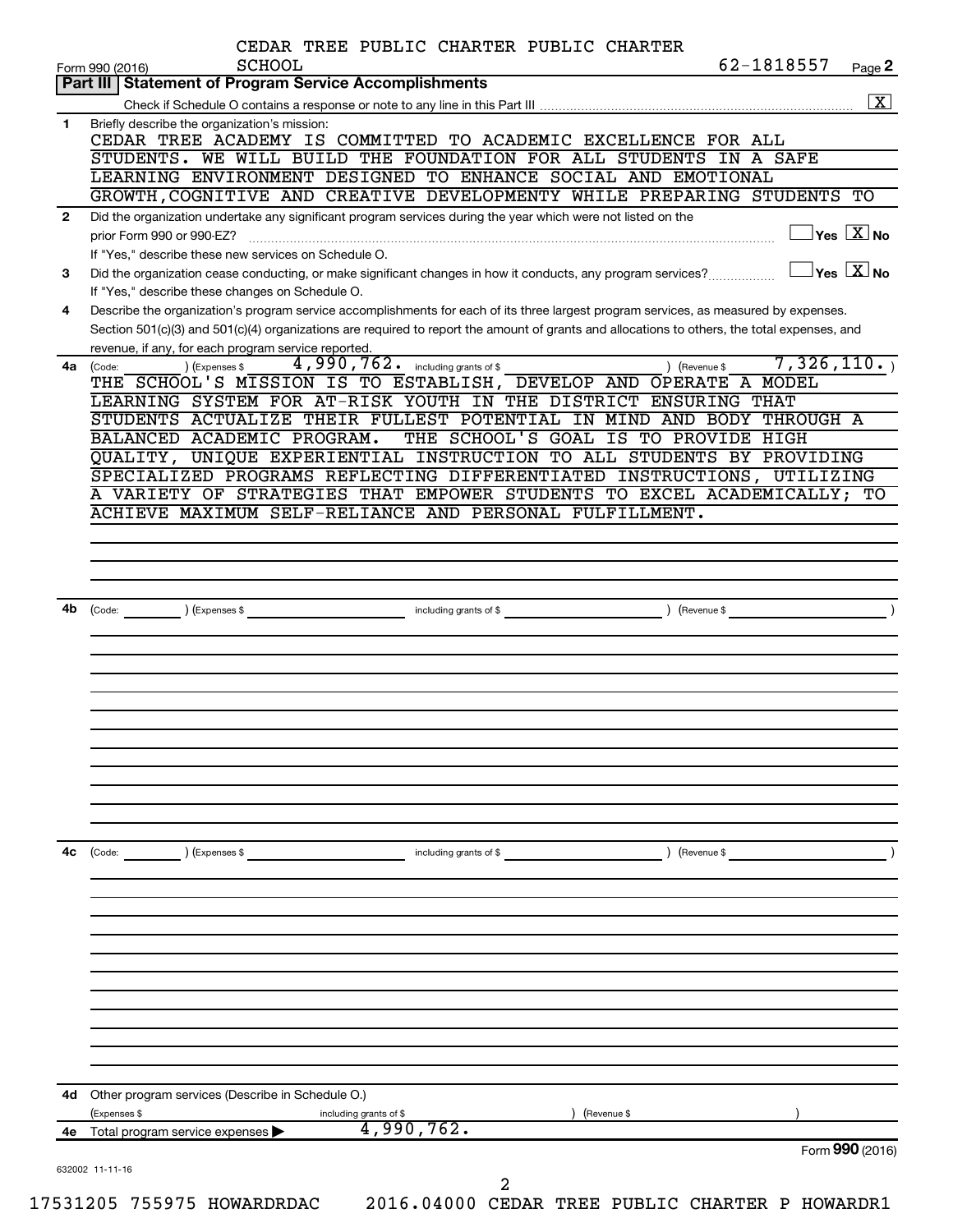CEDAR TREE PUBLIC CHARTER PUBLIC CHARTER SCHOOL

Form 990 (2016) 62-1818557 Page 2

## Part III Statement of Program Service Accomplishments

Check if Schedule O contains a response or note to any line in this Part III [X]

**1** Briefly describe the organization's mission:

CEDAR TREE ACADEMY IS COMMITTED TO ACADEMIC EXCELLENCE FOR ALL STUDENTS. WE WILL BUILD THE FOUNDATION FOR ALL STUDENTS IN A SAFE LEARNING ENVIRONMENT DESIGNED TO ENHANCE SOCIAL AND EMOTIONAL GROWTH,COGNITIVE AND CREATIVE DEVELOPMENTY WHILE PREPARING STUDENTS TO

**2** Did the organization undertake any significant program services during the year which were not listed on the prior Form 990 or 990-EZ? [ ] Yes [X] No

If "Yes," describe these new services on Schedule O.

**3** Did the organization cease conducting, or make significant changes in how it conducts, any program services? [ ] Yes [X] No

If "Yes," describe these changes on Schedule O.

**4** Describe the organization's program service accomplishments for each of its three largest program services, as measured by expenses. Section 501(c)(3) and 501(c)(4) organizations are required to report the amount of grants and allocations to others, the total expenses, and revenue, if any, for each program service reported.

**4a** (Code: ) (Expenses $ 4,990,762. including grants of $ ) (Revenue $ 7,326,110. )

THE SCHOOL'S MISSION IS TO ESTABLISH, DEVELOP AND OPERATE A MODEL LEARNING SYSTEM FOR AT-RISK YOUTH IN THE DISTRICT ENSURING THAT STUDENTS ACTUALIZE THEIR FULLEST POTENTIAL IN MIND AND BODY THROUGH A BALANCED ACADEMIC PROGRAM. THE SCHOOL'S GOAL IS TO PROVIDE HIGH QUALITY, UNIQUE EXPERIENTIAL INSTRUCTION TO ALL STUDENTS BY PROVIDING SPECIALIZED PROGRAMS REFLECTING DIFFERENTIATED INSTRUCTIONS, UTILIZING A VARIETY OF STRATEGIES THAT EMPOWER STUDENTS TO EXCEL ACADEMICALLY; TO ACHIEVE MAXIMUM SELF-RELIANCE AND PERSONAL FULFILLMENT.

**4b** (Code: ) (Expenses $ including grants of $ ) (Revenue $ )

**4c** (Code: ) (Expenses $ including grants of $ ) (Revenue $ )

**4d** Other program services (Describe in Schedule O.)

(Expenses $ including grants of $ ) (Revenue $ )

**4e** Total program service expenses ▶ 4,990,762.

Form **990** (2016)

632002 11-11-16

17531205 755975 HOWARDRDAC 2016.04000 CEDAR TREE PUBLIC CHARTER P HOWARDR1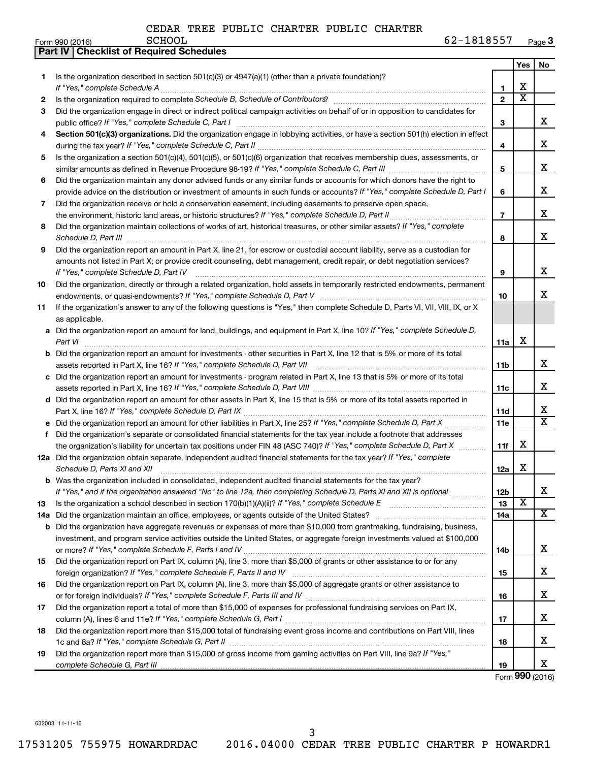CEDAR TREE PUBLIC CHARTER PUBLIC CHARTER SCHOOL

Form 990 (2016) 62-1818557

## Part IV | Checklist of Required Schedules

| | | | Yes | No |
|---|---|---|---|---|
| 1 | Is the organization described in section 501(c)(3) or 4947(a)(1) (other than a private foundation)? *If "Yes," complete Schedule A* | 1 | X | |
| 2 | Is the organization required to complete *Schedule B, Schedule of Contributors*? | 2 | X | |
| 3 | Did the organization engage in direct or indirect political campaign activities on behalf of or in opposition to candidates for public office? *If "Yes," complete Schedule C, Part I* | 3 | | X |
| 4 | **Section 501(c)(3) organizations.** Did the organization engage in lobbying activities, or have a section 501(h) election in effect during the tax year? *If "Yes," complete Schedule C, Part II* | 4 | | X |
| 5 | Is the organization a section 501(c)(4), 501(c)(5), or 501(c)(6) organization that receives membership dues, assessments, or similar amounts as defined in Revenue Procedure 98-19? *If "Yes," complete Schedule C, Part III* | 5 | | X |
| 6 | Did the organization maintain any donor advised funds or any similar funds or accounts for which donors have the right to provide advice on the distribution or investment of amounts in such funds or accounts? *If "Yes," complete Schedule D, Part I* | 6 | | X |
| 7 | Did the organization receive or hold a conservation easement, including easements to preserve open space, the environment, historic land areas, or historic structures? *If "Yes," complete Schedule D, Part II* | 7 | | X |
| 8 | Did the organization maintain collections of works of art, historical treasures, or other similar assets? *If "Yes," complete Schedule D, Part III* | 8 | | X |
| 9 | Did the organization report an amount in Part X, line 21, for escrow or custodial account liability, serve as a custodian for amounts not listed in Part X; or provide credit counseling, debt management, credit repair, or debt negotiation services? *If "Yes," complete Schedule D, Part IV* | 9 | | X |
| 10 | Did the organization, directly or through a related organization, hold assets in temporarily restricted endowments, permanent endowments, or quasi-endowments? *If "Yes," complete Schedule D, Part V* | 10 | | X |
| 11 | If the organization's answer to any of the following questions is "Yes," then complete Schedule D, Parts VI, VII, VIII, IX, or X as applicable. | | | |
| a | Did the organization report an amount for land, buildings, and equipment in Part X, line 10? *If "Yes," complete Schedule D, Part VI* | 11a | X | |
| b | Did the organization report an amount for investments - other securities in Part X, line 12 that is 5% or more of its total assets reported in Part X, line 16? *If "Yes," complete Schedule D, Part VII* | 11b | | X |
| c | Did the organization report an amount for investments - program related in Part X, line 13 that is 5% or more of its total assets reported in Part X, line 16? *If "Yes," complete Schedule D, Part VIII* | 11c | | X |
| d | Did the organization report an amount for other assets in Part X, line 15 that is 5% or more of its total assets reported in Part X, line 16? *If "Yes," complete Schedule D, Part IX* | 11d | | X |
| e | Did the organization report an amount for other liabilities in Part X, line 25? *If "Yes," complete Schedule D, Part X* | 11e | | X |
| f | Did the organization's separate or consolidated financial statements for the tax year include a footnote that addresses the organization's liability for uncertain tax positions under FIN 48 (ASC 740)? *If "Yes," complete Schedule D, Part X* | 11f | X | |
| 12a | Did the organization obtain separate, independent audited financial statements for the tax year? *If "Yes," complete Schedule D, Parts XI and XII* | 12a | X | |
| b | Was the organization included in consolidated, independent audited financial statements for the tax year? *If "Yes," and if the organization answered "No" to line 12a, then completing Schedule D, Parts XI and XII is optional* | 12b | | X |
| 13 | Is the organization a school described in section 170(b)(1)(A)(ii)? *If "Yes," complete Schedule E* | 13 | X | |
| 14a | Did the organization maintain an office, employees, or agents outside of the United States? | 14a | | X |
| b | Did the organization have aggregate revenues or expenses of more than $10,000 from grantmaking, fundraising, business, investment, and program service activities outside the United States, or aggregate foreign investments valued at $100,000 or more? *If "Yes," complete Schedule F, Parts I and IV* | 14b | | X |
| 15 | Did the organization report on Part IX, column (A), line 3, more than $5,000 of grants or other assistance to or for any foreign organization? *If "Yes," complete Schedule F, Parts II and IV* | 15 | | X |
| 16 | Did the organization report on Part IX, column (A), line 3, more than $5,000 of aggregate grants or other assistance to or for foreign individuals? *If "Yes," complete Schedule F, Parts III and IV* | 16 | | X |
| 17 | Did the organization report a total of more than $15,000 of expenses for professional fundraising services on Part IX, column (A), lines 6 and 11e? *If "Yes," complete Schedule G, Part I* | 17 | | X |
| 18 | Did the organization report more than $15,000 total of fundraising event gross income and contributions on Part VIII, lines 1c and 8a? *If "Yes," complete Schedule G, Part II* | 18 | | X |
| 19 | Did the organization report more than $15,000 of gross income from gaming activities on Part VIII, line 9a? *If "Yes," complete Schedule G, Part III* | 19 | | X |

Form **990** (2016)

632003 11-11-16

17531205 755975 HOWARDRDAC 2016.04000 CEDAR TREE PUBLIC CHARTER P HOWARDR1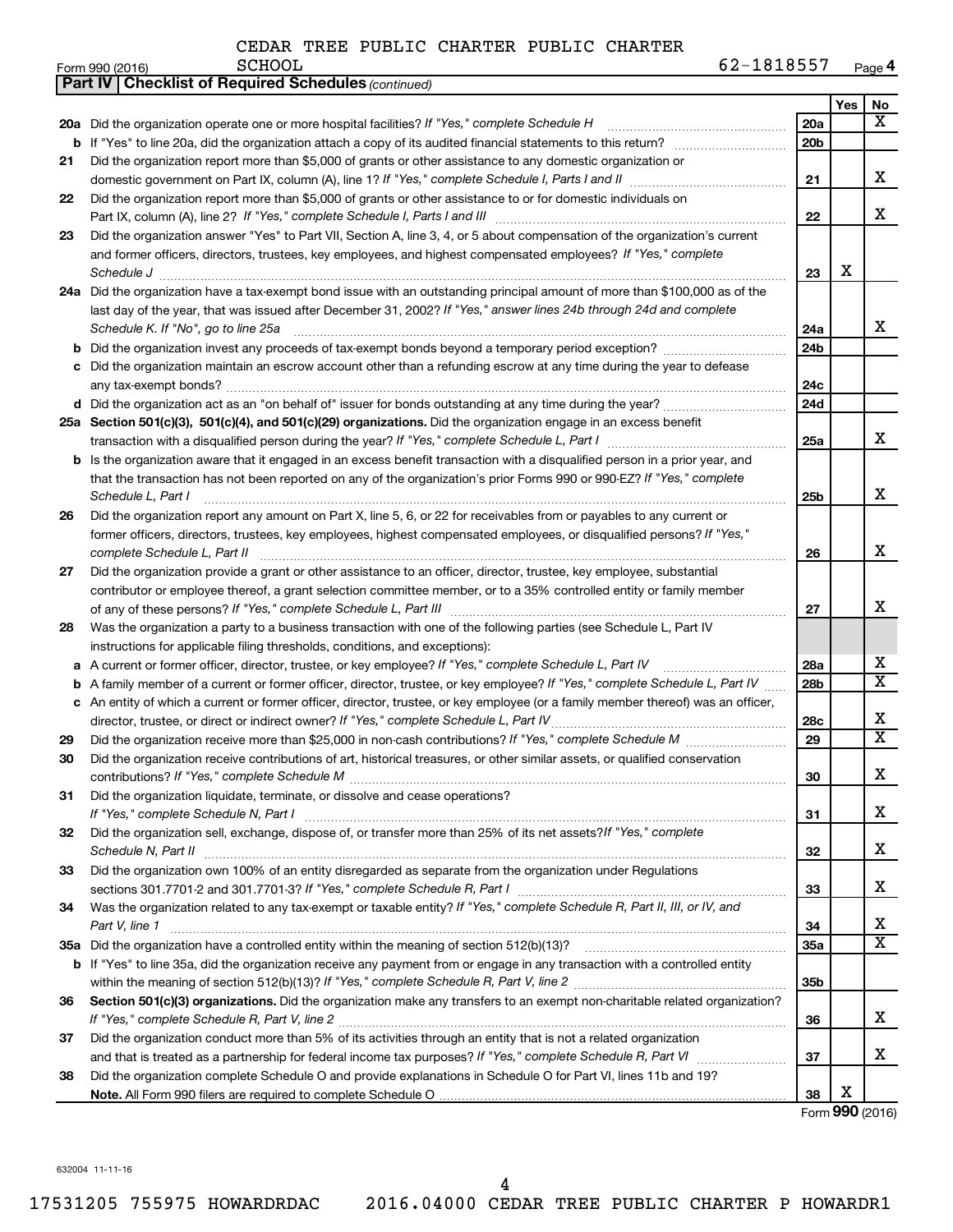CEDAR TREE PUBLIC CHARTER PUBLIC CHARTER SCHOOL 62-1818557

Form 990 (2016) Page 4

**Part IV | Checklist of Required Schedules** *(continued)*

| | | | Yes | No |
|---|---|---|---|---|
| **20a** | Did the organization operate one or more hospital facilities? *If "Yes," complete Schedule H* | 20a | | X |
| **b** | If "Yes" to line 20a, did the organization attach a copy of its audited financial statements to this return? | 20b | | |
| **21** | Did the organization report more than $5,000 of grants or other assistance to any domestic organization or domestic government on Part IX, column (A), line 1? *If "Yes," complete Schedule I, Parts I and II* | 21 | | X |
| **22** | Did the organization report more than $5,000 of grants or other assistance to or for domestic individuals on Part IX, column (A), line 2? *If "Yes," complete Schedule I, Parts I and III* | 22 | | X |
| **23** | Did the organization answer "Yes" to Part VII, Section A, line 3, 4, or 5 about compensation of the organization's current and former officers, directors, trustees, key employees, and highest compensated employees? *If "Yes," complete Schedule J* | 23 | X | |
| **24a** | Did the organization have a tax-exempt bond issue with an outstanding principal amount of more than $100,000 as of the last day of the year, that was issued after December 31, 2002? *If "Yes," answer lines 24b through 24d and complete Schedule K. If "No", go to line 25a* | 24a | | X |
| **b** | Did the organization invest any proceeds of tax-exempt bonds beyond a temporary period exception? | 24b | | |
| **c** | Did the organization maintain an escrow account other than a refunding escrow at any time during the year to defease any tax-exempt bonds? | 24c | | |
| **d** | Did the organization act as an "on behalf of" issuer for bonds outstanding at any time during the year? | 24d | | |
| **25a** | **Section 501(c)(3), 501(c)(4), and 501(c)(29) organizations.** Did the organization engage in an excess benefit transaction with a disqualified person during the year? *If "Yes," complete Schedule L, Part I* | 25a | | X |
| **b** | Is the organization aware that it engaged in an excess benefit transaction with a disqualified person in a prior year, and that the transaction has not been reported on any of the organization's prior Forms 990 or 990-EZ? *If "Yes," complete Schedule L, Part I* | 25b | | X |
| **26** | Did the organization report any amount on Part X, line 5, 6, or 22 for receivables from or payables to any current or former officers, directors, trustees, key employees, highest compensated employees, or disqualified persons? *If "Yes," complete Schedule L, Part II* | 26 | | X |
| **27** | Did the organization provide a grant or other assistance to an officer, director, trustee, key employee, substantial contributor or employee thereof, a grant selection committee member, or to a 35% controlled entity or family member of any of these persons? *If "Yes," complete Schedule L, Part III* | 27 | | X |
| **28** | Was the organization a party to a business transaction with one of the following parties (see Schedule L, Part IV instructions for applicable filing thresholds, conditions, and exceptions): | | | |
| **a** | A current or former officer, director, trustee, or key employee? *If "Yes," complete Schedule L, Part IV* | 28a | | X |
| **b** | A family member of a current or former officer, director, trustee, or key employee? *If "Yes," complete Schedule L, Part IV* | 28b | | X |
| **c** | An entity of which a current or former officer, director, trustee, or key employee (or a family member thereof) was an officer, director, trustee, or direct or indirect owner? *If "Yes," complete Schedule L, Part IV* | 28c | | X |
| **29** | Did the organization receive more than $25,000 in non-cash contributions? *If "Yes," complete Schedule M* | 29 | | X |
| **30** | Did the organization receive contributions of art, historical treasures, or other similar assets, or qualified conservation contributions? *If "Yes," complete Schedule M* | 30 | | X |
| **31** | Did the organization liquidate, terminate, or dissolve and cease operations? *If "Yes," complete Schedule N, Part I* | 31 | | X |
| **32** | Did the organization sell, exchange, dispose of, or transfer more than 25% of its net assets? *If "Yes," complete Schedule N, Part II* | 32 | | X |
| **33** | Did the organization own 100% of an entity disregarded as separate from the organization under Regulations sections 301.7701-2 and 301.7701-3? *If "Yes," complete Schedule R, Part I* | 33 | | X |
| **34** | Was the organization related to any tax-exempt or taxable entity? *If "Yes," complete Schedule R, Part II, III, or IV, and Part V, line 1* | 34 | | X |
| **35a** | Did the organization have a controlled entity within the meaning of section 512(b)(13)? | 35a | | X |
| **b** | If "Yes" to line 35a, did the organization receive any payment from or engage in any transaction with a controlled entity within the meaning of section 512(b)(13)? *If "Yes," complete Schedule R, Part V, line 2* | 35b | | |
| **36** | **Section 501(c)(3) organizations.** Did the organization make any transfers to an exempt non-charitable related organization? *If "Yes," complete Schedule R, Part V, line 2* | 36 | | X |
| **37** | Did the organization conduct more than 5% of its activities through an entity that is not a related organization and that is treated as a partnership for federal income tax purposes? *If "Yes," complete Schedule R, Part VI* | 37 | | X |
| **38** | Did the organization complete Schedule O and provide explanations in Schedule O for Part VI, lines 11b and 19? **Note.** All Form 990 filers are required to complete Schedule O | 38 | X | |

Form **990** (2016)

632004 11-11-16

17531205 755975 HOWARDRDAC 2016.04000 CEDAR TREE PUBLIC CHARTER P HOWARDR1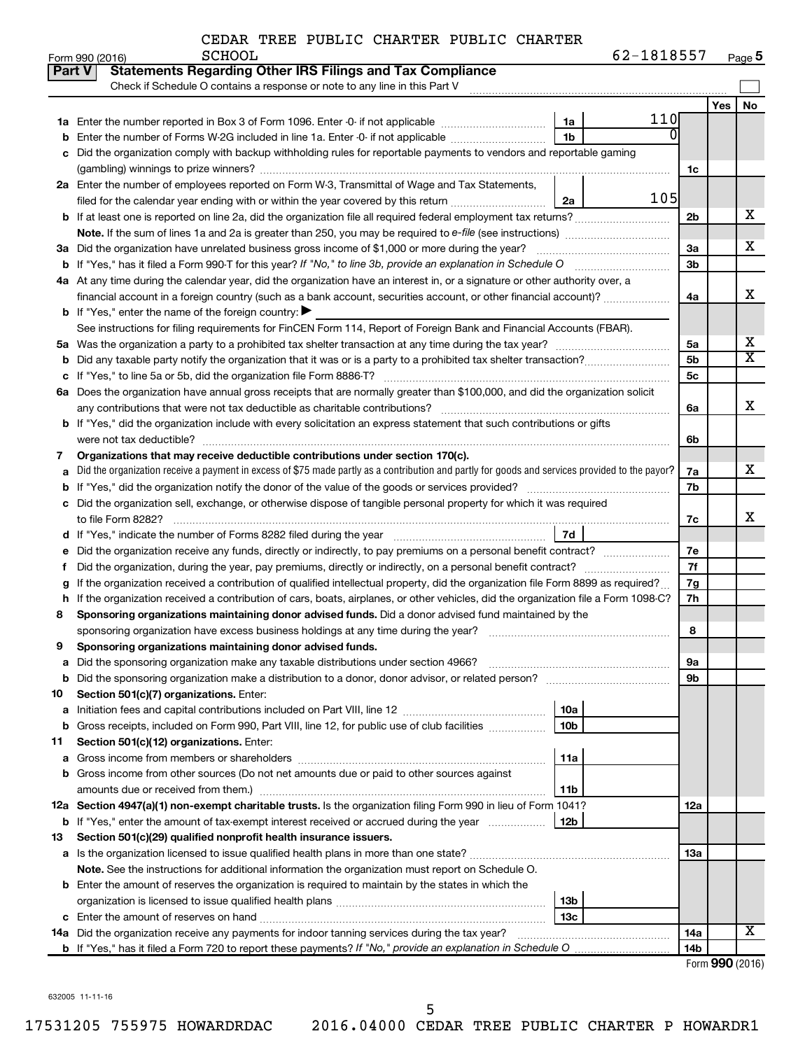CEDAR TREE PUBLIC CHARTER PUBLIC CHARTER SCHOOL 62-1818557

Form 990 (2016)

**Part V Statements Regarding Other IRS Filings and Tax Compliance**

Check if Schedule O contains a response or note to any line in this Part V

| | | | | | Yes | No |
|---|---|---|---|---|---|---|
| **1a** | Enter the number reported in Box 3 of Form 1096. Enter -0- if not applicable | 1a | 110 | | | |
| **b** | Enter the number of Forms W-2G included in line 1a. Enter -0- if not applicable | 1b | 0 | | | |
| **c** | Did the organization comply with backup withholding rules for reportable payments to vendors and reportable gaming (gambling) winnings to prize winners? | | | 1c | | |
| **2a** | Enter the number of employees reported on Form W-3, Transmittal of Wage and Tax Statements, filed for the calendar year ending with or within the year covered by this return | 2a | 105 | | | |
| **b** | If at least one is reported on line 2a, did the organization file all required federal employment tax returns? | | | 2b | | X |
| | **Note.** If the sum of lines 1a and 2a is greater than 250, you may be required to *e-file* (see instructions) | | | | | |
| **3a** | Did the organization have unrelated business gross income of $1,000 or more during the year? | | | 3a | | X |
| **b** | If "Yes," has it filed a Form 990-T for this year? *If "No," to line 3b, provide an explanation in Schedule O* | | | 3b | | |
| **4a** | At any time during the calendar year, did the organization have an interest in, or a signature or other authority over, a financial account in a foreign country (such as a bank account, securities account, or other financial account)? | | | 4a | | X |
| **b** | If "Yes," enter the name of the foreign country: ▶ | | | | | |
| | See instructions for filing requirements for FinCEN Form 114, Report of Foreign Bank and Financial Accounts (FBAR). | | | | | |
| **5a** | Was the organization a party to a prohibited tax shelter transaction at any time during the tax year? | | | 5a | | X |
| **b** | Did any taxable party notify the organization that it was or is a party to a prohibited tax shelter transaction? | | | 5b | | X |
| **c** | If "Yes," to line 5a or 5b, did the organization file Form 8886-T? | | | 5c | | |
| **6a** | Does the organization have annual gross receipts that are normally greater than $100,000, and did the organization solicit any contributions that were not tax deductible as charitable contributions? | | | 6a | | X |
| **b** | If "Yes," did the organization include with every solicitation an express statement that such contributions or gifts were not tax deductible? | | | 6b | | |
| **7** | **Organizations that may receive deductible contributions under section 170(c).** | | | | | |
| **a** | Did the organization receive a payment in excess of $75 made partly as a contribution and partly for goods and services provided to the payor? | | | 7a | | X |
| **b** | If "Yes," did the organization notify the donor of the value of the goods or services provided? | | | 7b | | |
| **c** | Did the organization sell, exchange, or otherwise dispose of tangible personal property for which it was required to file Form 8282? | | | 7c | | X |
| **d** | If "Yes," indicate the number of Forms 8282 filed during the year | 7d | | | | |
| **e** | Did the organization receive any funds, directly or indirectly, to pay premiums on a personal benefit contract? | | | 7e | | |
| **f** | Did the organization, during the year, pay premiums, directly or indirectly, on a personal benefit contract? | | | 7f | | |
| **g** | If the organization received a contribution of qualified intellectual property, did the organization file Form 8899 as required? | | | 7g | | |
| **h** | If the organization received a contribution of cars, boats, airplanes, or other vehicles, did the organization file a Form 1098-C? | | | 7h | | |
| **8** | **Sponsoring organizations maintaining donor advised funds.** Did a donor advised fund maintained by the sponsoring organization have excess business holdings at any time during the year? | | | 8 | | |
| **9** | **Sponsoring organizations maintaining donor advised funds.** | | | | | |
| **a** | Did the sponsoring organization make any taxable distributions under section 4966? | | | 9a | | |
| **b** | Did the sponsoring organization make a distribution to a donor, donor advisor, or related person? | | | 9b | | |
| **10** | **Section 501(c)(7) organizations.** Enter: | | | | | |
| **a** | Initiation fees and capital contributions included on Part VIII, line 12 | 10a | | | | |
| **b** | Gross receipts, included on Form 990, Part VIII, line 12, for public use of club facilities | 10b | | | | |
| **11** | **Section 501(c)(12) organizations.** Enter: | | | | | |
| **a** | Gross income from members or shareholders | 11a | | | | |
| **b** | Gross income from other sources (Do not net amounts due or paid to other sources against amounts due or received from them.) | 11b | | | | |
| **12a** | **Section 4947(a)(1) non-exempt charitable trusts.** Is the organization filing Form 990 in lieu of Form 1041? | | | 12a | | |
| **b** | If "Yes," enter the amount of tax-exempt interest received or accrued during the year | 12b | | | | |
| **13** | **Section 501(c)(29) qualified nonprofit health insurance issuers.** | | | | | |
| **a** | Is the organization licensed to issue qualified health plans in more than one state? | | | 13a | | |
| | **Note.** See the instructions for additional information the organization must report on Schedule O. | | | | | |
| **b** | Enter the amount of reserves the organization is required to maintain by the states in which the organization is licensed to issue qualified health plans | 13b | | | | |
| **c** | Enter the amount of reserves on hand | 13c | | | | |
| **14a** | Did the organization receive any payments for indoor tanning services during the tax year? | | | 14a | | X |
| **b** | If "Yes," has it filed a Form 720 to report these payments? *If "No," provide an explanation in Schedule O* | | | 14b | | |

Form **990** (2016)

632005 11-11-16

17531205 755975 HOWARDRDAC 2016.04000 CEDAR TREE PUBLIC CHARTER P HOWARDR1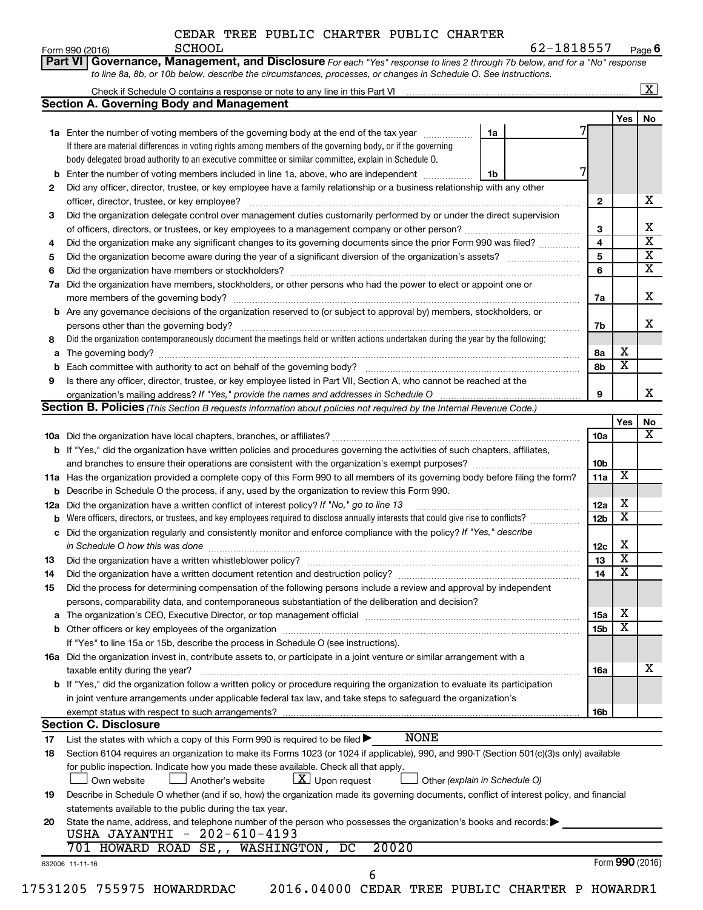CEDAR TREE PUBLIC CHARTER PUBLIC CHARTER SCHOOL — 62-1818557

Form 990 (2016) — Page 6

**Part VI — Governance, Management, and Disclosure** *For each "Yes" response to lines 2 through 7b below, and for a "No" response to line 8a, 8b, or 10b below, describe the circumstances, processes, or changes in Schedule O. See instructions.*

Check if Schedule O contains a response or note to any line in this Part VI ..... [X]

## Section A. Governing Body and Management

| | | | Yes | No |
|---|---|---|---|---|
| **1a** | Enter the number of voting members of the governing body at the end of the tax year ..... **1a** 7. If there are material differences in voting rights among members of the governing body, or if the governing body delegated broad authority to an executive committee or similar committee, explain in Schedule O. | | | |
| **b** | Enter the number of voting members included in line 1a, above, who are independent ..... **1b** 7 | | | |
| **2** | Did any officer, director, trustee, or key employee have a family relationship or a business relationship with any other officer, director, trustee, or key employee? | 2 | | X |
| **3** | Did the organization delegate control over management duties customarily performed by or under the direct supervision of officers, directors, or trustees, or key employees to a management company or other person? | 3 | | X |
| **4** | Did the organization make any significant changes to its governing documents since the prior Form 990 was filed? | 4 | | X |
| **5** | Did the organization become aware during the year of a significant diversion of the organization's assets? | 5 | | X |
| **6** | Did the organization have members or stockholders? | 6 | | X |
| **7a** | Did the organization have members, stockholders, or other persons who had the power to elect or appoint one or more members of the governing body? | 7a | | X |
| **b** | Are any governance decisions of the organization reserved to (or subject to approval by) members, stockholders, or persons other than the governing body? | 7b | | X |
| **8** | Did the organization contemporaneously document the meetings held or written actions undertaken during the year by the following: | | | |
| **a** | The governing body? | 8a | X | |
| **b** | Each committee with authority to act on behalf of the governing body? | 8b | X | |
| **9** | Is there any officer, director, trustee, or key employee listed in Part VII, Section A, who cannot be reached at the organization's mailing address? *If "Yes," provide the names and addresses in Schedule O* | 9 | | X |

## Section B. Policies *(This Section B requests information about policies not required by the Internal Revenue Code.)*

| | | | Yes | No |
|---|---|---|---|---|
| **10a** | Did the organization have local chapters, branches, or affiliates? | 10a | | X |
| **b** | If "Yes," did the organization have written policies and procedures governing the activities of such chapters, affiliates, and branches to ensure their operations are consistent with the organization's exempt purposes? | 10b | | |
| **11a** | Has the organization provided a complete copy of this Form 990 to all members of its governing body before filing the form? | 11a | X | |
| **b** | Describe in Schedule O the process, if any, used by the organization to review this Form 990. | | | |
| **12a** | Did the organization have a written conflict of interest policy? *If "No," go to line 13* | 12a | X | |
| **b** | Were officers, directors, or trustees, and key employees required to disclose annually interests that could give rise to conflicts? | 12b | X | |
| **c** | Did the organization regularly and consistently monitor and enforce compliance with the policy? *If "Yes," describe in Schedule O how this was done* | 12c | X | |
| **13** | Did the organization have a written whistleblower policy? | 13 | X | |
| **14** | Did the organization have a written document retention and destruction policy? | 14 | X | |
| **15** | Did the process for determining compensation of the following persons include a review and approval by independent persons, comparability data, and contemporaneous substantiation of the deliberation and decision? | | | |
| **a** | The organization's CEO, Executive Director, or top management official | 15a | X | |
| **b** | Other officers or key employees of the organization | 15b | X | |
| | If "Yes" to line 15a or 15b, describe the process in Schedule O (see instructions). | | | |
| **16a** | Did the organization invest in, contribute assets to, or participate in a joint venture or similar arrangement with a taxable entity during the year? | 16a | | X |
| **b** | If "Yes," did the organization follow a written policy or procedure requiring the organization to evaluate its participation in joint venture arrangements under applicable federal tax law, and take steps to safeguard the organization's exempt status with respect to such arrangements? | 16b | | |

## Section C. Disclosure

**17** List the states with which a copy of this Form 990 is required to be filed ▶ NONE

**18** Section 6104 requires an organization to make its Forms 1023 (or 1024 if applicable), 990, and 990-T (Section 501(c)(3)s only) available for public inspection. Indicate how you made these available. Check all that apply.

[ ] Own website [ ] Another's website [X] Upon request [ ] Other *(explain in Schedule O)*

**19** Describe in Schedule O whether (and if so, how) the organization made its governing documents, conflict of interest policy, and financial statements available to the public during the tax year.

**20** State the name, address, and telephone number of the person who possesses the organization's books and records: ▶

USHA JAYANTHI - 202-610-4193
701 HOWARD ROAD SE,, WASHINGTON, DC 20020

632006 11-11-16 — Form **990** (2016)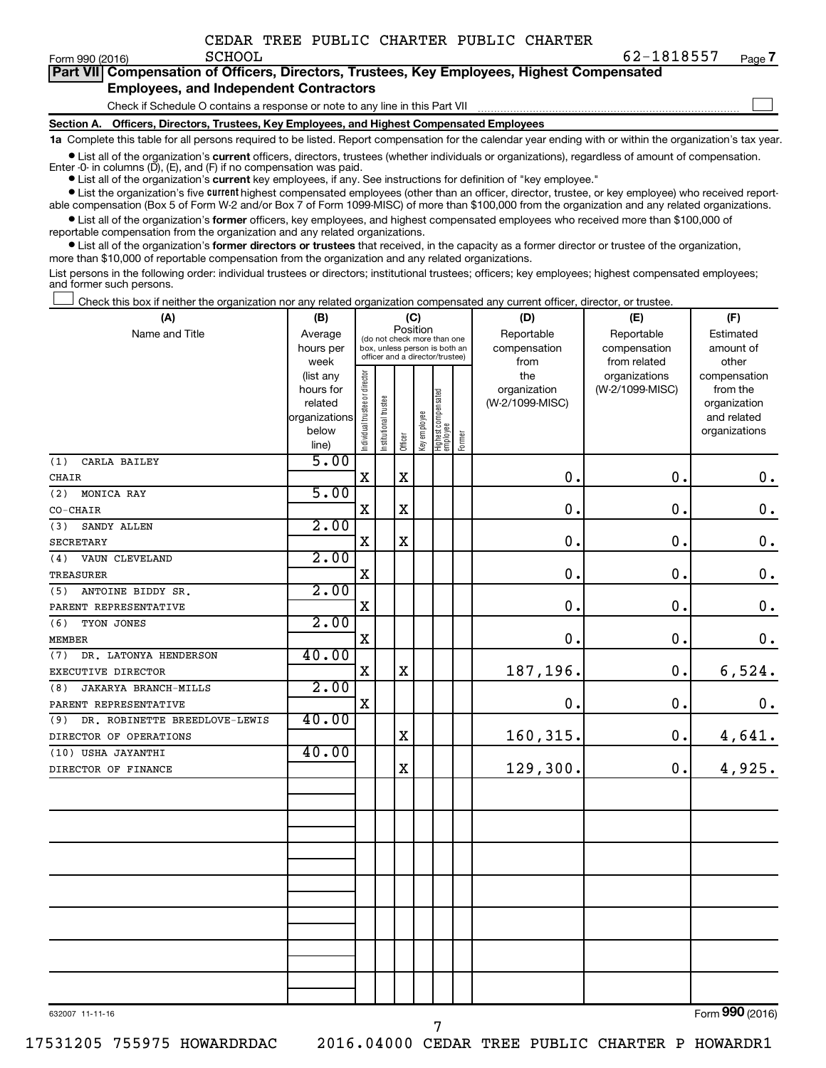CEDAR TREE PUBLIC CHARTER PUBLIC CHARTER SCHOOL

Form 990 (2016) 62-1818557 Page **7**

## Part VII Compensation of Officers, Directors, Trustees, Key Employees, Highest Compensated Employees, and Independent Contractors

Check if Schedule O contains a response or note to any line in this Part VII

### Section A. Officers, Directors, Trustees, Key Employees, and Highest Compensated Employees

**1a** Complete this table for all persons required to be listed. Report compensation for the calendar year ending with or within the organization's tax year.

- List all of the organization's **current** officers, directors, trustees (whether individuals or organizations), regardless of amount of compensation. Enter -0- in columns (D), (E), and (F) if no compensation was paid.
- List all of the organization's **current** key employees, if any. See instructions for definition of "key employee."
- List the organization's five **current** highest compensated employees (other than an officer, director, trustee, or key employee) who received reportable compensation (Box 5 of Form W-2 and/or Box 7 of Form 1099-MISC) of more than $100,000 from the organization and any related organizations.
- List all of the organization's **former** officers, key employees, and highest compensated employees who received more than $100,000 of reportable compensation from the organization and any related organizations.
- List all of the organization's **former directors or trustees** that received, in the capacity as a former director or trustee of the organization, more than $10,000 of reportable compensation from the organization and any related organizations.

List persons in the following order: individual trustees or directors; institutional trustees; officers; key employees; highest compensated employees; and former such persons.

Check this box if neither the organization nor any related organization compensated any current officer, director, or trustee.

| (A) Name and Title | (B) Average hours per week (list any hours for related organizations below line) | (C) Individual trustee or director | Institutional trustee | Officer | Key employee | Highest compensated employee | Former | (D) Reportable compensation from the organization (W-2/1099-MISC) | (E) Reportable compensation from related organizations (W-2/1099-MISC) | (F) Estimated amount of other compensation from the organization and related organizations |
|---|---|---|---|---|---|---|---|---|---|---|
| (1) CARLA BAILEY<br>CHAIR | 5.00 | X | | X | | | | 0. | 0. | 0. |
| (2) MONICA RAY<br>CO-CHAIR | 5.00 | X | | X | | | | 0. | 0. | 0. |
| (3) SANDY ALLEN<br>SECRETARY | 2.00 | X | | X | | | | 0. | 0. | 0. |
| (4) VAUN CLEVELAND<br>TREASURER | 2.00 | X | | | | | | 0. | 0. | 0. |
| (5) ANTOINE BIDDY SR.<br>PARENT REPRESENTATIVE | 2.00 | X | | | | | | 0. | 0. | 0. |
| (6) TYON JONES<br>MEMBER | 2.00 | X | | | | | | 0. | 0. | 0. |
| (7) DR. LATONYA HENDERSON<br>EXECUTIVE DIRECTOR | 40.00 | X | | X | | | | 187,196. | 0. | 6,524. |
| (8) JAKARYA BRANCH-MILLS<br>PARENT REPRESENTATIVE | 2.00 | X | | | | | | 0. | 0. | 0. |
| (9) DR. ROBINETTE BREEDLOVE-LEWIS<br>DIRECTOR OF OPERATIONS | 40.00 | | | X | | | | 160,315. | 0. | 4,641. |
| (10) USHA JAYANTHI<br>DIRECTOR OF FINANCE | 40.00 | | | X | | | | 129,300. | 0. | 4,925. |

632007 11-11-16

Form **990** (2016)

17531205 755975 HOWARDRDAC 2016.04000 CEDAR TREE PUBLIC CHARTER P HOWARDR1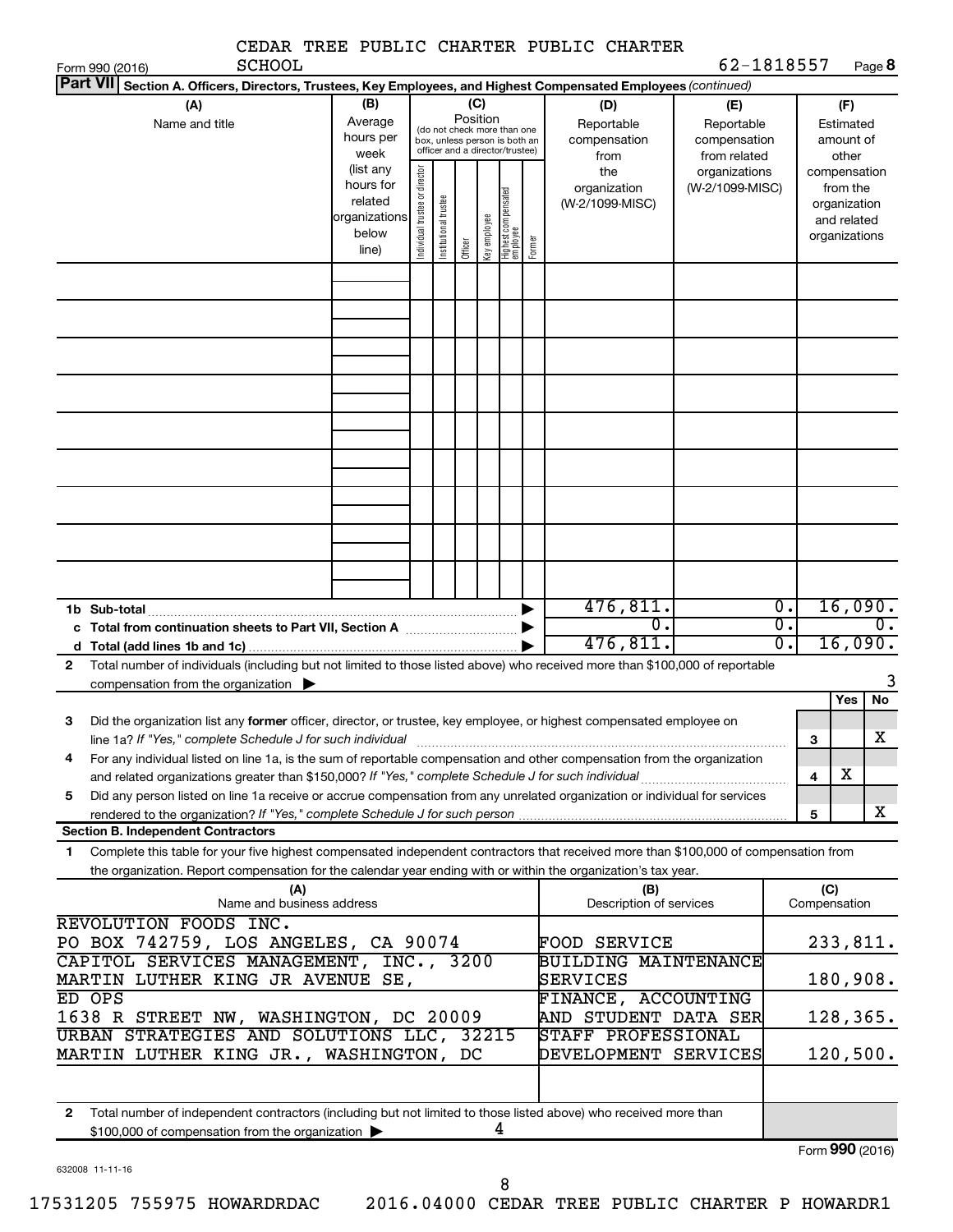CEDAR TREE PUBLIC CHARTER PUBLIC CHARTER SCHOOL

Form 990 (2016) 62-1818557 Page **8**

**Part VII** **Section A. Officers, Directors, Trustees, Key Employees, and Highest Compensated Employees** *(continued)*

| (A) Name and title | (B) Average hours per week (list any hours for related organizations below line) | (C) Position (do not check more than one box, unless person is both an officer and a director/trustee) Individual trustee or director | Institutional trustee | Officer | Key employee | Highest compensated employee | Former | (D) Reportable compensation from the organization (W-2/1099-MISC) | (E) Reportable compensation from related organizations (W-2/1099-MISC) | (F) Estimated amount of other compensation from the organization and related organizations |
|---|---|---|---|---|---|---|---|---|---|---|
| | | | | | | | | | | |
| **1b Sub-total** | | | | | | | | 476,811. | 0. | 16,090. |
| **c Total from continuation sheets to Part VII, Section A** | | | | | | | | 0. | 0. | 0. |
| **d Total (add lines 1b and 1c)** | | | | | | | | 476,811. | 0. | 16,090. |

**2** Total number of individuals (including but not limited to those listed above) who received more than $100,000 of reportable compensation from the organization ▶ 3

| | | | Yes | No |
|---|---|---|---|---|
| **3** | Did the organization list any **former** officer, director, or trustee, key employee, or highest compensated employee on line 1a? *If "Yes," complete Schedule J for such individual* | 3 | | X |
| **4** | For any individual listed on line 1a, is the sum of reportable compensation and other compensation from the organization and related organizations greater than $150,000? *If "Yes," complete Schedule J for such individual* | 4 | X | |
| **5** | Did any person listed on line 1a receive or accrue compensation from any unrelated organization or individual for services rendered to the organization? *If "Yes," complete Schedule J for such person* | 5 | | X |

**Section B. Independent Contractors**

**1** Complete this table for your five highest compensated independent contractors that received more than $100,000 of compensation from the organization. Report compensation for the calendar year ending with or within the organization's tax year.

| (A) Name and business address | (B) Description of services | (C) Compensation |
|---|---|---|
| REVOLUTION FOODS INC. PO BOX 742759, LOS ANGELES, CA 90074 | FOOD SERVICE | 233,811. |
| CAPITOL SERVICES MANAGEMENT, INC., 3200 MARTIN LUTHER KING JR AVENUE SE, | BUILDING MAINTENANCE SERVICES | 180,908. |
| ED OPS 1638 R STREET NW, WASHINGTON, DC 20009 | FINANCE, ACCOUNTING AND STUDENT DATA SER | 128,365. |
| URBAN STRATEGIES AND SOLUTIONS LLC, 32215 MARTIN LUTHER KING JR., WASHINGTON, DC | STAFF PROFESSIONAL DEVELOPMENT SERVICES | 120,500. |
| | | |

**2** Total number of independent contractors (including but not limited to those listed above) who received more than $100,000 of compensation from the organization ▶ 4

Form **990** (2016)

632008 11-11-16

17531205 755975 HOWARDRDAC 2016.04000 CEDAR TREE PUBLIC CHARTER P HOWARDR1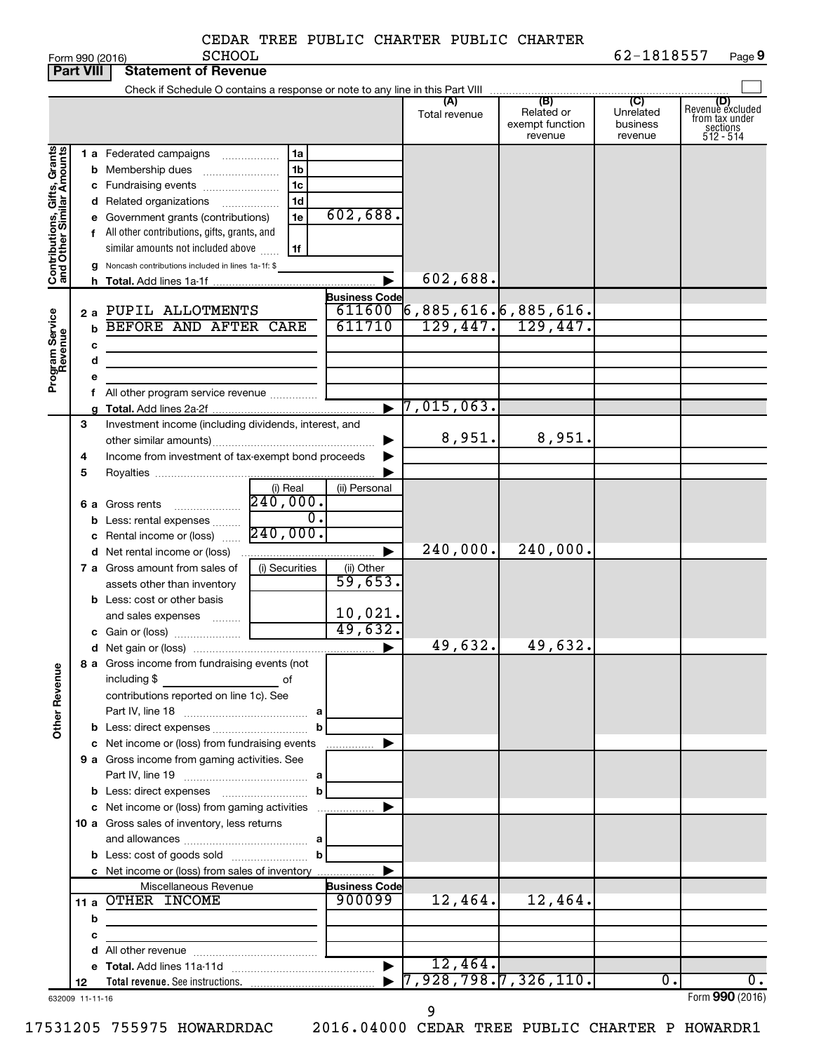CEDAR TREE PUBLIC CHARTER PUBLIC CHARTER SCHOOL

Form 990 (2016) 62-1818557 Page 9

## Part VIII Statement of Revenue

Check if Schedule O contains a response or note to any line in this Part VIII

| | | | | (A) Total revenue | (B) Related or exempt function revenue | (C) Unrelated business revenue | (D) Revenue excluded from tax under sections 512 - 514 |
|---|---|---|---|---|---|---|---|
| **Contributions, Gifts, Grants and Other Similar Amounts** | 1a Federated campaigns | 1a | | | | | |
| | b Membership dues | 1b | | | | | |
| | c Fundraising events | 1c | | | | | |
| | d Related organizations | 1d | | | | | |
| | e Government grants (contributions) | 1e | 602,688. | | | | |
| | f All other contributions, gifts, grants, and similar amounts not included above | 1f | | | | | |
| | g Noncash contributions included in lines 1a-1f: $ | | | | | | |
| | h **Total.** Add lines 1a-1f | | ▶ | 602,688. | | | |
| **Program Service Revenue** | | | **Business Code** | | | | |
| | 2a PUPIL ALLOTMENTS | | 611600 | 6,885,616. | 6,885,616. | | |
| | b BEFORE AND AFTER CARE | | 611710 | 129,447. | 129,447. | | |
| | c | | | | | | |
| | d | | | | | | |
| | e | | | | | | |
| | f All other program service revenue | | | | | | |
| | g **Total.** Add lines 2a-2f | | ▶ | 7,015,063. | | | |
| **Other Revenue** | 3 Investment income (including dividends, interest, and other similar amounts) | | ▶ | 8,951. | 8,951. | | |
| | 4 Income from investment of tax-exempt bond proceeds | | ▶ | | | | |
| | 5 Royalties | | ▶ | | | | |
| | | (i) Real | (ii) Personal | | | | |
| | 6a Gross rents | 240,000. | | | | | |
| | b Less: rental expenses | 0. | | | | | |
| | c Rental income or (loss) | 240,000. | | | | | |
| | d Net rental income or (loss) | | ▶ | 240,000. | 240,000. | | |
| | | (i) Securities | (ii) Other | | | | |
| | 7a Gross amount from sales of assets other than inventory | | 59,653. | | | | |
| | b Less: cost or other basis and sales expenses | | 10,021. | | | | |
| | c Gain or (loss) | | 49,632. | | | | |
| | d Net gain or (loss) | | ▶ | 49,632. | 49,632. | | |
| | 8a Gross income from fundraising events (not including $ ___ of contributions reported on line 1c). See Part IV, line 18 | a | | | | | |
| | b Less: direct expenses | b | | | | | |
| | c Net income or (loss) from fundraising events | | ▶ | | | | |
| | 9a Gross income from gaming activities. See Part IV, line 19 | a | | | | | |
| | b Less: direct expenses | b | | | | | |
| | c Net income or (loss) from gaming activities | | ▶ | | | | |
| | 10a Gross sales of inventory, less returns and allowances | a | | | | | |
| | b Less: cost of goods sold | b | | | | | |
| | c Net income or (loss) from sales of inventory | | ▶ | | | | |
| | Miscellaneous Revenue | | **Business Code** | | | | |
| | 11a OTHER INCOME | | 900099 | 12,464. | 12,464. | | |
| | b | | | | | | |
| | c | | | | | | |
| | d All other revenue | | | | | | |
| | e **Total.** Add lines 11a-11d | | ▶ | 12,464. | | | |
| | 12 **Total revenue.** See instructions. | | ▶ | 7,928,798. | 7,326,110. | 0. | 0. |

632009 11-11-16 Form 990 (2016)

17531205 755975 HOWARDRDAC 2016.04000 CEDAR TREE PUBLIC CHARTER P HOWARDR1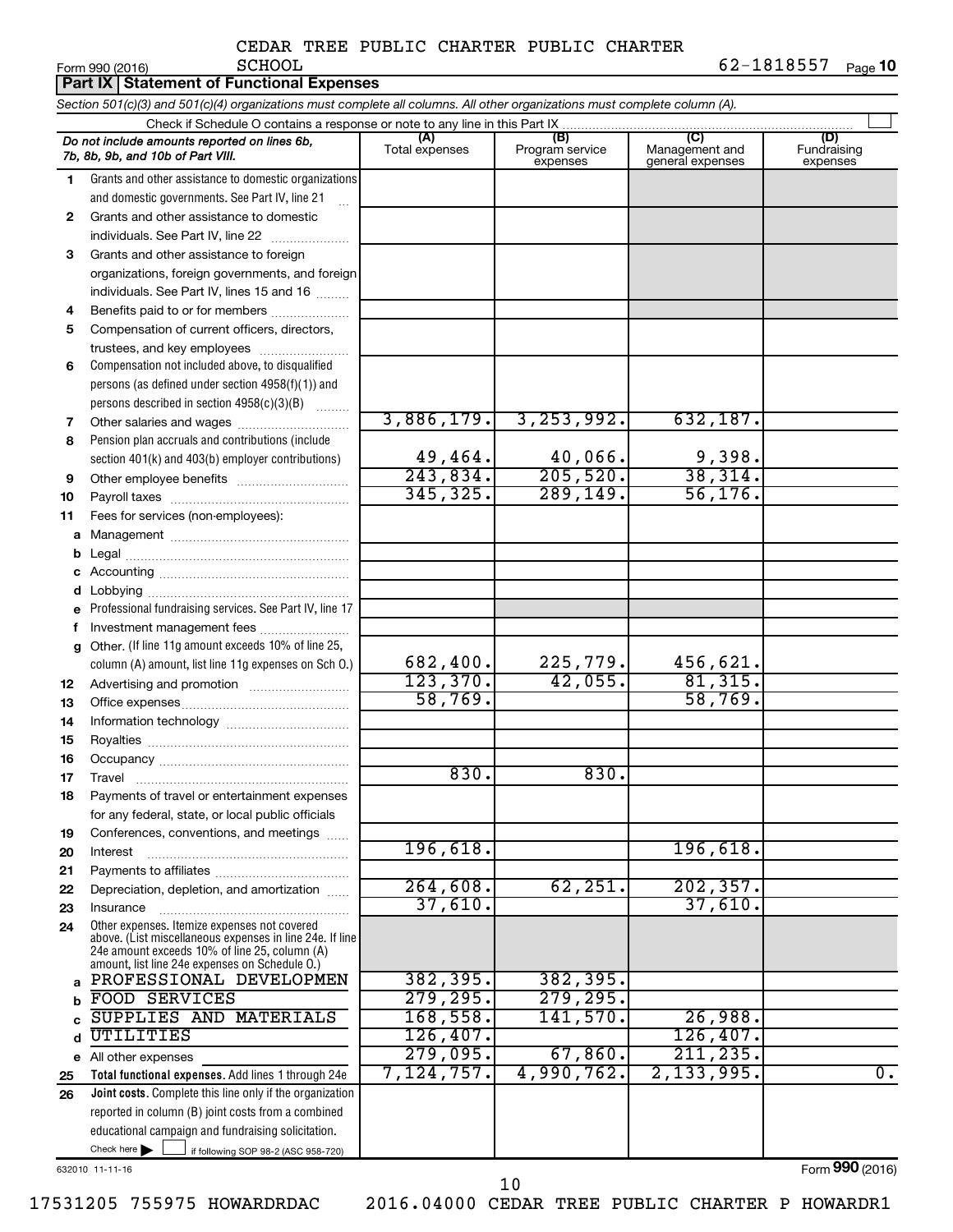CEDAR TREE PUBLIC CHARTER PUBLIC CHARTER SCHOOL

Form 990 (2016) 62-1818557 Page **10**

## Part IX Statement of Functional Expenses

*Section 501(c)(3) and 501(c)(4) organizations must complete all columns. All other organizations must complete column (A).*

Check if Schedule O contains a response or note to any line in this Part IX

| | *Do not include amounts reported on lines 6b, 7b, 8b, 9b, and 10b of Part VIII.* | (A) Total expenses | (B) Program service expenses | (C) Management and general expenses | (D) Fundraising expenses |
|---|---|---|---|---|---|
| 1 | Grants and other assistance to domestic organizations and domestic governments. See Part IV, line 21 | | | | |
| 2 | Grants and other assistance to domestic individuals. See Part IV, line 22 | | | | |
| 3 | Grants and other assistance to foreign organizations, foreign governments, and foreign individuals. See Part IV, lines 15 and 16 | | | | |
| 4 | Benefits paid to or for members | | | | |
| 5 | Compensation of current officers, directors, trustees, and key employees | | | | |
| 6 | Compensation not included above, to disqualified persons (as defined under section 4958(f)(1)) and persons described in section 4958(c)(3)(B) | | | | |
| 7 | Other salaries and wages | 3,886,179. | 3,253,992. | 632,187. | |
| 8 | Pension plan accruals and contributions (include section 401(k) and 403(b) employer contributions) | 49,464. | 40,066. | 9,398. | |
| 9 | Other employee benefits | 243,834. | 205,520. | 38,314. | |
| 10 | Payroll taxes | 345,325. | 289,149. | 56,176. | |
| 11 | Fees for services (non-employees): | | | | |
| a | Management | | | | |
| b | Legal | | | | |
| c | Accounting | | | | |
| d | Lobbying | | | | |
| e | Professional fundraising services. See Part IV, line 17 | | | | |
| f | Investment management fees | | | | |
| g | Other. (If line 11g amount exceeds 10% of line 25, column (A) amount, list line 11g expenses on Sch O.) | 682,400. | 225,779. | 456,621. | |
| 12 | Advertising and promotion | 123,370. | 42,055. | 81,315. | |
| 13 | Office expenses | 58,769. | | 58,769. | |
| 14 | Information technology | | | | |
| 15 | Royalties | | | | |
| 16 | Occupancy | | | | |
| 17 | Travel | 830. | 830. | | |
| 18 | Payments of travel or entertainment expenses for any federal, state, or local public officials | | | | |
| 19 | Conferences, conventions, and meetings | | | | |
| 20 | Interest | 196,618. | | 196,618. | |
| 21 | Payments to affiliates | | | | |
| 22 | Depreciation, depletion, and amortization | 264,608. | 62,251. | 202,357. | |
| 23 | Insurance | 37,610. | | 37,610. | |
| 24 | Other expenses. Itemize expenses not covered above. (List miscellaneous expenses in line 24e. If line 24e amount exceeds 10% of line 25, column (A) amount, list line 24e expenses on Schedule O.) | | | | |
| a | PROFESSIONAL DEVELOPMEN | 382,395. | 382,395. | | |
| b | FOOD SERVICES | 279,295. | 279,295. | | |
| c | SUPPLIES AND MATERIALS | 168,558. | 141,570. | 26,988. | |
| d | UTILITIES | 126,407. | | 126,407. | |
| e | All other expenses | 279,095. | 67,860. | 211,235. | |
| 25 | **Total functional expenses.** Add lines 1 through 24e | 7,124,757. | 4,990,762. | 2,133,995. | 0. |
| 26 | **Joint costs.** Complete this line only if the organization reported in column (B) joint costs from a combined educational campaign and fundraising solicitation. Check here ☐ if following SOP 98-2 (ASC 958-720) | | | | |

632010 11-11-16 Form **990** (2016)

17531205 755975 HOWARDRDAC 2016.04000 CEDAR TREE PUBLIC CHARTER P HOWARDR1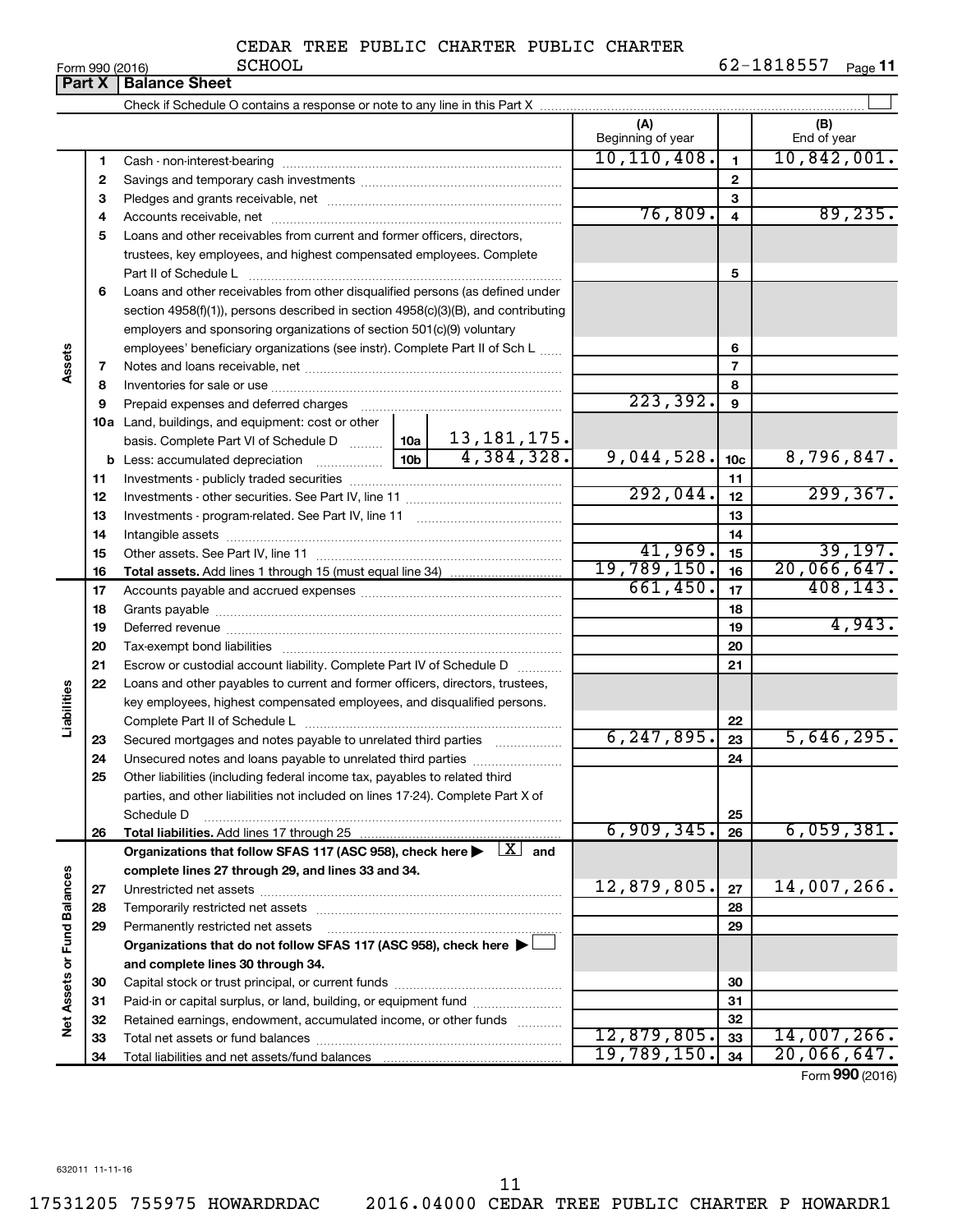CEDAR TREE PUBLIC CHARTER PUBLIC CHARTER SCHOOL

Form 990 (2016) 62-1818557 Page **11**

## Part X | Balance Sheet

Check if Schedule O contains a response or note to any line in this Part X

| | | | | (A) Beginning of year | | (B) End of year |
|---|---|---|---|---|---|---|
| **Assets** | 1 | Cash - non-interest-bearing | | 10,110,408. | 1 | 10,842,001. |
| | 2 | Savings and temporary cash investments | | | 2 | |
| | 3 | Pledges and grants receivable, net | | | 3 | |
| | 4 | Accounts receivable, net | | 76,809. | 4 | 89,235. |
| | 5 | Loans and other receivables from current and former officers, directors, trustees, key employees, and highest compensated employees. Complete Part II of Schedule L | | | 5 | |
| | 6 | Loans and other receivables from other disqualified persons (as defined under section 4958(f)(1)), persons described in section 4958(c)(3)(B), and contributing employers and sponsoring organizations of section 501(c)(9) voluntary employees' beneficiary organizations (see instr). Complete Part II of Sch L | | | 6 | |
| | 7 | Notes and loans receivable, net | | | 7 | |
| | 8 | Inventories for sale or use | | | 8 | |
| | 9 | Prepaid expenses and deferred charges | | 223,392. | 9 | |
| | 10a | Land, buildings, and equipment: cost or other basis. Complete Part VI of Schedule D | 10a 13,181,175. | | | |
| | b | Less: accumulated depreciation | 10b 4,384,328. | 9,044,528. | 10c | 8,796,847. |
| | 11 | Investments - publicly traded securities | | | 11 | |
| | 12 | Investments - other securities. See Part IV, line 11 | | 292,044. | 12 | 299,367. |
| | 13 | Investments - program-related. See Part IV, line 11 | | | 13 | |
| | 14 | Intangible assets | | | 14 | |
| | 15 | Other assets. See Part IV, line 11 | | 41,969. | 15 | 39,197. |
| | 16 | **Total assets.** Add lines 1 through 15 (must equal line 34) | | 19,789,150. | 16 | 20,066,647. |
| **Liabilities** | 17 | Accounts payable and accrued expenses | | 661,450. | 17 | 408,143. |
| | 18 | Grants payable | | | 18 | |
| | 19 | Deferred revenue | | | 19 | 4,943. |
| | 20 | Tax-exempt bond liabilities | | | 20 | |
| | 21 | Escrow or custodial account liability. Complete Part IV of Schedule D | | | 21 | |
| | 22 | Loans and other payables to current and former officers, directors, trustees, key employees, highest compensated employees, and disqualified persons. Complete Part II of Schedule L | | | 22 | |
| | 23 | Secured mortgages and notes payable to unrelated third parties | | 6,247,895. | 23 | 5,646,295. |
| | 24 | Unsecured notes and loans payable to unrelated third parties | | | 24 | |
| | 25 | Other liabilities (including federal income tax, payables to related third parties, and other liabilities not included on lines 17-24). Complete Part X of Schedule D | | | 25 | |
| | 26 | **Total liabilities.** Add lines 17 through 25 | | 6,909,345. | 26 | 6,059,381. |
| **Net Assets or Fund Balances** | | **Organizations that follow SFAS 117 (ASC 958), check here ▶ [X] and complete lines 27 through 29, and lines 33 and 34.** | | | | |
| | 27 | Unrestricted net assets | | 12,879,805. | 27 | 14,007,266. |
| | 28 | Temporarily restricted net assets | | | 28 | |
| | 29 | Permanently restricted net assets | | | 29 | |
| | | **Organizations that do not follow SFAS 117 (ASC 958), check here ▶ [ ] and complete lines 30 through 34.** | | | | |
| | 30 | Capital stock or trust principal, or current funds | | | 30 | |
| | 31 | Paid-in or capital surplus, or land, building, or equipment fund | | | 31 | |
| | 32 | Retained earnings, endowment, accumulated income, or other funds | | | 32 | |
| | 33 | Total net assets or fund balances | | 12,879,805. | 33 | 14,007,266. |
| | 34 | Total liabilities and net assets/fund balances | | 19,789,150. | 34 | 20,066,647. |

Form **990** (2016)

632011 11-11-16

17531205 755975 HOWARDRDAC 2016.04000 CEDAR TREE PUBLIC CHARTER P HOWARDR1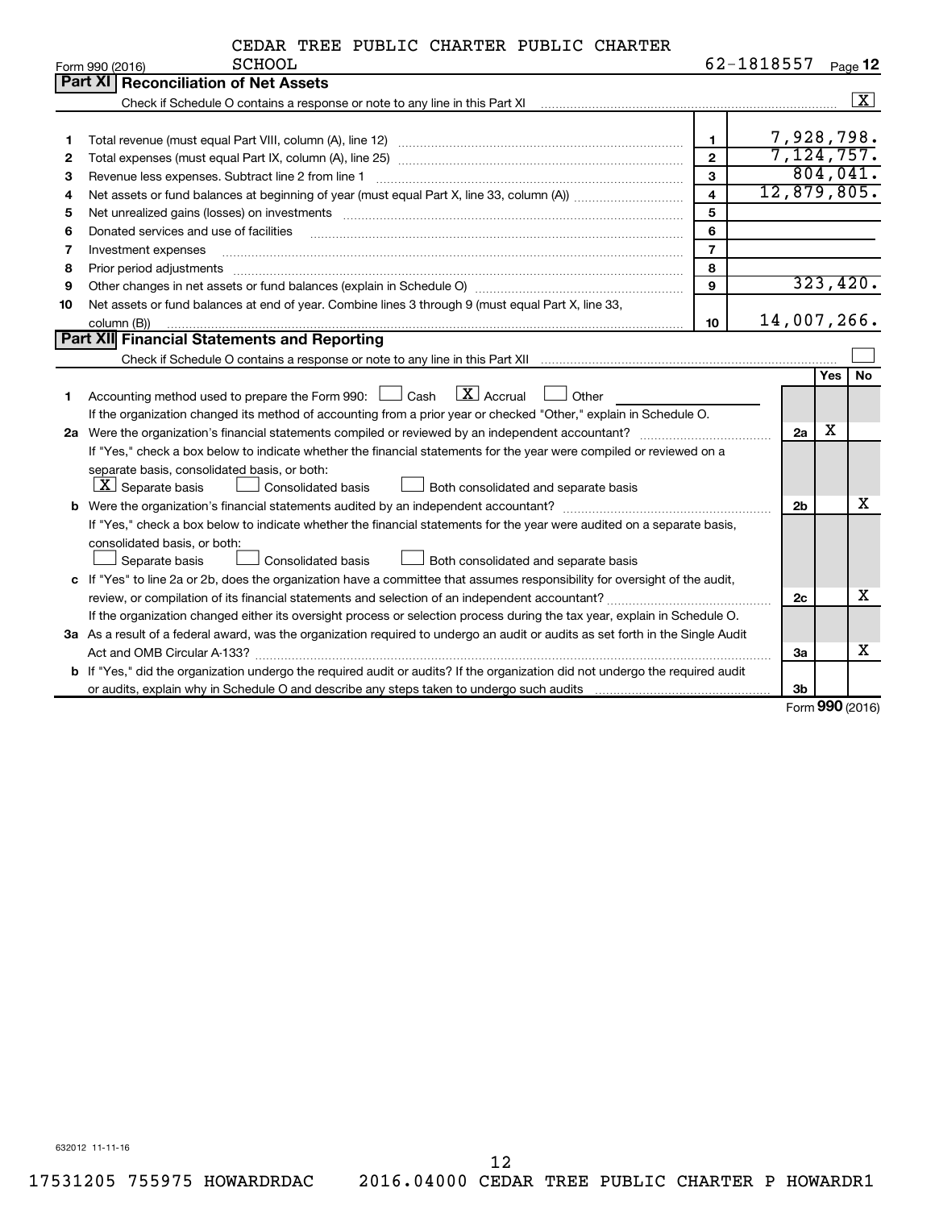CEDAR TREE PUBLIC CHARTER PUBLIC CHARTER SCHOOL

Form 990 (2016) 62-1818557 Page 12

## Part XI Reconciliation of Net Assets

Check if Schedule O contains a response or note to any line in this Part XI [X]

| | | | |
|---|---|---|---|
| 1 | Total revenue (must equal Part VIII, column (A), line 12) | 1 | 7,928,798. |
| 2 | Total expenses (must equal Part IX, column (A), line 25) | 2 | 7,124,757. |
| 3 | Revenue less expenses. Subtract line 2 from line 1 | 3 | 804,041. |
| 4 | Net assets or fund balances at beginning of year (must equal Part X, line 33, column (A)) | 4 | 12,879,805. |
| 5 | Net unrealized gains (losses) on investments | 5 | |
| 6 | Donated services and use of facilities | 6 | |
| 7 | Investment expenses | 7 | |
| 8 | Prior period adjustments | 8 | |
| 9 | Other changes in net assets or fund balances (explain in Schedule O) | 9 | 323,420. |
| 10 | Net assets or fund balances at end of year. Combine lines 3 through 9 (must equal Part X, line 33, column (B)) | 10 | 14,007,266. |

## Part XII Financial Statements and Reporting

Check if Schedule O contains a response or note to any line in this Part XII [ ]

| | | | Yes | No |
|---|---|---|---|---|
| 1 | Accounting method used to prepare the Form 990: [ ] Cash [X] Accrual [ ] Other<br>If the organization changed its method of accounting from a prior year or checked "Other," explain in Schedule O. | | | |
| 2a | Were the organization's financial statements compiled or reviewed by an independent accountant? | 2a | X | |
| | If "Yes," check a box below to indicate whether the financial statements for the year were compiled or reviewed on a separate basis, consolidated basis, or both:<br>[X] Separate basis [ ] Consolidated basis [ ] Both consolidated and separate basis | | | |
| b | Were the organization's financial statements audited by an independent accountant? | 2b | | X |
| | If "Yes," check a box below to indicate whether the financial statements for the year were audited on a separate basis, consolidated basis, or both:<br>[ ] Separate basis [ ] Consolidated basis [ ] Both consolidated and separate basis | | | |
| c | If "Yes" to line 2a or 2b, does the organization have a committee that assumes responsibility for oversight of the audit, review, or compilation of its financial statements and selection of an independent accountant?<br>If the organization changed either its oversight process or selection process during the tax year, explain in Schedule O. | 2c | | X |
| 3a | As a result of a federal award, was the organization required to undergo an audit or audits as set forth in the Single Audit Act and OMB Circular A-133? | 3a | | X |
| b | If "Yes," did the organization undergo the required audit or audits? If the organization did not undergo the required audit or audits, explain why in Schedule O and describe any steps taken to undergo such audits | 3b | | |

Form 990 (2016)

632012 11-11-16

17531205 755975 HOWARDRDAC 2016.04000 CEDAR TREE PUBLIC CHARTER P HOWARDR1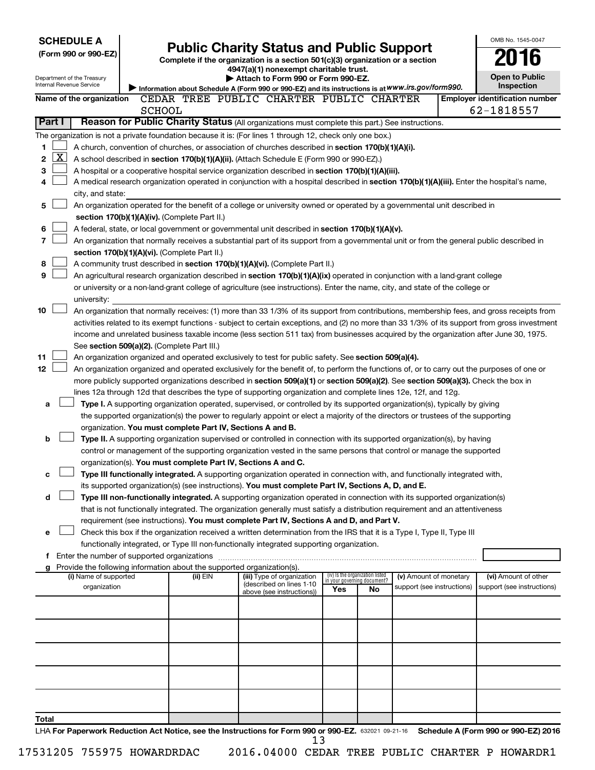**SCHEDULE A**
**(Form 990 or 990-EZ)**

Department of the Treasury
Internal Revenue Service

# Public Charity Status and Public Support

**Complete if the organization is a section 501(c)(3) organization or a section 4947(a)(1) nonexempt charitable trust.**
**▶ Attach to Form 990 or Form 990-EZ.**
▶ Information about Schedule A (Form 990 or 990-EZ) and its instructions is at *www.irs.gov/form990.*

OMB No. 1545-0047
**2016**
**Open to Public Inspection**

**Name of the organization** CEDAR TREE PUBLIC CHARTER PUBLIC CHARTER SCHOOL
**Employer identification number** 62-1818557

**Part I Reason for Public Charity Status** (All organizations must complete this part.) See instructions.

The organization is not a private foundation because it is: (For lines 1 through 12, check only one box.)

1 [ ] A church, convention of churches, or association of churches described in **section 170(b)(1)(A)(i).**

2 [X] A school described in **section 170(b)(1)(A)(ii).** (Attach Schedule E (Form 990 or 990-EZ).)

3 [ ] A hospital or a cooperative hospital service organization described in **section 170(b)(1)(A)(iii).**

4 [ ] A medical research organization operated in conjunction with a hospital described in **section 170(b)(1)(A)(iii).** Enter the hospital's name, city, and state: ____

5 [ ] An organization operated for the benefit of a college or university owned or operated by a governmental unit described in **section 170(b)(1)(A)(iv).** (Complete Part II.)

6 [ ] A federal, state, or local government or governmental unit described in **section 170(b)(1)(A)(v).**

7 [ ] An organization that normally receives a substantial part of its support from a governmental unit or from the general public described in **section 170(b)(1)(A)(vi).** (Complete Part II.)

8 [ ] A community trust described in **section 170(b)(1)(A)(vi).** (Complete Part II.)

9 [ ] An agricultural research organization described in **section 170(b)(1)(A)(ix)** operated in conjunction with a land-grant college or university or a non-land-grant college of agriculture (see instructions). Enter the name, city, and state of the college or university: ____

10 [ ] An organization that normally receives: (1) more than 33 1/3% of its support from contributions, membership fees, and gross receipts from activities related to its exempt functions - subject to certain exceptions, and (2) no more than 33 1/3% of its support from gross investment income and unrelated business taxable income (less section 511 tax) from businesses acquired by the organization after June 30, 1975. See **section 509(a)(2).** (Complete Part III.)

11 [ ] An organization organized and operated exclusively to test for public safety. See **section 509(a)(4).**

12 [ ] An organization organized and operated exclusively for the benefit of, to perform the functions of, or to carry out the purposes of one or more publicly supported organizations described in **section 509(a)(1)** or **section 509(a)(2).** See **section 509(a)(3).** Check the box in lines 12a through 12d that describes the type of supporting organization and complete lines 12e, 12f, and 12g.

a [ ] **Type I.** A supporting organization operated, supervised, or controlled by its supported organization(s), typically by giving the supported organization(s) the power to regularly appoint or elect a majority of the directors or trustees of the supporting organization. **You must complete Part IV, Sections A and B.**

b [ ] **Type II.** A supporting organization supervised or controlled in connection with its supported organization(s), by having control or management of the supporting organization vested in the same persons that control or manage the supported organization(s). **You must complete Part IV, Sections A and C.**

c [ ] **Type III functionally integrated.** A supporting organization operated in connection with, and functionally integrated with, its supported organization(s) (see instructions). **You must complete Part IV, Sections A, D, and E.**

d [ ] **Type III non-functionally integrated.** A supporting organization operated in connection with its supported organization(s) that is not functionally integrated. The organization generally must satisfy a distribution requirement and an attentiveness requirement (see instructions). **You must complete Part IV, Sections A and D, and Part V.**

e [ ] Check this box if the organization received a written determination from the IRS that it is a Type I, Type II, Type III functionally integrated, or Type III non-functionally integrated supporting organization.

f Enter the number of supported organizations ____

g Provide the following information about the supported organization(s).

| (i) Name of supported organization | (ii) EIN | (iii) Type of organization (described on lines 1-10 above (see instructions)) | (iv) Is the organization listed in your governing document? Yes | No | (v) Amount of monetary support (see instructions) | (vi) Amount of other support (see instructions) |
|---|---|---|---|---|---|---|
| | | | | | | |
| | | | | | | |
| | | | | | | |
| | | | | | | |
| | | | | | | |
| **Total** | | | | | | |

LHA **For Paperwork Reduction Act Notice, see the Instructions for Form 990 or 990-EZ.** 632021 09-21-16 **Schedule A (Form 990 or 990-EZ) 2016**

17531205 755975 HOWARDRDAC 2016.04000 CEDAR TREE PUBLIC CHARTER P HOWARDR1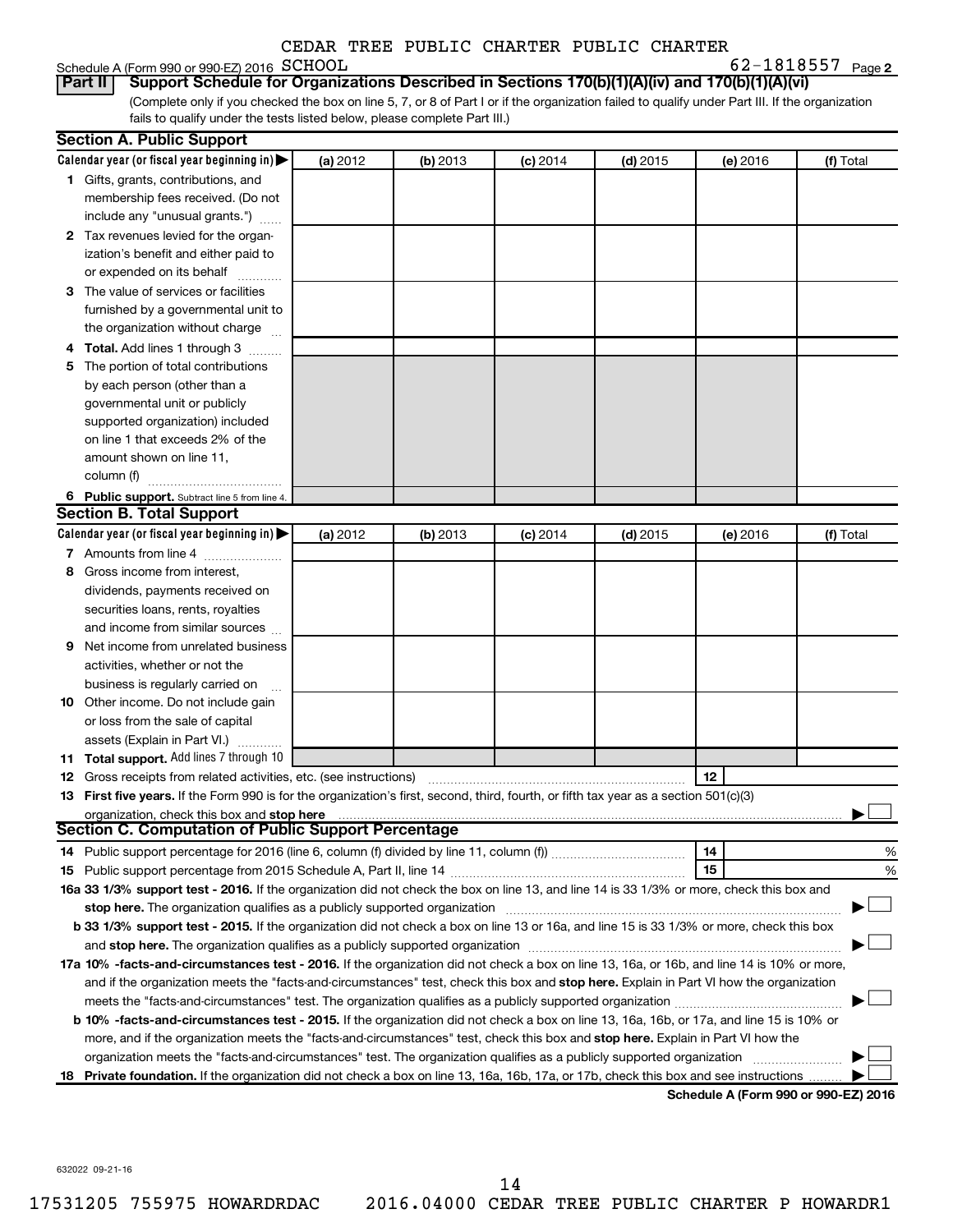CEDAR TREE PUBLIC CHARTER PUBLIC CHARTER

Schedule A (Form 990 or 990-EZ) 2016 SCHOOL 62-1818557 Page 2

**Part II Support Schedule for Organizations Described in Sections 170(b)(1)(A)(iv) and 170(b)(1)(A)(vi)**

(Complete only if you checked the box on line 5, 7, or 8 of Part I or if the organization failed to qualify under Part III. If the organization fails to qualify under the tests listed below, please complete Part III.)

**Section A. Public Support**

| Calendar year (or fiscal year beginning in) | (a) 2012 | (b) 2013 | (c) 2014 | (d) 2015 | (e) 2016 | (f) Total |
|---|---|---|---|---|---|---|
| 1 Gifts, grants, contributions, and membership fees received. (Do not include any "unusual grants.") | | | | | | |
| 2 Tax revenues levied for the organization's benefit and either paid to or expended on its behalf | | | | | | |
| 3 The value of services or facilities furnished by a governmental unit to the organization without charge | | | | | | |
| 4 **Total.** Add lines 1 through 3 | | | | | | |
| 5 The portion of total contributions by each person (other than a governmental unit or publicly supported organization) included on line 1 that exceeds 2% of the amount shown on line 11, column (f) | | | | | | |
| 6 **Public support.** Subtract line 5 from line 4. | | | | | | |

**Section B. Total Support**

| Calendar year (or fiscal year beginning in) | (a) 2012 | (b) 2013 | (c) 2014 | (d) 2015 | (e) 2016 | (f) Total |
|---|---|---|---|---|---|---|
| 7 Amounts from line 4 | | | | | | |
| 8 Gross income from interest, dividends, payments received on securities loans, rents, royalties and income from similar sources | | | | | | |
| 9 Net income from unrelated business activities, whether or not the business is regularly carried on | | | | | | |
| 10 Other income. Do not include gain or loss from the sale of capital assets (Explain in Part VI.) | | | | | | |
| 11 **Total support.** Add lines 7 through 10 | | | | | | |

12 Gross receipts from related activities, etc. (see instructions) 12

13 **First five years.** If the Form 990 is for the organization's first, second, third, fourth, or fifth tax year as a section 501(c)(3) organization, check this box and **stop here** ☐

**Section C. Computation of Public Support Percentage**

14 Public support percentage for 2016 (line 6, column (f) divided by line 11, column (f)) 14 %

15 Public support percentage from 2015 Schedule A, Part II, line 14 15 %

**16a 33 1/3% support test - 2016.** If the organization did not check the box on line 13, and line 14 is 33 1/3% or more, check this box and **stop here.** The organization qualifies as a publicly supported organization ☐

**b 33 1/3% support test - 2015.** If the organization did not check a box on line 13 or 16a, and line 15 is 33 1/3% or more, check this box and **stop here.** The organization qualifies as a publicly supported organization ☐

**17a 10% -facts-and-circumstances test - 2016.** If the organization did not check a box on line 13, 16a, or 16b, and line 14 is 10% or more, and if the organization meets the "facts-and-circumstances" test, check this box and **stop here.** Explain in Part VI how the organization meets the "facts-and-circumstances" test. The organization qualifies as a publicly supported organization ☐

**b 10% -facts-and-circumstances test - 2015.** If the organization did not check a box on line 13, 16a, 16b, or 17a, and line 15 is 10% or more, and if the organization meets the "facts-and-circumstances" test, check this box and **stop here.** Explain in Part VI how the organization meets the "facts-and-circumstances" test. The organization qualifies as a publicly supported organization ☐

**18 Private foundation.** If the organization did not check a box on line 13, 16a, 16b, 17a, or 17b, check this box and see instructions ☐

**Schedule A (Form 990 or 990-EZ) 2016**

632022 09-21-16

17531205 755975 HOWARDRDAC 2016.04000 CEDAR TREE PUBLIC CHARTER P HOWARDR1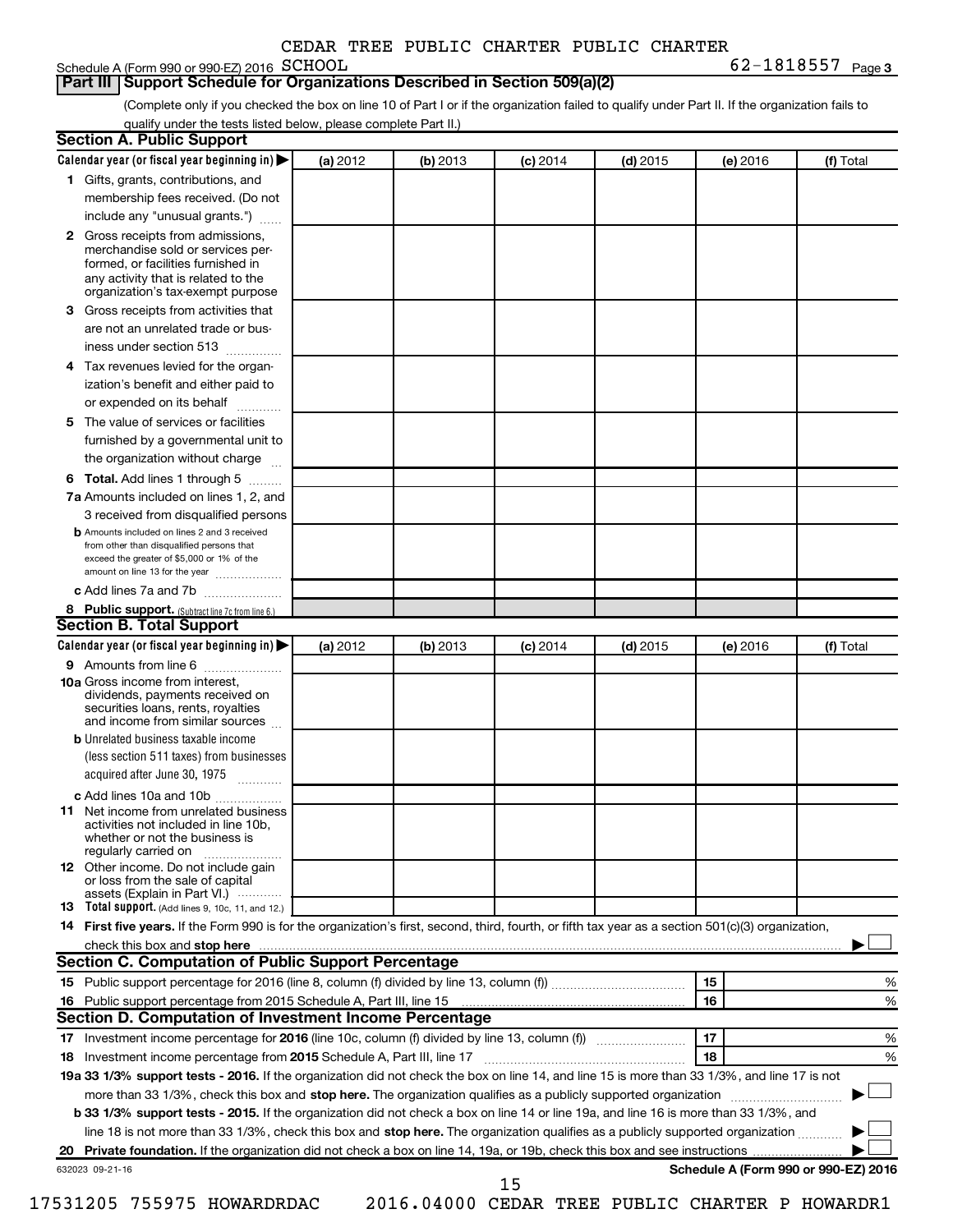CEDAR TREE PUBLIC CHARTER PUBLIC CHARTER

Schedule A (Form 990 or 990-EZ) 2016 SCHOOL 62-1818557 Page 3

**Part III | Support Schedule for Organizations Described in Section 509(a)(2)**

(Complete only if you checked the box on line 10 of Part I or if the organization failed to qualify under Part II. If the organization fails to qualify under the tests listed below, please complete Part II.)

**Section A. Public Support**

| Calendar year (or fiscal year beginning in) ▶ | (a) 2012 | (b) 2013 | (c) 2014 | (d) 2015 | (e) 2016 | (f) Total |
|---|---|---|---|---|---|---|
| **1** Gifts, grants, contributions, and membership fees received. (Do not include any "unusual grants.") | | | | | | |
| **2** Gross receipts from admissions, merchandise sold or services performed, or facilities furnished in any activity that is related to the organization's tax-exempt purpose | | | | | | |
| **3** Gross receipts from activities that are not an unrelated trade or business under section 513 | | | | | | |
| **4** Tax revenues levied for the organization's benefit and either paid to or expended on its behalf | | | | | | |
| **5** The value of services or facilities furnished by a governmental unit to the organization without charge | | | | | | |
| **6 Total.** Add lines 1 through 5 | | | | | | |
| **7a** Amounts included on lines 1, 2, and 3 received from disqualified persons | | | | | | |
| **b** Amounts included on lines 2 and 3 received from other than disqualified persons that exceed the greater of $5,000 or 1% of the amount on line 13 for the year | | | | | | |
| **c** Add lines 7a and 7b | | | | | | |
| **8 Public support.** (Subtract line 7c from line 6.) | | | | | | |

**Section B. Total Support**

| Calendar year (or fiscal year beginning in) ▶ | (a) 2012 | (b) 2013 | (c) 2014 | (d) 2015 | (e) 2016 | (f) Total |
|---|---|---|---|---|---|---|
| **9** Amounts from line 6 | | | | | | |
| **10a** Gross income from interest, dividends, payments received on securities loans, rents, royalties and income from similar sources | | | | | | |
| **b** Unrelated business taxable income (less section 511 taxes) from businesses acquired after June 30, 1975 | | | | | | |
| **c** Add lines 10a and 10b | | | | | | |
| **11** Net income from unrelated business activities not included in line 10b, whether or not the business is regularly carried on | | | | | | |
| **12** Other income. Do not include gain or loss from the sale of capital assets (Explain in Part VI.) | | | | | | |
| **13 Total support.** (Add lines 9, 10c, 11, and 12.) | | | | | | |

**14 First five years.** If the Form 990 is for the organization's first, second, third, fourth, or fifth tax year as a section 501(c)(3) organization, check this box and **stop here** ▶ ☐

**Section C. Computation of Public Support Percentage**

| | | | |
|---|---|---|---|
| **15** Public support percentage for 2016 (line 8, column (f) divided by line 13, column (f)) | 15 | | % |
| **16** Public support percentage from 2015 Schedule A, Part III, line 15 | 16 | | % |

**Section D. Computation of Investment Income Percentage**

| | | | |
|---|---|---|---|
| **17** Investment income percentage for **2016** (line 10c, column (f) divided by line 13, column (f)) | 17 | | % |
| **18** Investment income percentage from **2015** Schedule A, Part III, line 17 | 18 | | % |

**19a 33 1/3% support tests - 2016.** If the organization did not check the box on line 14, and line 15 is more than 33 1/3%, and line 17 is not more than 33 1/3%, check this box and **stop here.** The organization qualifies as a publicly supported organization ▶ ☐

**b 33 1/3% support tests - 2015.** If the organization did not check a box on line 14 or line 19a, and line 16 is more than 33 1/3%, and line 18 is not more than 33 1/3%, check this box and **stop here.** The organization qualifies as a publicly supported organization ▶ ☐

**20 Private foundation.** If the organization did not check a box on line 14, 19a, or 19b, check this box and see instructions ▶ ☐

632023 09-21-16 **Schedule A (Form 990 or 990-EZ) 2016**

17531205 755975 HOWARDRDAC 2016.04000 CEDAR TREE PUBLIC CHARTER P HOWARDR1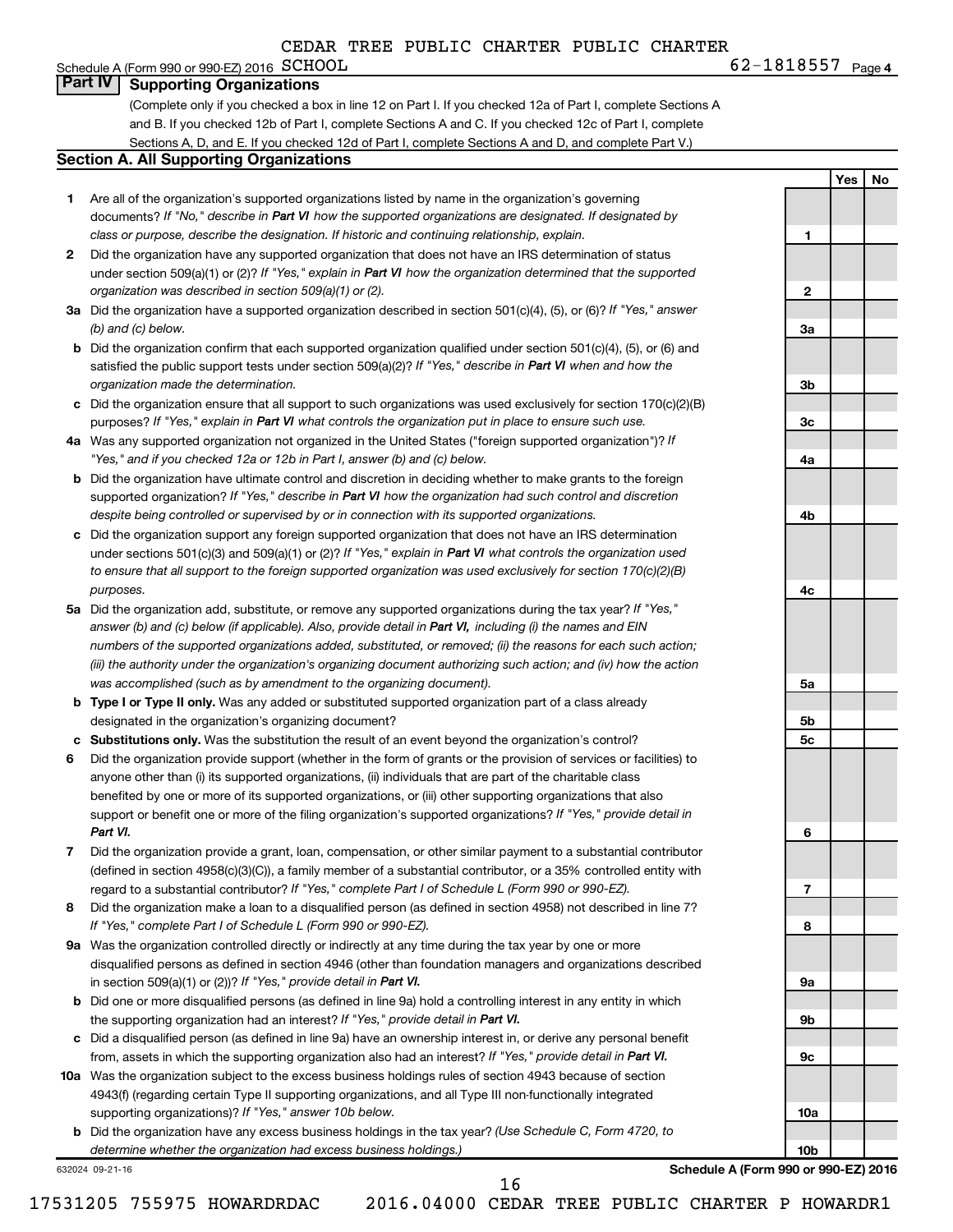Schedule A (Form 990 or 990-EZ) 2016 CEDAR TREE PUBLIC CHARTER PUBLIC CHARTER SCHOOL 62-1818557 Page 4

## Part IV Supporting Organizations

(Complete only if you checked a box in line 12 on Part I. If you checked 12a of Part I, complete Sections A and B. If you checked 12b of Part I, complete Sections A and C. If you checked 12c of Part I, complete Sections A, D, and E. If you checked 12d of Part I, complete Sections A and D, and complete Part V.)

### Section A. All Supporting Organizations

| | | | Yes | No |
|---|---|---|---|---|
| 1 | Are all of the organization's supported organizations listed by name in the organization's governing documents? *If "No," describe in **Part VI** how the supported organizations are designated. If designated by class or purpose, describe the designation. If historic and continuing relationship, explain.* | 1 | | |
| 2 | Did the organization have any supported organization that does not have an IRS determination of status under section 509(a)(1) or (2)? *If "Yes," explain in **Part VI** how the organization determined that the supported organization was described in section 509(a)(1) or (2).* | 2 | | |
| 3a | Did the organization have a supported organization described in section 501(c)(4), (5), or (6)? *If "Yes," answer (b) and (c) below.* | 3a | | |
| b | Did the organization confirm that each supported organization qualified under section 501(c)(4), (5), or (6) and satisfied the public support tests under section 509(a)(2)? *If "Yes," describe in **Part VI** when and how the organization made the determination.* | 3b | | |
| c | Did the organization ensure that all support to such organizations was used exclusively for section 170(c)(2)(B) purposes? *If "Yes," explain in **Part VI** what controls the organization put in place to ensure such use.* | 3c | | |
| 4a | Was any supported organization not organized in the United States ("foreign supported organization")? *If "Yes," and if you checked 12a or 12b in Part I, answer (b) and (c) below.* | 4a | | |
| b | Did the organization have ultimate control and discretion in deciding whether to make grants to the foreign supported organization? *If "Yes," describe in **Part VI** how the organization had such control and discretion despite being controlled or supervised by or in connection with its supported organizations.* | 4b | | |
| c | Did the organization support any foreign supported organization that does not have an IRS determination under sections 501(c)(3) and 509(a)(1) or (2)? *If "Yes," explain in **Part VI** what controls the organization used to ensure that all support to the foreign supported organization was used exclusively for section 170(c)(2)(B) purposes.* | 4c | | |
| 5a | Did the organization add, substitute, or remove any supported organizations during the tax year? *If "Yes," answer (b) and (c) below (if applicable). Also, provide detail in **Part VI,** including (i) the names and EIN numbers of the supported organizations added, substituted, or removed; (ii) the reasons for each such action; (iii) the authority under the organization's organizing document authorizing such action; and (iv) how the action was accomplished (such as by amendment to the organizing document).* | 5a | | |
| b | **Type I or Type II only.** Was any added or substituted supported organization part of a class already designated in the organization's organizing document? | 5b | | |
| c | **Substitutions only.** Was the substitution the result of an event beyond the organization's control? | 5c | | |
| 6 | Did the organization provide support (whether in the form of grants or the provision of services or facilities) to anyone other than (i) its supported organizations, (ii) individuals that are part of the charitable class benefited by one or more of its supported organizations, or (iii) other supporting organizations that also support or benefit one or more of the filing organization's supported organizations? *If "Yes," provide detail in **Part VI.*** | 6 | | |
| 7 | Did the organization provide a grant, loan, compensation, or other similar payment to a substantial contributor (defined in section 4958(c)(3)(C)), a family member of a substantial contributor, or a 35% controlled entity with regard to a substantial contributor? *If "Yes," complete Part I of Schedule L (Form 990 or 990-EZ).* | 7 | | |
| 8 | Did the organization make a loan to a disqualified person (as defined in section 4958) not described in line 7? *If "Yes," complete Part I of Schedule L (Form 990 or 990-EZ).* | 8 | | |
| 9a | Was the organization controlled directly or indirectly at any time during the tax year by one or more disqualified persons as defined in section 4946 (other than foundation managers and organizations described in section 509(a)(1) or (2))? *If "Yes," provide detail in **Part VI.*** | 9a | | |
| b | Did one or more disqualified persons (as defined in line 9a) hold a controlling interest in any entity in which the supporting organization had an interest? *If "Yes," provide detail in **Part VI.*** | 9b | | |
| c | Did a disqualified person (as defined in line 9a) have an ownership interest in, or derive any personal benefit from, assets in which the supporting organization also had an interest? *If "Yes," provide detail in **Part VI.*** | 9c | | |
| 10a | Was the organization subject to the excess business holdings rules of section 4943 because of section 4943(f) (regarding certain Type II supporting organizations, and all Type III non-functionally integrated supporting organizations)? *If "Yes," answer 10b below.* | 10a | | |
| b | Did the organization have any excess business holdings in the tax year? *(Use Schedule C, Form 4720, to determine whether the organization had excess business holdings.)* | 10b | | |

632024 09-21-16 **Schedule A (Form 990 or 990-EZ) 2016**

17531205 755975 HOWARDRDAC 2016.04000 CEDAR TREE PUBLIC CHARTER P HOWARDR1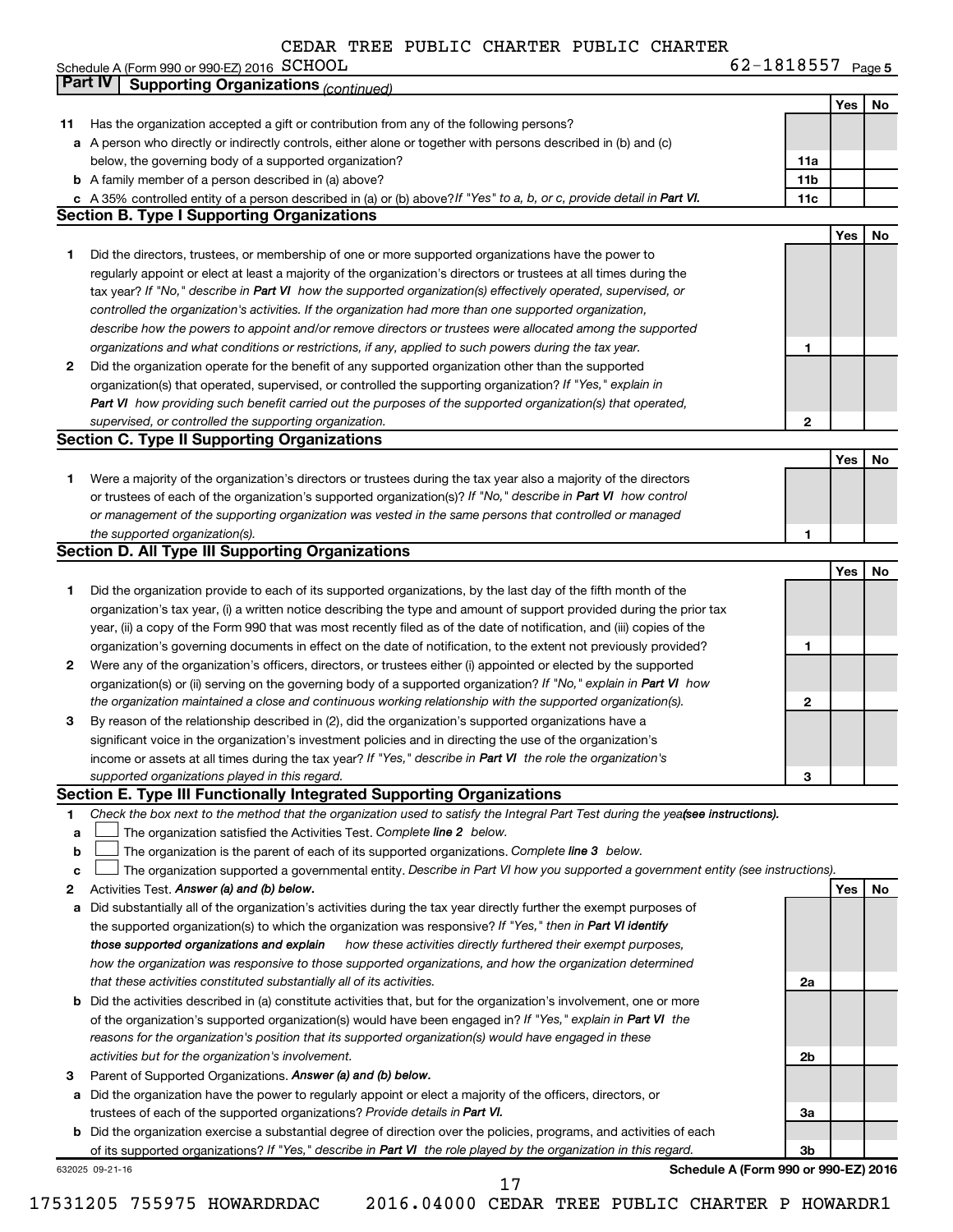CEDAR TREE PUBLIC CHARTER PUBLIC CHARTER

Schedule A (Form 990 or 990-EZ) 2016 SCHOOL 62-1818557 Page 5

## Part IV Supporting Organizations *(continued)*

| | | | Yes | No |
|---|---|---|---|---|
| **11** | Has the organization accepted a gift or contribution from any of the following persons? | | | |
| **a** | A person who directly or indirectly controls, either alone or together with persons described in (b) and (c) below, the governing body of a supported organization? | **11a** | | |
| **b** | A family member of a person described in (a) above? | **11b** | | |
| **c** | A 35% controlled entity of a person described in (a) or (b) above? *If "Yes" to a, b, or c, provide detail in* ***Part VI.*** | **11c** | | |

### Section B. Type I Supporting Organizations

| | | | Yes | No |
|---|---|---|---|---|
| **1** | Did the directors, trustees, or membership of one or more supported organizations have the power to regularly appoint or elect at least a majority of the organization's directors or trustees at all times during the tax year? *If "No," describe in* ***Part VI*** *how the supported organization(s) effectively operated, supervised, or controlled the organization's activities. If the organization had more than one supported organization, describe how the powers to appoint and/or remove directors or trustees were allocated among the supported organizations and what conditions or restrictions, if any, applied to such powers during the tax year.* | **1** | | |
| **2** | Did the organization operate for the benefit of any supported organization other than the supported organization(s) that operated, supervised, or controlled the supporting organization? *If "Yes," explain in* ***Part VI*** *how providing such benefit carried out the purposes of the supported organization(s) that operated, supervised, or controlled the supporting organization.* | **2** | | |

### Section C. Type II Supporting Organizations

| | | | Yes | No |
|---|---|---|---|---|
| **1** | Were a majority of the organization's directors or trustees during the tax year also a majority of the directors or trustees of each of the organization's supported organization(s)? *If "No," describe in* ***Part VI*** *how control or management of the supporting organization was vested in the same persons that controlled or managed the supported organization(s).* | **1** | | |

### Section D. All Type III Supporting Organizations

| | | | Yes | No |
|---|---|---|---|---|
| **1** | Did the organization provide to each of its supported organizations, by the last day of the fifth month of the organization's tax year, (i) a written notice describing the type and amount of support provided during the prior tax year, (ii) a copy of the Form 990 that was most recently filed as of the date of notification, and (iii) copies of the organization's governing documents in effect on the date of notification, to the extent not previously provided? | **1** | | |
| **2** | Were any of the organization's officers, directors, or trustees either (i) appointed or elected by the supported organization(s) or (ii) serving on the governing body of a supported organization? *If "No," explain in* ***Part VI*** *how the organization maintained a close and continuous working relationship with the supported organization(s).* | **2** | | |
| **3** | By reason of the relationship described in (2), did the organization's supported organizations have a significant voice in the organization's investment policies and in directing the use of the organization's income or assets at all times during the tax year? *If "Yes," describe in* ***Part VI*** *the role the organization's supported organizations played in this regard.* | **3** | | |

### Section E. Type III Functionally Integrated Supporting Organizations

**1** *Check the box next to the method that the organization used to satisfy the Integral Part Test during the year* ***(see instructions).***

**a** ☐ The organization satisfied the Activities Test. *Complete* ***line 2*** *below.*

**b** ☐ The organization is the parent of each of its supported organizations. *Complete* ***line 3*** *below.*

**c** ☐ The organization supported a governmental entity. *Describe in Part VI how you supported a government entity (see instructions).*

| | | | Yes | No |
|---|---|---|---|---|
| **2** | Activities Test. ***Answer (a) and (b) below.*** | | | |
| **a** | Did substantially all of the organization's activities during the tax year directly further the exempt purposes of the supported organization(s) to which the organization was responsive? *If "Yes," then in* ***Part VI identify those supported organizations and explain*** *how these activities directly furthered their exempt purposes, how the organization was responsive to those supported organizations, and how the organization determined that these activities constituted substantially all of its activities.* | **2a** | | |
| **b** | Did the activities described in (a) constitute activities that, but for the organization's involvement, one or more of the organization's supported organization(s) would have been engaged in? *If "Yes," explain in* ***Part VI*** *the reasons for the organization's position that its supported organization(s) would have engaged in these activities but for the organization's involvement.* | **2b** | | |
| **3** | Parent of Supported Organizations. ***Answer (a) and (b) below.*** | | | |
| **a** | Did the organization have the power to regularly appoint or elect a majority of the officers, directors, or trustees of each of the supported organizations? *Provide details in* ***Part VI.*** | **3a** | | |
| **b** | Did the organization exercise a substantial degree of direction over the policies, programs, and activities of each of its supported organizations? *If "Yes," describe in* ***Part VI*** *the role played by the organization in this regard.* | **3b** | | |

632025 09-21-16 **Schedule A (Form 990 or 990-EZ) 2016**

17531205 755975 HOWARDRDAC 2016.04000 CEDAR TREE PUBLIC CHARTER P HOWARDR1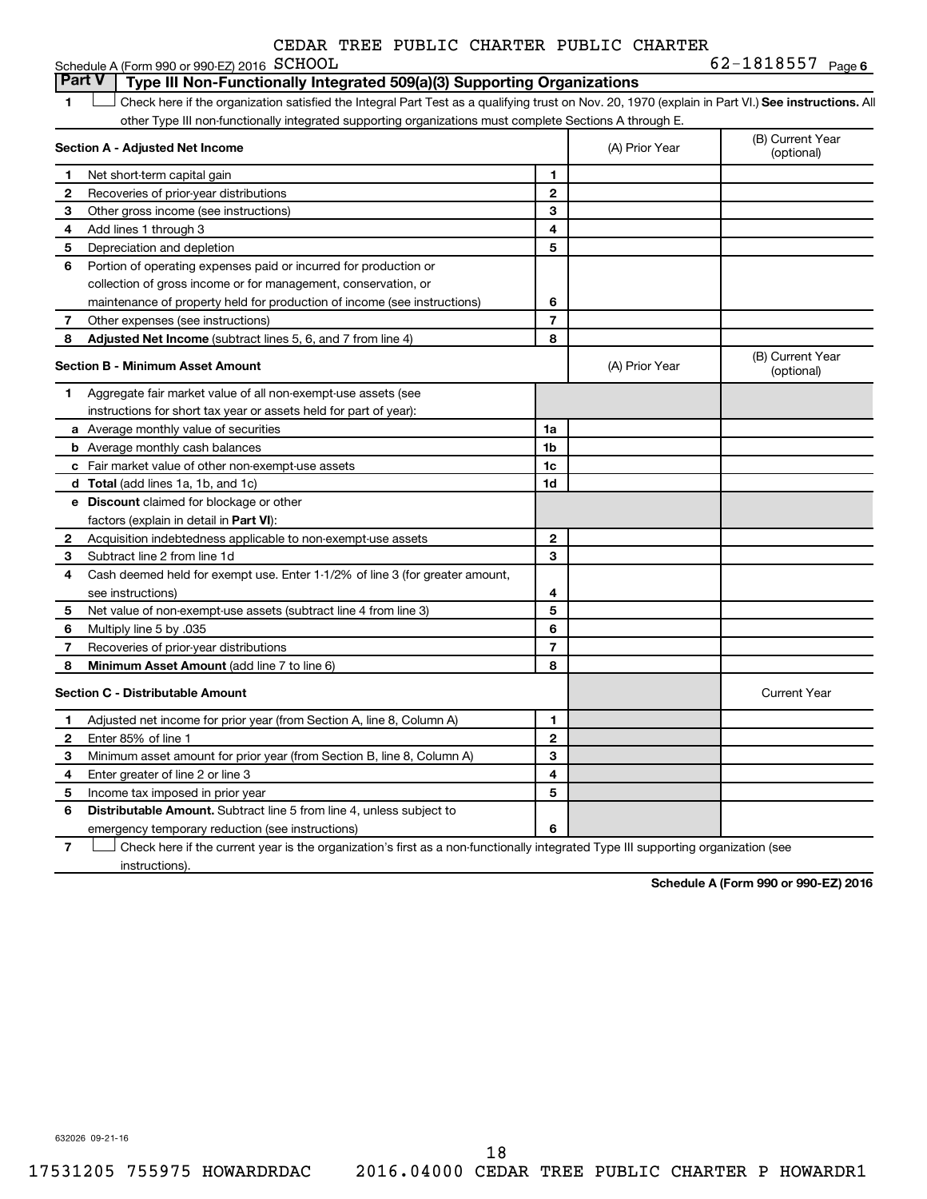CEDAR TREE PUBLIC CHARTER PUBLIC CHARTER

Schedule A (Form 990 or 990-EZ) 2016 SCHOOL 62-1818557 Page 6

**Part V | Type III Non-Functionally Integrated 509(a)(3) Supporting Organizations**

1 ☐ Check here if the organization satisfied the Integral Part Test as a qualifying trust on Nov. 20, 1970 (explain in Part VI.) **See instructions.** All other Type III non-functionally integrated supporting organizations must complete Sections A through E.

| **Section A - Adjusted Net Income** | | | (A) Prior Year | (B) Current Year (optional) |
|---|---|---|---|---|
| 1 | Net short-term capital gain | 1 | | |
| 2 | Recoveries of prior-year distributions | 2 | | |
| 3 | Other gross income (see instructions) | 3 | | |
| 4 | Add lines 1 through 3 | 4 | | |
| 5 | Depreciation and depletion | 5 | | |
| 6 | Portion of operating expenses paid or incurred for production or collection of gross income or for management, conservation, or maintenance of property held for production of income (see instructions) | 6 | | |
| 7 | Other expenses (see instructions) | 7 | | |
| 8 | **Adjusted Net Income** (subtract lines 5, 6, and 7 from line 4) | 8 | | |

| **Section B - Minimum Asset Amount** | | | (A) Prior Year | (B) Current Year (optional) |
|---|---|---|---|---|
| 1 | Aggregate fair market value of all non-exempt-use assets (see instructions for short tax year or assets held for part of year): | | | |
| a | Average monthly value of securities | 1a | | |
| b | Average monthly cash balances | 1b | | |
| c | Fair market value of other non-exempt-use assets | 1c | | |
| d | **Total** (add lines 1a, 1b, and 1c) | 1d | | |
| e | **Discount** claimed for blockage or other factors (explain in detail in **Part VI**): | | | |
| 2 | Acquisition indebtedness applicable to non-exempt-use assets | 2 | | |
| 3 | Subtract line 2 from line 1d | 3 | | |
| 4 | Cash deemed held for exempt use. Enter 1-1/2% of line 3 (for greater amount, see instructions) | 4 | | |
| 5 | Net value of non-exempt-use assets (subtract line 4 from line 3) | 5 | | |
| 6 | Multiply line 5 by .035 | 6 | | |
| 7 | Recoveries of prior-year distributions | 7 | | |
| 8 | **Minimum Asset Amount** (add line 7 to line 6) | 8 | | |

| **Section C - Distributable Amount** | | | | Current Year |
|---|---|---|---|---|
| 1 | Adjusted net income for prior year (from Section A, line 8, Column A) | 1 | | |
| 2 | Enter 85% of line 1 | 2 | | |
| 3 | Minimum asset amount for prior year (from Section B, line 8, Column A) | 3 | | |
| 4 | Enter greater of line 2 or line 3 | 4 | | |
| 5 | Income tax imposed in prior year | 5 | | |
| 6 | **Distributable Amount.** Subtract line 5 from line 4, unless subject to emergency temporary reduction (see instructions) | 6 | | |

7 ☐ Check here if the current year is the organization's first as a non-functionally integrated Type III supporting organization (see instructions).

**Schedule A (Form 990 or 990-EZ) 2016**

632026 09-21-16

17531205 755975 HOWARDRDAC 2016.04000 CEDAR TREE PUBLIC CHARTER P HOWARDR1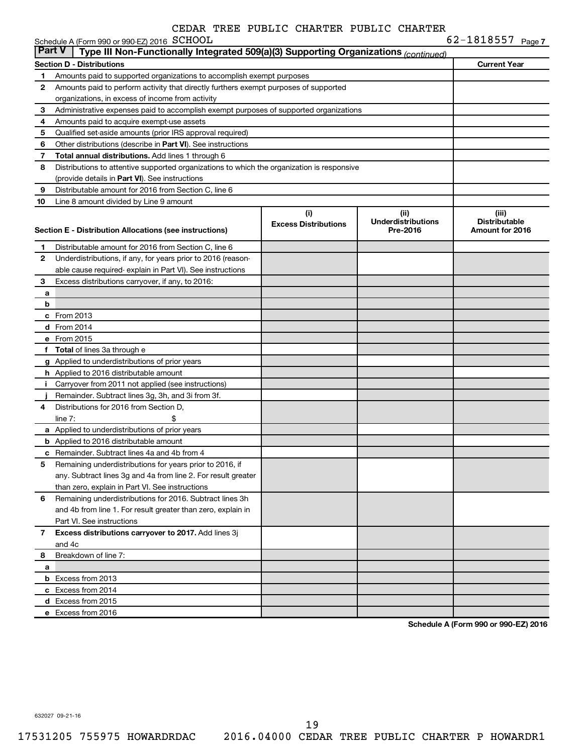CEDAR TREE PUBLIC CHARTER PUBLIC CHARTER

Schedule A (Form 990 or 990-EZ) 2016 SCHOOL 62-1818557 Page 7

**Part V | Type III Non-Functionally Integrated 509(a)(3) Supporting Organizations** *(continued)*

| **Section D - Distributions** | **Current Year** |
|---|---|
| **1** Amounts paid to supported organizations to accomplish exempt purposes | |
| **2** Amounts paid to perform activity that directly furthers exempt purposes of supported organizations, in excess of income from activity | |
| **3** Administrative expenses paid to accomplish exempt purposes of supported organizations | |
| **4** Amounts paid to acquire exempt-use assets | |
| **5** Qualified set-aside amounts (prior IRS approval required) | |
| **6** Other distributions (describe in **Part VI**). See instructions | |
| **7** **Total annual distributions.** Add lines 1 through 6 | |
| **8** Distributions to attentive supported organizations to which the organization is responsive (provide details in **Part VI**). See instructions | |
| **9** Distributable amount for 2016 from Section C, line 6 | |
| **10** Line 8 amount divided by Line 9 amount | |

| **Section E - Distribution Allocations (see instructions)** | **(i) Excess Distributions** | **(ii) Underdistributions Pre-2016** | **(iii) Distributable Amount for 2016** |
|---|---|---|---|
| **1** Distributable amount for 2016 from Section C, line 6 | | | |
| **2** Underdistributions, if any, for years prior to 2016 (reasonable cause required- explain in Part VI). See instructions | | | |
| **3** Excess distributions carryover, if any, to 2016: | | | |
| **a** | | | |
| **b** | | | |
| **c** From 2013 | | | |
| **d** From 2014 | | | |
| **e** From 2015 | | | |
| **f** **Total** of lines 3a through e | | | |
| **g** Applied to underdistributions of prior years | | | |
| **h** Applied to 2016 distributable amount | | | |
| **i** Carryover from 2011 not applied (see instructions) | | | |
| **j** Remainder. Subtract lines 3g, 3h, and 3i from 3f. | | | |
| **4** Distributions for 2016 from Section D, line 7: $ | | | |
| **a** Applied to underdistributions of prior years | | | |
| **b** Applied to 2016 distributable amount | | | |
| **c** Remainder. Subtract lines 4a and 4b from 4 | | | |
| **5** Remaining underdistributions for years prior to 2016, if any. Subtract lines 3g and 4a from line 2. For result greater than zero, explain in Part VI. See instructions | | | |
| **6** Remaining underdistributions for 2016. Subtract lines 3h and 4b from line 1. For result greater than zero, explain in Part VI. See instructions | | | |
| **7** **Excess distributions carryover to 2017.** Add lines 3j and 4c | | | |
| **8** Breakdown of line 7: | | | |
| **a** | | | |
| **b** Excess from 2013 | | | |
| **c** Excess from 2014 | | | |
| **d** Excess from 2015 | | | |
| **e** Excess from 2016 | | | |

**Schedule A (Form 990 or 990-EZ) 2016**

632027 09-21-16

17531205 755975 HOWARDRDAC 2016.04000 CEDAR TREE PUBLIC CHARTER P HOWARDR1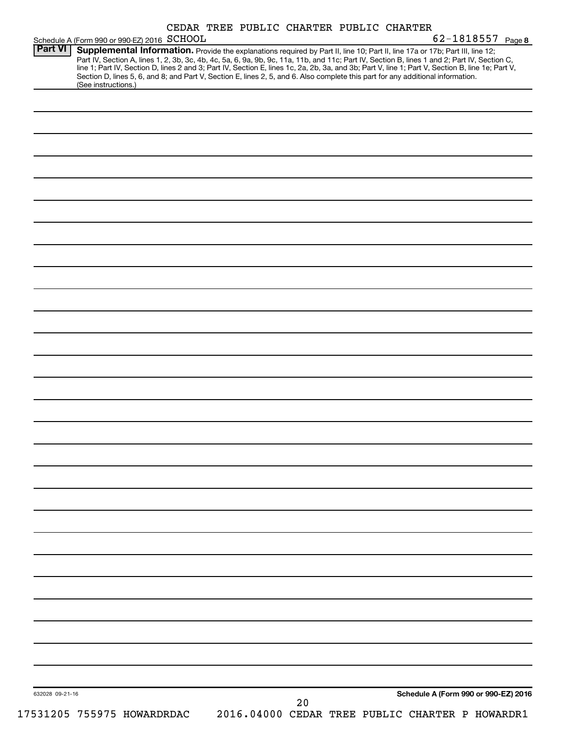CEDAR TREE PUBLIC CHARTER PUBLIC CHARTER

Schedule A (Form 990 or 990-EZ) 2016 SCHOOL 62-1818557 Page **8**

**Part VI** **Supplemental Information.** Provide the explanations required by Part II, line 10; Part II, line 17a or 17b; Part III, line 12; Part IV, Section A, lines 1, 2, 3b, 3c, 4b, 4c, 5a, 6, 9a, 9b, 9c, 11a, 11b, and 11c; Part IV, Section B, lines 1 and 2; Part IV, Section C, line 1; Part IV, Section D, lines 2 and 3; Part IV, Section E, lines 1c, 2a, 2b, 3a, and 3b; Part V, line 1; Part V, Section B, line 1e; Part V, Section D, lines 5, 6, and 8; and Part V, Section E, lines 2, 5, and 6. Also complete this part for any additional information. (See instructions.)

632028 09-21-16

**Schedule A (Form 990 or 990-EZ) 2016**

17531205 755975 HOWARDRDAC 2016.04000 CEDAR TREE PUBLIC CHARTER P HOWARDR1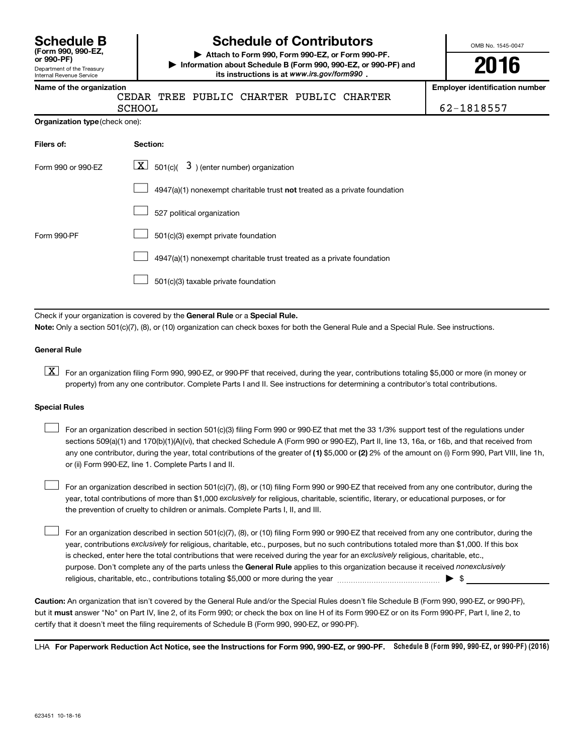# Schedule B

**(Form 990, 990-EZ, or 990-PF)**

Department of the Treasury
Internal Revenue Service

## Schedule of Contributors

▶ **Attach to Form 990, Form 990-EZ, or Form 990-PF.**

▶ **Information about Schedule B (Form 990, 990-EZ, or 990-PF) and its instructions is at** ***www.irs.gov/form990*** **.**

OMB No. 1545-0047

**2016**

| Name of the organization | Employer identification number |
|---|---|
| CEDAR TREE PUBLIC CHARTER PUBLIC CHARTER SCHOOL | 62-1818557 |

**Organization type** (check one):

| Filers of: | Section: |
|---|---|
| Form 990 or 990-EZ | [X] 501(c)( 3 ) (enter number) organization |
| | [ ] 4947(a)(1) nonexempt charitable trust **not** treated as a private foundation |
| | [ ] 527 political organization |
| Form 990-PF | [ ] 501(c)(3) exempt private foundation |
| | [ ] 4947(a)(1) nonexempt charitable trust treated as a private foundation |
| | [ ] 501(c)(3) taxable private foundation |

Check if your organization is covered by the **General Rule** or a **Special Rule.**

**Note:** Only a section 501(c)(7), (8), or (10) organization can check boxes for both the General Rule and a Special Rule. See instructions.

### General Rule

[X] For an organization filing Form 990, 990-EZ, or 990-PF that received, during the year, contributions totaling $5,000 or more (in money or property) from any one contributor. Complete Parts I and II. See instructions for determining a contributor's total contributions.

### Special Rules

[ ] For an organization described in section 501(c)(3) filing Form 990 or 990-EZ that met the 33 1/3% support test of the regulations under sections 509(a)(1) and 170(b)(1)(A)(vi), that checked Schedule A (Form 990 or 990-EZ), Part II, line 13, 16a, or 16b, and that received from any one contributor, during the year, total contributions of the greater of **(1)** $5,000 or **(2)** 2% of the amount on (i) Form 990, Part VIII, line 1h, or (ii) Form 990-EZ, line 1. Complete Parts I and II.

[ ] For an organization described in section 501(c)(7), (8), or (10) filing Form 990 or 990-EZ that received from any one contributor, during the year, total contributions of more than $1,000 *exclusively* for religious, charitable, scientific, literary, or educational purposes, or for the prevention of cruelty to children or animals. Complete Parts I, II, and III.

[ ] For an organization described in section 501(c)(7), (8), or (10) filing Form 990 or 990-EZ that received from any one contributor, during the year, contributions *exclusively* for religious, charitable, etc., purposes, but no such contributions totaled more than $1,000. If this box is checked, enter here the total contributions that were received during the year for an *exclusively* religious, charitable, etc., purpose. Don't complete any of the parts unless the **General Rule** applies to this organization because it received *nonexclusively* religious, charitable, etc., contributions totaling $5,000 or more during the year ..................... ▶ $ ____________

**Caution:** An organization that isn't covered by the General Rule and/or the Special Rules doesn't file Schedule B (Form 990, 990-EZ, or 990-PF), but it **must** answer "No" on Part IV, line 2, of its Form 990; or check the box on line H of its Form 990-EZ or on its Form 990-PF, Part I, line 2, to certify that it doesn't meet the filing requirements of Schedule B (Form 990, 990-EZ, or 990-PF).

LHA **For Paperwork Reduction Act Notice, see the Instructions for Form 990, 990-EZ, or 990-PF.** **Schedule B (Form 990, 990-EZ, or 990-PF) (2016)**

623451 10-18-16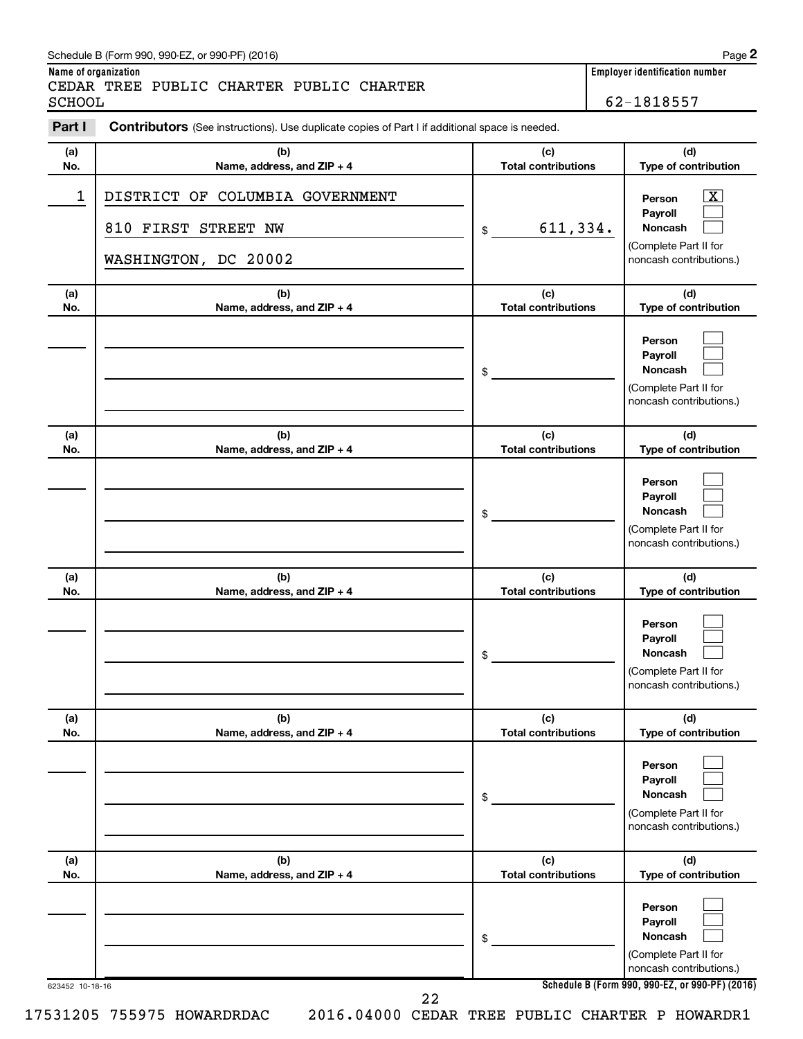Schedule B (Form 990, 990-EZ, or 990-PF) (2016)

**Name of organization**
CEDAR TREE PUBLIC CHARTER PUBLIC CHARTER SCHOOL

**Employer identification number**
62-1818557

**Part I** **Contributors** (See instructions). Use duplicate copies of Part I if additional space is needed.

| (a) No. | (b) Name, address, and ZIP + 4 | (c) Total contributions | (d) Type of contribution |
|---|---|---|---|
| 1 | DISTRICT OF COLUMBIA GOVERNMENT<br>810 FIRST STREET NW<br>WASHINGTON, DC 20002 | $ 611,334. | Person [X]<br>Payroll [ ]<br>Noncash [ ]<br>(Complete Part II for noncash contributions.) |
| | | $ | Person [ ]<br>Payroll [ ]<br>Noncash [ ]<br>(Complete Part II for noncash contributions.) |
| | | $ | Person [ ]<br>Payroll [ ]<br>Noncash [ ]<br>(Complete Part II for noncash contributions.) |
| | | $ | Person [ ]<br>Payroll [ ]<br>Noncash [ ]<br>(Complete Part II for noncash contributions.) |
| | | $ | Person [ ]<br>Payroll [ ]<br>Noncash [ ]<br>(Complete Part II for noncash contributions.) |
| | | $ | Person [ ]<br>Payroll [ ]<br>Noncash [ ]<br>(Complete Part II for noncash contributions.) |

623452 10-18-16

**Schedule B (Form 990, 990-EZ, or 990-PF) (2016)**

17531205 755975 HOWARDRDAC 2016.04000 CEDAR TREE PUBLIC CHARTER P HOWARDR1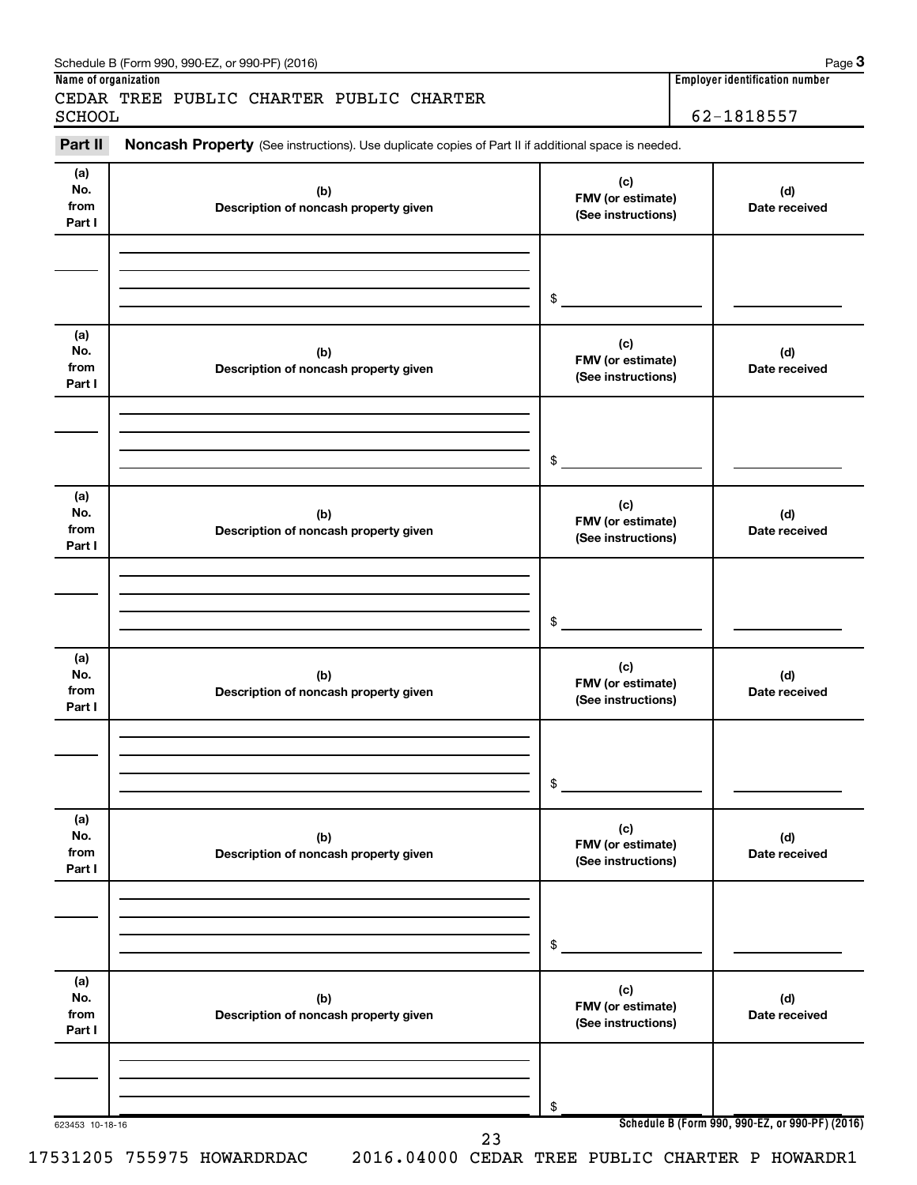Schedule B (Form 990, 990-EZ, or 990-PF) (2016)

**Name of organization**

CEDAR TREE PUBLIC CHARTER PUBLIC CHARTER SCHOOL

**Employer identification number**

62-1818557

**Part II** **Noncash Property** (See instructions). Use duplicate copies of Part II if additional space is needed.

| (a) No. from Part I | (b) Description of noncash property given | (c) FMV (or estimate) (See instructions) | (d) Date received |
|---|---|---|---|
| | | $ | |

| (a) No. from Part I | (b) Description of noncash property given | (c) FMV (or estimate) (See instructions) | (d) Date received |
|---|---|---|---|
| | | $ | |

| (a) No. from Part I | (b) Description of noncash property given | (c) FMV (or estimate) (See instructions) | (d) Date received |
|---|---|---|---|
| | | $ | |

| (a) No. from Part I | (b) Description of noncash property given | (c) FMV (or estimate) (See instructions) | (d) Date received |
|---|---|---|---|
| | | $ | |

| (a) No. from Part I | (b) Description of noncash property given | (c) FMV (or estimate) (See instructions) | (d) Date received |
|---|---|---|---|
| | | $ | |

| (a) No. from Part I | (b) Description of noncash property given | (c) FMV (or estimate) (See instructions) | (d) Date received |
|---|---|---|---|
| | | $ | |

623453 10-18-16

**Schedule B (Form 990, 990-EZ, or 990-PF) (2016)**

17531205 755975 HOWARDRDAC 2016.04000 CEDAR TREE PUBLIC CHARTER P HOWARDR1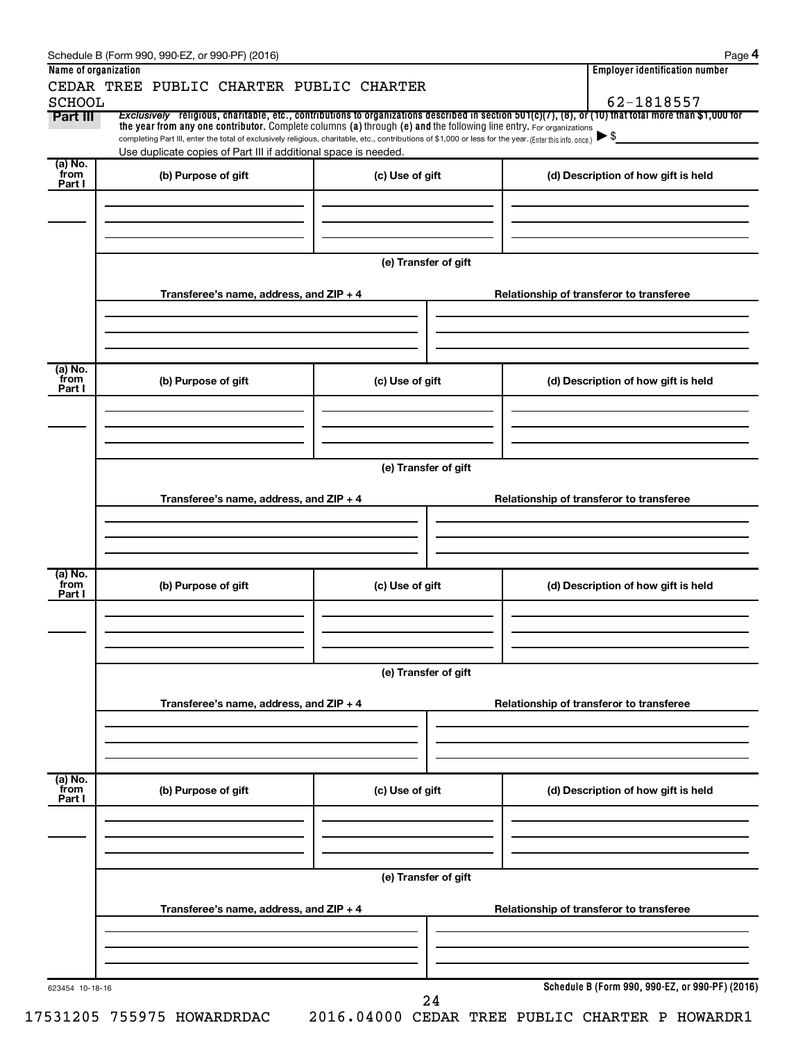Schedule B (Form 990, 990-EZ, or 990-PF) (2016)

| Name of organization | Employer identification number |
|---|---|
| CEDAR TREE PUBLIC CHARTER PUBLIC CHARTER SCHOOL | 62-1818557 |

**Part III** *Exclusively* religious, charitable, etc., contributions to organizations described in section 501(c)(7), (8), or (10) that total more than $1,000 for the year from any one contributor. Complete columns (a) through (e) and the following line entry. For organizations completing Part III, enter the total of exclusively religious, charitable, etc., contributions of $1,000 or less for the year. (Enter this info. once.) ▶ $

Use duplicate copies of Part III if additional space is needed.

| (a) No. from Part I | (b) Purpose of gift | (c) Use of gift | (d) Description of how gift is held |
|---|---|---|---|
| | | | |

(e) Transfer of gift

| Transferee's name, address, and ZIP + 4 | Relationship of transferor to transferee |
|---|---|
| | |

| (a) No. from Part I | (b) Purpose of gift | (c) Use of gift | (d) Description of how gift is held |
|---|---|---|---|
| | | | |

(e) Transfer of gift

| Transferee's name, address, and ZIP + 4 | Relationship of transferor to transferee |
|---|---|
| | |

| (a) No. from Part I | (b) Purpose of gift | (c) Use of gift | (d) Description of how gift is held |
|---|---|---|---|
| | | | |

(e) Transfer of gift

| Transferee's name, address, and ZIP + 4 | Relationship of transferor to transferee |
|---|---|
| | |

| (a) No. from Part I | (b) Purpose of gift | (c) Use of gift | (d) Description of how gift is held |
|---|---|---|---|
| | | | |

(e) Transfer of gift

| Transferee's name, address, and ZIP + 4 | Relationship of transferor to transferee |
|---|---|
| | |

623454 10-18-16

**Schedule B (Form 990, 990-EZ, or 990-PF) (2016)**

17531205 755975 HOWARDRDAC 2016.04000 CEDAR TREE PUBLIC CHARTER P HOWARDR1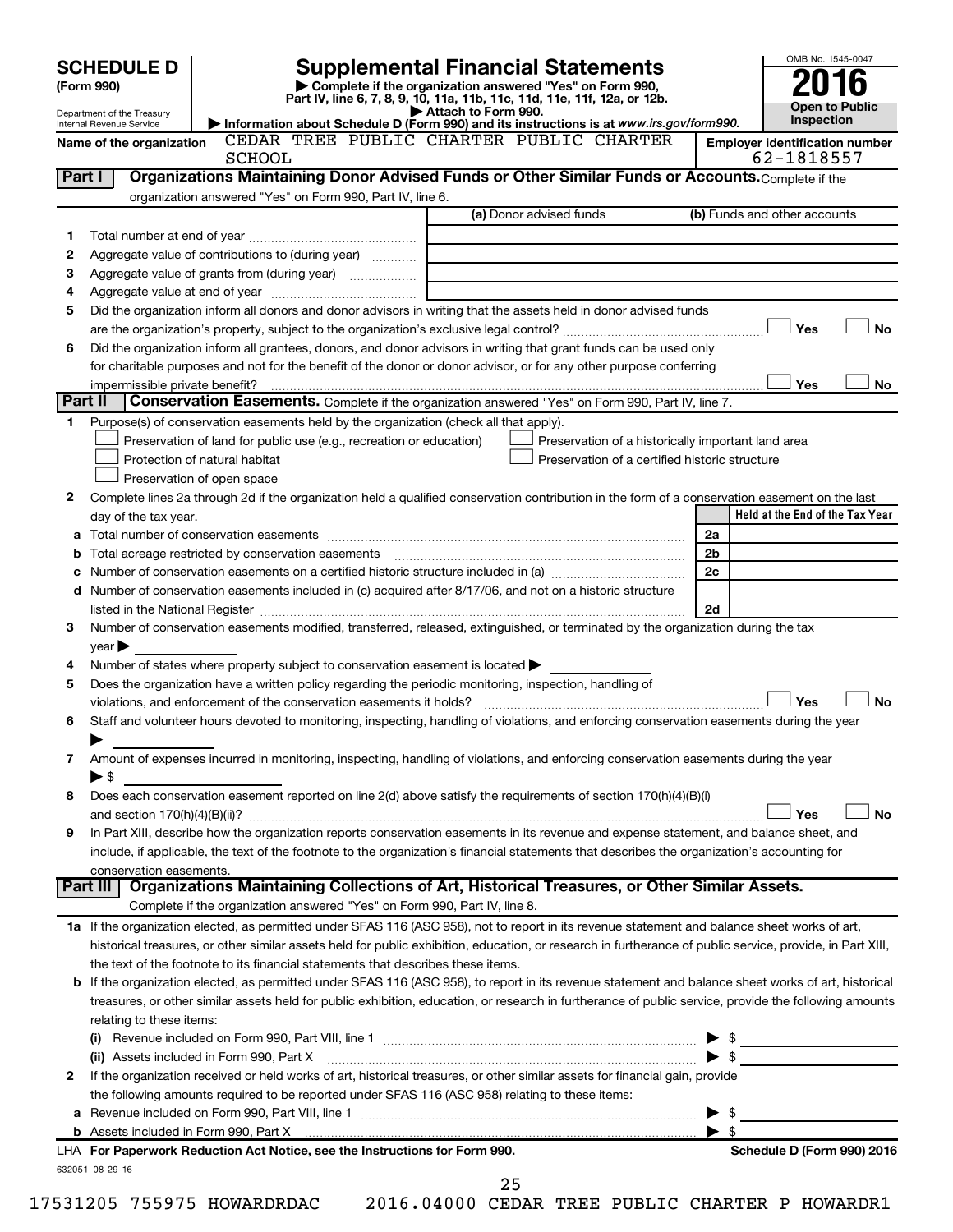# SCHEDULE D (Form 990)

Department of the Treasury
Internal Revenue Service

## Supplemental Financial Statements

▶ Complete if the organization answered "Yes" on Form 990, Part IV, line 6, 7, 8, 9, 10, 11a, 11b, 11c, 11d, 11e, 11f, 12a, or 12b.
▶ Attach to Form 990.
▶ Information about Schedule D (Form 990) and its instructions is at *www.irs.gov/form990.*

OMB No. 1545-0047

**2016**

**Open to Public Inspection**

**Name of the organization:** CEDAR TREE PUBLIC CHARTER PUBLIC CHARTER SCHOOL

**Employer identification number:** 62-1818557

### Part I — Organizations Maintaining Donor Advised Funds or Other Similar Funds or Accounts.

Complete if the organization answered "Yes" on Form 990, Part IV, line 6.

| | | (a) Donor advised funds | (b) Funds and other accounts |
|---|---|---|---|
| 1 | Total number at end of year | | |
| 2 | Aggregate value of contributions to (during year) | | |
| 3 | Aggregate value of grants from (during year) | | |
| 4 | Aggregate value at end of year | | |

5 Did the organization inform all donors and donor advisors in writing that the assets held in donor advised funds are the organization's property, subject to the organization's exclusive legal control? ☐ Yes ☐ No

6 Did the organization inform all grantees, donors, and donor advisors in writing that grant funds can be used only for charitable purposes and not for the benefit of the donor or donor advisor, or for any other purpose conferring impermissible private benefit? ☐ Yes ☐ No

### Part II — Conservation Easements.

Complete if the organization answered "Yes" on Form 990, Part IV, line 7.

1 Purpose(s) of conservation easements held by the organization (check all that apply).

- ☐ Preservation of land for public use (e.g., recreation or education)
- ☐ Protection of natural habitat
- ☐ Preservation of open space
- ☐ Preservation of a historically important land area
- ☐ Preservation of a certified historic structure

2 Complete lines 2a through 2d if the organization held a qualified conservation contribution in the form of a conservation easement on the last day of the tax year.

| | | | Held at the End of the Tax Year |
|---|---|---|---|
| a | Total number of conservation easements | 2a | |
| b | Total acreage restricted by conservation easements | 2b | |
| c | Number of conservation easements on a certified historic structure included in (a) | 2c | |
| d | Number of conservation easements included in (c) acquired after 8/17/06, and not on a historic structure listed in the National Register | 2d | |

3 Number of conservation easements modified, transferred, released, extinguished, or terminated by the organization during the tax year ▶

4 Number of states where property subject to conservation easement is located ▶

5 Does the organization have a written policy regarding the periodic monitoring, inspection, handling of violations, and enforcement of the conservation easements it holds? ☐ Yes ☐ No

6 Staff and volunteer hours devoted to monitoring, inspecting, handling of violations, and enforcing conservation easements during the year ▶

7 Amount of expenses incurred in monitoring, inspecting, handling of violations, and enforcing conservation easements during the year ▶ $

8 Does each conservation easement reported on line 2(d) above satisfy the requirements of section 170(h)(4)(B)(i) and section 170(h)(4)(B)(ii)? ☐ Yes ☐ No

9 In Part XIII, describe how the organization reports conservation easements in its revenue and expense statement, and balance sheet, and include, if applicable, the text of the footnote to the organization's financial statements that describes the organization's accounting for conservation easements.

### Part III — Organizations Maintaining Collections of Art, Historical Treasures, or Other Similar Assets.

Complete if the organization answered "Yes" on Form 990, Part IV, line 8.

1a If the organization elected, as permitted under SFAS 116 (ASC 958), not to report in its revenue statement and balance sheet works of art, historical treasures, or other similar assets held for public exhibition, education, or research in furtherance of public service, provide, in Part XIII, the text of the footnote to its financial statements that describes these items.

b If the organization elected, as permitted under SFAS 116 (ASC 958), to report in its revenue statement and balance sheet works of art, historical treasures, or other similar assets held for public exhibition, education, or research in furtherance of public service, provide the following amounts relating to these items:

(i) Revenue included on Form 990, Part VIII, line 1 ▶ $

(ii) Assets included in Form 990, Part X ▶ $

2 If the organization received or held works of art, historical treasures, or other similar assets for financial gain, provide the following amounts required to be reported under SFAS 116 (ASC 958) relating to these items:

a Revenue included on Form 990, Part VIII, line 1 ▶ $

b Assets included in Form 990, Part X ▶ $

**LHA For Paperwork Reduction Act Notice, see the Instructions for Form 990.** **Schedule D (Form 990) 2016**

632051 08-29-16

17531205 755975 HOWARDRDAC 2016.04000 CEDAR TREE PUBLIC CHARTER P HOWARDR1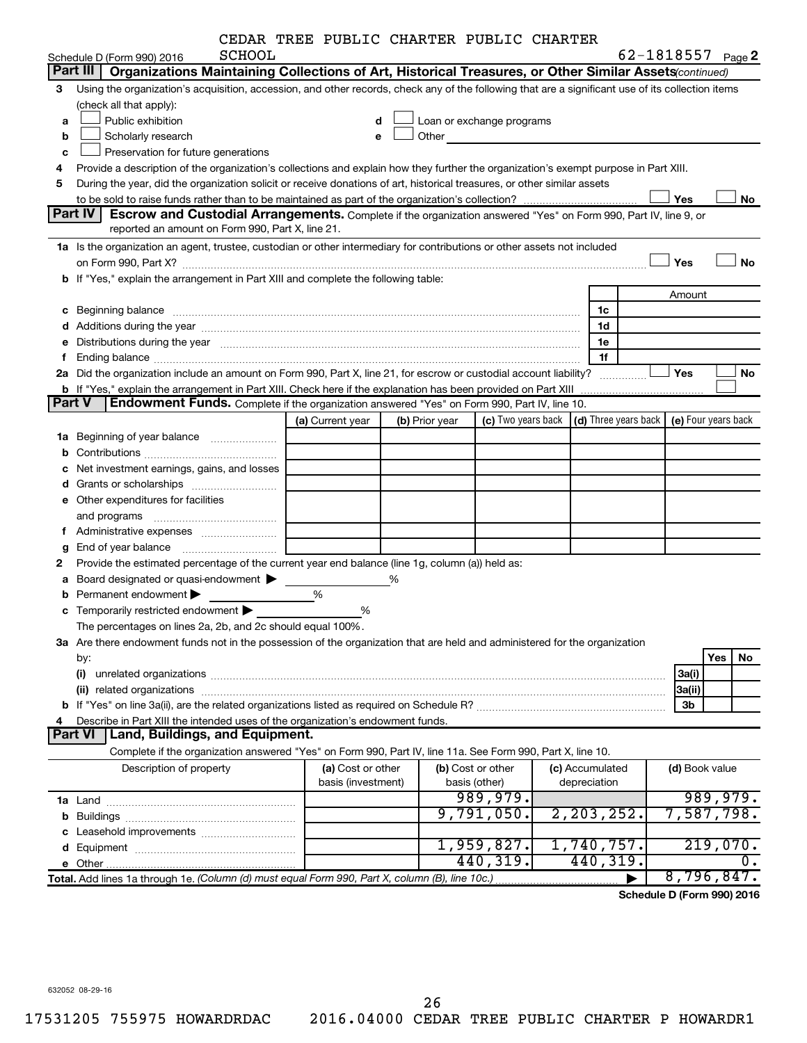CEDAR TREE PUBLIC CHARTER PUBLIC CHARTER SCHOOL

Schedule D (Form 990) 2016 — 62-1818557 Page 2

**Part III** **Organizations Maintaining Collections of Art, Historical Treasures, or Other Similar Assets** *(continued)*

3 Using the organization's acquisition, accession, and other records, check any of the following that are a significant use of its collection items (check all that apply):

a ☐ Public exhibition
b ☐ Scholarly research
c ☐ Preservation for future generations
d ☐ Loan or exchange programs
e ☐ Other

4 Provide a description of the organization's collections and explain how they further the organization's exempt purpose in Part XIII.

5 During the year, did the organization solicit or receive donations of art, historical treasures, or other similar assets to be sold to raise funds rather than to be maintained as part of the organization's collection? ☐ Yes ☐ No

**Part IV** **Escrow and Custodial Arrangements.** Complete if the organization answered "Yes" on Form 990, Part IV, line 9, or reported an amount on Form 990, Part X, line 21.

1a Is the organization an agent, trustee, custodian or other intermediary for contributions or other assets not included on Form 990, Part X? ☐ Yes ☐ No

b If "Yes," explain the arrangement in Part XIII and complete the following table:

| | | Amount |
|---|---|---|
| c Beginning balance | 1c | |
| d Additions during the year | 1d | |
| e Distributions during the year | 1e | |
| f Ending balance | 1f | |

2a Did the organization include an amount on Form 990, Part X, line 21, for escrow or custodial account liability? ☐ Yes ☐ No

b If "Yes," explain the arrangement in Part XIII. Check here if the explanation has been provided on Part XIII ☐

**Part V** **Endowment Funds.** Complete if the organization answered "Yes" on Form 990, Part IV, line 10.

| | (a) Current year | (b) Prior year | (c) Two years back | (d) Three years back | (e) Four years back |
|---|---|---|---|---|---|
| 1a Beginning of year balance | | | | | |
| b Contributions | | | | | |
| c Net investment earnings, gains, and losses | | | | | |
| d Grants or scholarships | | | | | |
| e Other expenditures for facilities and programs | | | | | |
| f Administrative expenses | | | | | |
| g End of year balance | | | | | |

2 Provide the estimated percentage of the current year end balance (line 1g, column (a)) held as:

a Board designated or quasi-endowment ▶ %
b Permanent endowment ▶ %
c Temporarily restricted endowment ▶ %

The percentages on lines 2a, 2b, and 2c should equal 100%.

3a Are there endowment funds not in the possession of the organization that are held and administered for the organization by:

| | | Yes | No |
|---|---|---|---|
| (i) unrelated organizations | 3a(i) | | |
| (ii) related organizations | 3a(ii) | | |
| b If "Yes" on line 3a(ii), are the related organizations listed as required on Schedule R? | 3b | | |

4 Describe in Part XIII the intended uses of the organization's endowment funds.

**Part VI** **Land, Buildings, and Equipment.**

Complete if the organization answered "Yes" on Form 990, Part IV, line 11a. See Form 990, Part X, line 10.

| Description of property | (a) Cost or other basis (investment) | (b) Cost or other basis (other) | (c) Accumulated depreciation | (d) Book value |
|---|---|---|---|---|
| 1a Land | | 989,979. | | 989,979. |
| b Buildings | | 9,791,050. | 2,203,252. | 7,587,798. |
| c Leasehold improvements | | | | |
| d Equipment | | 1,959,827. | 1,740,757. | 219,070. |
| e Other | | 440,319. | 440,319. | 0. |
| **Total.** Add lines 1a through 1e. *(Column (d) must equal Form 990, Part X, column (B), line 10c.)* | | | ▶ | 8,796,847. |

**Schedule D (Form 990) 2016**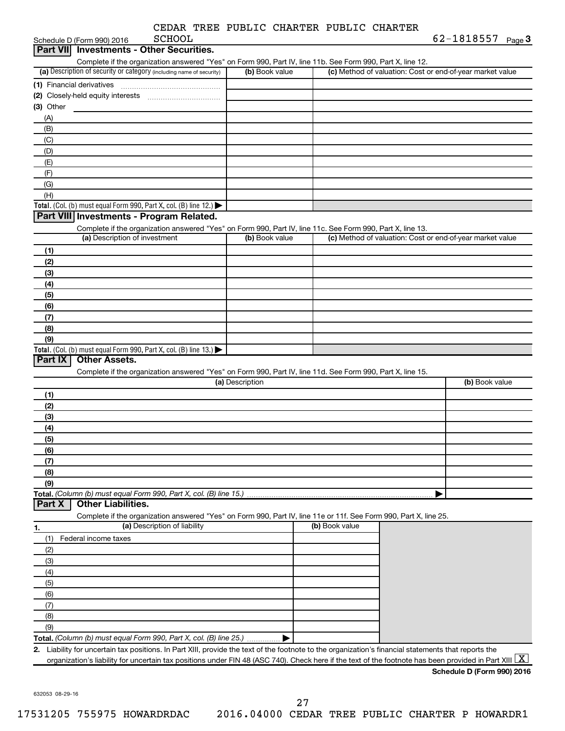CEDAR TREE PUBLIC CHARTER PUBLIC CHARTER SCHOOL

Schedule D (Form 990) 2016 62-1818557 Page 3

## Part VII Investments - Other Securities.

Complete if the organization answered "Yes" on Form 990, Part IV, line 11b. See Form 990, Part X, line 12.

| (a) Description of security or category (including name of security) | (b) Book value | (c) Method of valuation: Cost or end-of-year market value |
|---|---|---|
| (1) Financial derivatives | | |
| (2) Closely-held equity interests | | |
| (3) Other | | |
| (A) | | |
| (B) | | |
| (C) | | |
| (D) | | |
| (E) | | |
| (F) | | |
| (G) | | |
| (H) | | |
| **Total.** (Col. (b) must equal Form 990, Part X, col. (B) line 12.) | | |

## Part VIII Investments - Program Related.

Complete if the organization answered "Yes" on Form 990, Part IV, line 11c. See Form 990, Part X, line 13.

| (a) Description of investment | (b) Book value | (c) Method of valuation: Cost or end-of-year market value |
|---|---|---|
| (1) | | |
| (2) | | |
| (3) | | |
| (4) | | |
| (5) | | |
| (6) | | |
| (7) | | |
| (8) | | |
| (9) | | |
| **Total.** (Col. (b) must equal Form 990, Part X, col. (B) line 13.) | | |

## Part IX Other Assets.

Complete if the organization answered "Yes" on Form 990, Part IV, line 11d. See Form 990, Part X, line 15.

| (a) Description | (b) Book value |
|---|---|
| (1) | |
| (2) | |
| (3) | |
| (4) | |
| (5) | |
| (6) | |
| (7) | |
| (8) | |
| (9) | |
| **Total.** *(Column (b) must equal Form 990, Part X, col. (B) line 15.)* | |

## Part X Other Liabilities.

Complete if the organization answered "Yes" on Form 990, Part IV, line 11e or 11f. See Form 990, Part X, line 25.

| 1. (a) Description of liability | (b) Book value |
|---|---|
| (1) Federal income taxes | |
| (2) | |
| (3) | |
| (4) | |
| (5) | |
| (6) | |
| (7) | |
| (8) | |
| (9) | |
| **Total.** *(Column (b) must equal Form 990, Part X, col. (B) line 25.)* | |

2. Liability for uncertain tax positions. In Part XIII, provide the text of the footnote to the organization's financial statements that reports the organization's liability for uncertain tax positions under FIN 48 (ASC 740). Check here if the text of the footnote has been provided in Part XIII [X]

**Schedule D (Form 990) 2016**

632053 08-29-16

17531205 755975 HOWARDRDAC 2016.04000 CEDAR TREE PUBLIC CHARTER P HOWARDR1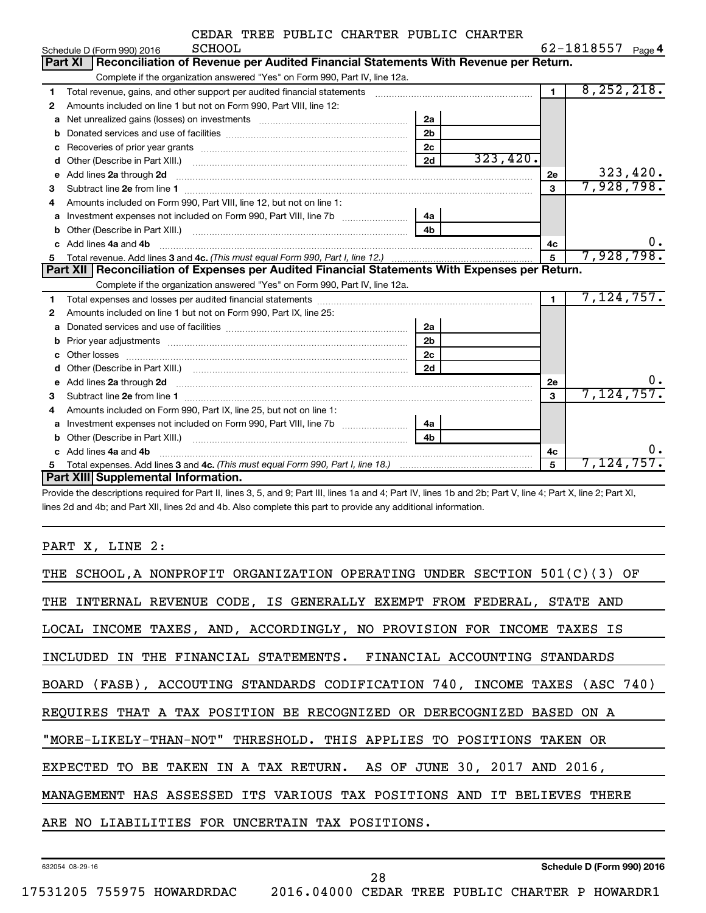CEDAR TREE PUBLIC CHARTER PUBLIC CHARTER SCHOOL

Schedule D (Form 990) 2016 — 62-1818557 Page 4

## Part XI Reconciliation of Revenue per Audited Financial Statements With Revenue per Return.

Complete if the organization answered "Yes" on Form 990, Part IV, line 12a.

| | | | | | |
|---|---|---|---|---|---|
| 1 | Total revenue, gains, and other support per audited financial statements | | | 1 | 8,252,218. |
| 2 | Amounts included on line 1 but not on Form 990, Part VIII, line 12: | | | | |
| a | Net unrealized gains (losses) on investments | 2a | | | |
| b | Donated services and use of facilities | 2b | | | |
| c | Recoveries of prior year grants | 2c | | | |
| d | Other (Describe in Part XIII.) | 2d | 323,420. | | |
| e | Add lines 2a through 2d | | | 2e | 323,420. |
| 3 | Subtract line 2e from line 1 | | | 3 | 7,928,798. |
| 4 | Amounts included on Form 990, Part VIII, line 12, but not on line 1: | | | | |
| a | Investment expenses not included on Form 990, Part VIII, line 7b | 4a | | | |
| b | Other (Describe in Part XIII.) | 4b | | | |
| c | Add lines 4a and 4b | | | 4c | 0. |
| 5 | Total revenue. Add lines 3 and 4c. *(This must equal Form 990, Part I, line 12.)* | | | 5 | 7,928,798. |

## Part XII Reconciliation of Expenses per Audited Financial Statements With Expenses per Return.

Complete if the organization answered "Yes" on Form 990, Part IV, line 12a.

| | | | | | |
|---|---|---|---|---|---|
| 1 | Total expenses and losses per audited financial statements | | | 1 | 7,124,757. |
| 2 | Amounts included on line 1 but not on Form 990, Part IX, line 25: | | | | |
| a | Donated services and use of facilities | 2a | | | |
| b | Prior year adjustments | 2b | | | |
| c | Other losses | 2c | | | |
| d | Other (Describe in Part XIII.) | 2d | | | |
| e | Add lines 2a through 2d | | | 2e | 0. |
| 3 | Subtract line 2e from line 1 | | | 3 | 7,124,757. |
| 4 | Amounts included on Form 990, Part IX, line 25, but not on line 1: | | | | |
| a | Investment expenses not included on Form 990, Part VIII, line 7b | 4a | | | |
| b | Other (Describe in Part XIII.) | 4b | | | |
| c | Add lines 4a and 4b | | | 4c | 0. |
| 5 | Total expenses. Add lines 3 and 4c. *(This must equal Form 990, Part I, line 18.)* | | | 5 | 7,124,757. |

## Part XIII Supplemental Information.

Provide the descriptions required for Part II, lines 3, 5, and 9; Part III, lines 1a and 4; Part IV, lines 1b and 2b; Part V, line 4; Part X, line 2; Part XI, lines 2d and 4b; and Part XII, lines 2d and 4b. Also complete this part to provide any additional information.

PART X, LINE 2:

THE SCHOOL,A NONPROFIT ORGANIZATION OPERATING UNDER SECTION 501(C)(3) OF THE INTERNAL REVENUE CODE, IS GENERALLY EXEMPT FROM FEDERAL, STATE AND LOCAL INCOME TAXES, AND, ACCORDINGLY, NO PROVISION FOR INCOME TAXES IS INCLUDED IN THE FINANCIAL STATEMENTS. FINANCIAL ACCOUNTING STANDARDS BOARD (FASB), ACCOUTING STANDARDS CODIFICATION 740, INCOME TAXES (ASC 740) REQUIRES THAT A TAX POSITION BE RECOGNIZED OR DERECOGNIZED BASED ON A "MORE-LIKELY-THAN-NOT" THRESHOLD. THIS APPLIES TO POSITIONS TAKEN OR EXPECTED TO BE TAKEN IN A TAX RETURN. AS OF JUNE 30, 2017 AND 2016, MANAGEMENT HAS ASSESSED ITS VARIOUS TAX POSITIONS AND IT BELIEVES THERE ARE NO LIABILITIES FOR UNCERTAIN TAX POSITIONS.

632054 08-29-16 — Schedule D (Form 990) 2016

17531205 755975 HOWARDRDAC 2016.04000 CEDAR TREE PUBLIC CHARTER P HOWARDR1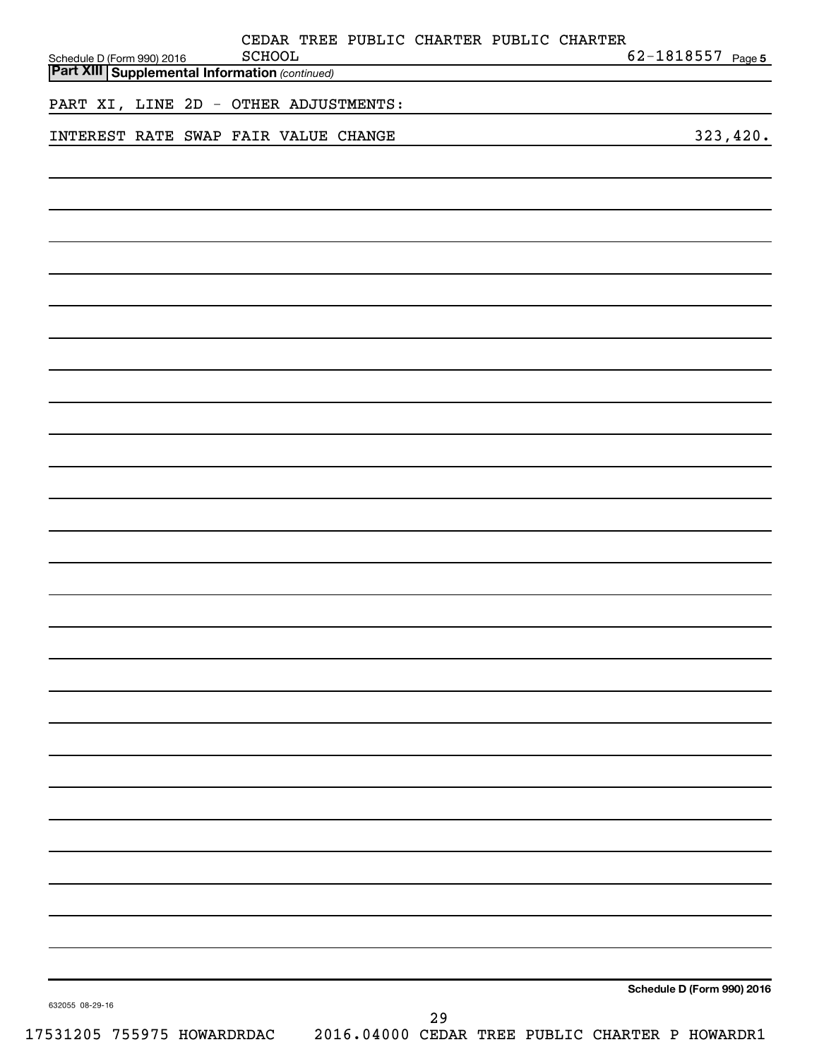CEDAR TREE PUBLIC CHARTER PUBLIC CHARTER SCHOOL 62-1818557

Schedule D (Form 990) 2016

**Part XIII Supplemental Information** *(continued)*

PART XI, LINE 2D - OTHER ADJUSTMENTS:

| | |
|---|---|
| INTEREST RATE SWAP FAIR VALUE CHANGE | 323,420. |

**Schedule D (Form 990) 2016**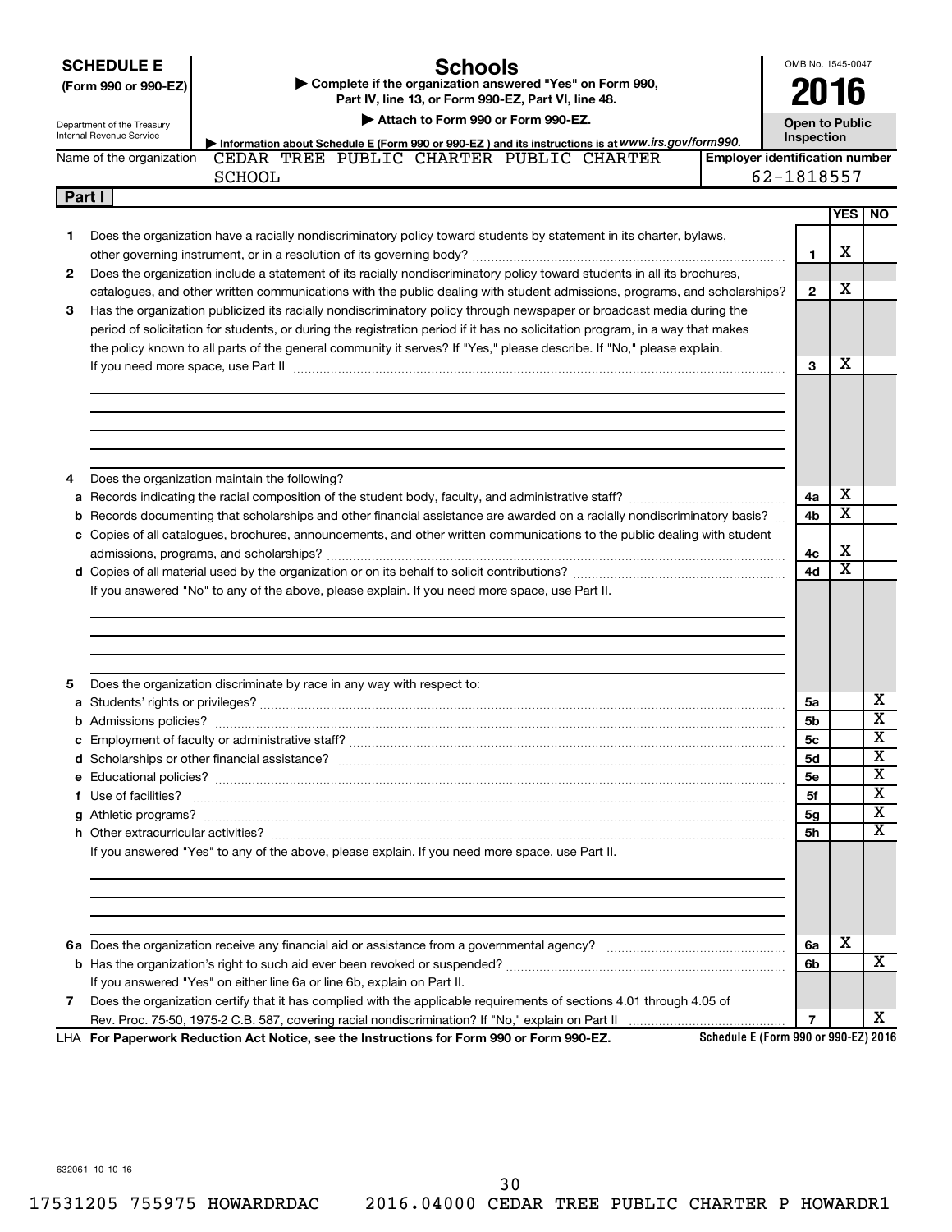**SCHEDULE E**
**(Form 990 or 990-EZ)**

Department of the Treasury
Internal Revenue Service

# Schools

▶ **Complete if the organization answered "Yes" on Form 990, Part IV, line 13, or Form 990-EZ, Part VI, line 48.**
▶ **Attach to Form 990 or Form 990-EZ.**
▶ Information about Schedule E (Form 990 or 990-EZ) and its instructions is at *www.irs.gov/form990.*

OMB No. 1545-0047

**2016**

**Open to Public Inspection**

Name of the organization: CEDAR TREE PUBLIC CHARTER PUBLIC CHARTER SCHOOL

**Employer identification number:** 62-1818557

## Part I

| | | Line | YES | NO |
|---|---|---|---|---|
| **1** | Does the organization have a racially nondiscriminatory policy toward students by statement in its charter, bylaws, other governing instrument, or in a resolution of its governing body? | **1** | X | |
| **2** | Does the organization include a statement of its racially nondiscriminatory policy toward students in all its brochures, catalogues, and other written communications with the public dealing with student admissions, programs, and scholarships? | **2** | X | |
| **3** | Has the organization publicized its racially nondiscriminatory policy through newspaper or broadcast media during the period of solicitation for students, or during the registration period if it has no solicitation program, in a way that makes the policy known to all parts of the general community it serves? If "Yes," please describe. If "No," please explain. If you need more space, use Part II | **3** | X | |
| **4** | Does the organization maintain the following? | | | |
| **a** | Records indicating the racial composition of the student body, faculty, and administrative staff? | **4a** | X | |
| **b** | Records documenting that scholarships and other financial assistance are awarded on a racially nondiscriminatory basis? | **4b** | X | |
| **c** | Copies of all catalogues, brochures, announcements, and other written communications to the public dealing with student admissions, programs, and scholarships? | **4c** | X | |
| **d** | Copies of all material used by the organization or on its behalf to solicit contributions? | **4d** | X | |
| | If you answered "No" to any of the above, please explain. If you need more space, use Part II. | | | |
| **5** | Does the organization discriminate by race in any way with respect to: | | | |
| **a** | Students' rights or privileges? | **5a** | | X |
| **b** | Admissions policies? | **5b** | | X |
| **c** | Employment of faculty or administrative staff? | **5c** | | X |
| **d** | Scholarships or other financial assistance? | **5d** | | X |
| **e** | Educational policies? | **5e** | | X |
| **f** | Use of facilities? | **5f** | | X |
| **g** | Athletic programs? | **5g** | | X |
| **h** | Other extracurricular activities? | **5h** | | X |
| | If you answered "Yes" to any of the above, please explain. If you need more space, use Part II. | | | |
| **6a** | Does the organization receive any financial aid or assistance from a governmental agency? | **6a** | X | |
| **b** | Has the organization's right to such aid ever been revoked or suspended? | **6b** | | X |
| | If you answered "Yes" on either line 6a or line 6b, explain on Part II. | | | |
| **7** | Does the organization certify that it has complied with the applicable requirements of sections 4.01 through 4.05 of Rev. Proc. 75-50, 1975-2 C.B. 587, covering racial nondiscrimination? If "No," explain on Part II | **7** | | X |

LHA **For Paperwork Reduction Act Notice, see the Instructions for Form 990 or Form 990-EZ.**

**Schedule E (Form 990 or 990-EZ) 2016**

632061 10-10-16

17531205 755975 HOWARDRDAC 2016.04000 CEDAR TREE PUBLIC CHARTER P HOWARDR1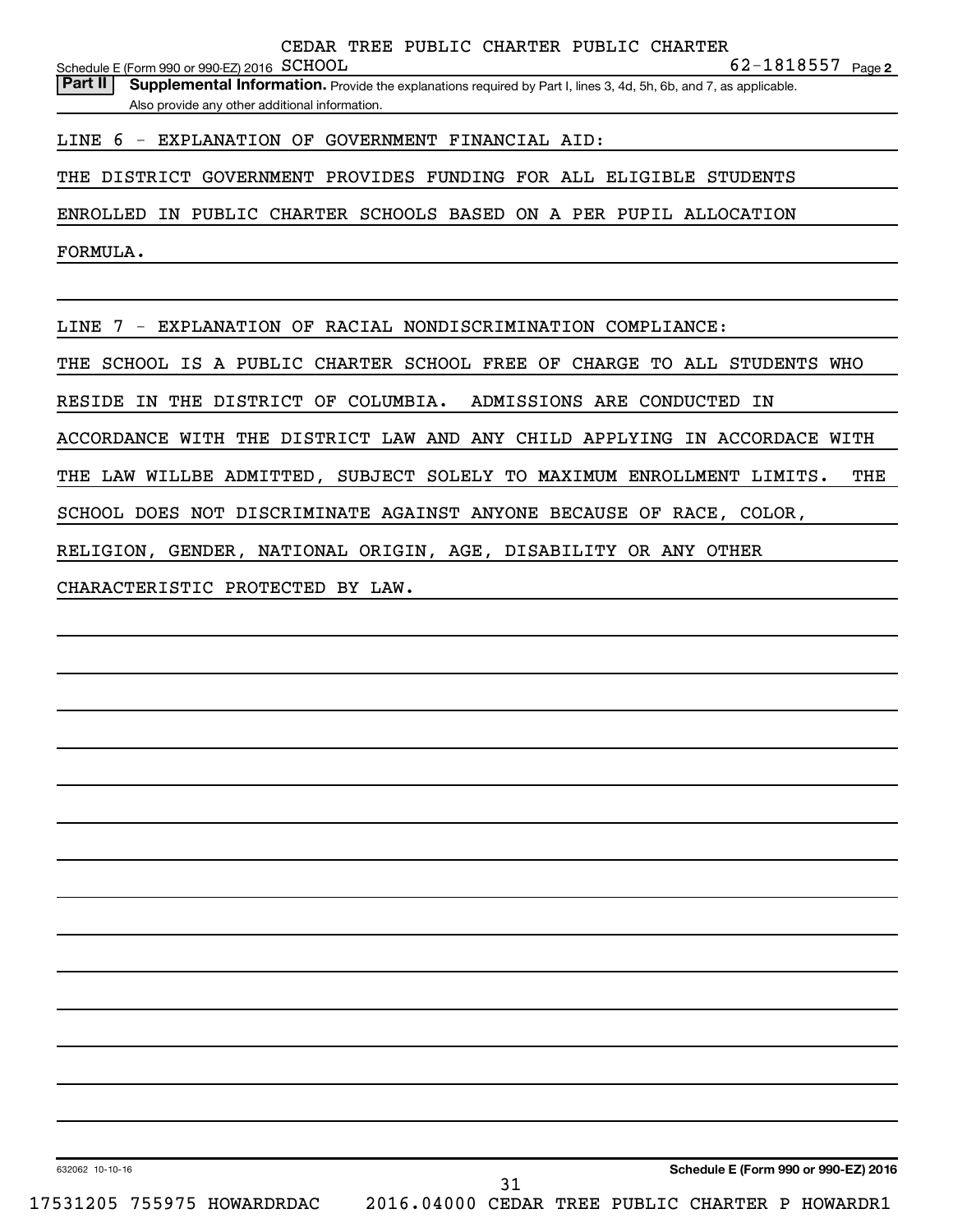CEDAR TREE PUBLIC CHARTER PUBLIC CHARTER

Schedule E (Form 990 or 990-EZ) 2016 SCHOOL 62-1818557 Page **2**

**Part II** **Supplemental Information.** Provide the explanations required by Part I, lines 3, 4d, 5h, 6b, and 7, as applicable. Also provide any other additional information.

LINE 6 - EXPLANATION OF GOVERNMENT FINANCIAL AID:

THE DISTRICT GOVERNMENT PROVIDES FUNDING FOR ALL ELIGIBLE STUDENTS ENROLLED IN PUBLIC CHARTER SCHOOLS BASED ON A PER PUPIL ALLOCATION FORMULA.

LINE 7 - EXPLANATION OF RACIAL NONDISCRIMINATION COMPLIANCE:

THE SCHOOL IS A PUBLIC CHARTER SCHOOL FREE OF CHARGE TO ALL STUDENTS WHO RESIDE IN THE DISTRICT OF COLUMBIA. ADMISSIONS ARE CONDUCTED IN ACCORDANCE WITH THE DISTRICT LAW AND ANY CHILD APPLYING IN ACCORDACE WITH THE LAW WILLBE ADMITTED, SUBJECT SOLELY TO MAXIMUM ENROLLMENT LIMITS. THE SCHOOL DOES NOT DISCRIMINATE AGAINST ANYONE BECAUSE OF RACE, COLOR, RELIGION, GENDER, NATIONAL ORIGIN, AGE, DISABILITY OR ANY OTHER CHARACTERISTIC PROTECTED BY LAW.

632062 10-10-16 **Schedule E (Form 990 or 990-EZ) 2016**

17531205 755975 HOWARDRDAC 2016.04000 CEDAR TREE PUBLIC CHARTER P HOWARDR1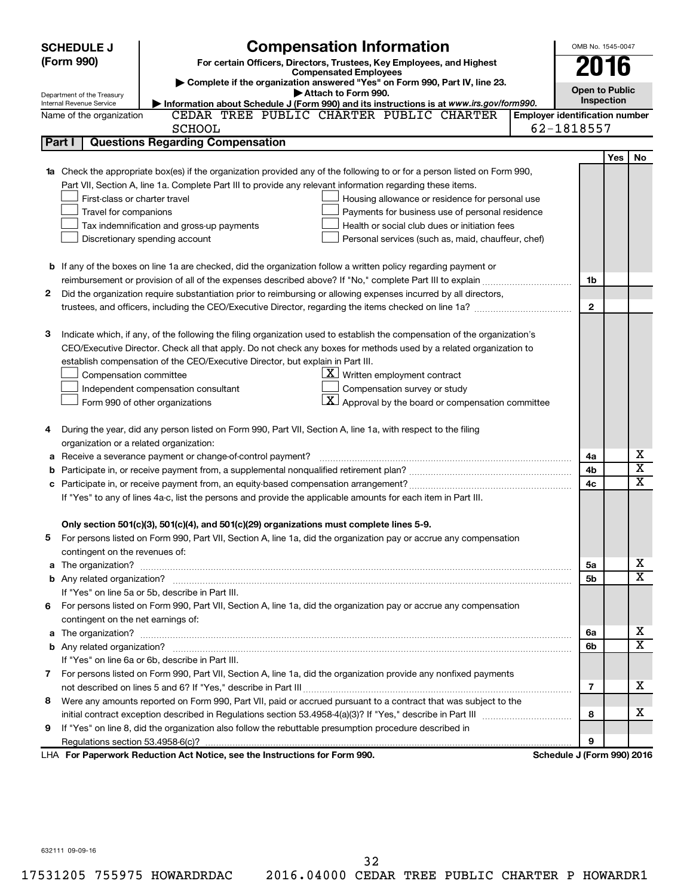**SCHEDULE J (Form 990)**

Department of the Treasury
Internal Revenue Service

# Compensation Information

**For certain Officers, Directors, Trustees, Key Employees, and Highest Compensated Employees**

▶ **Complete if the organization answered "Yes" on Form 990, Part IV, line 23.**

▶ **Attach to Form 990.**

▶ **Information about Schedule J (Form 990) and its instructions is at *www.irs.gov/form990*.**

OMB No. 1545-0047

**2016**

**Open to Public Inspection**

Name of the organization: CEDAR TREE PUBLIC CHARTER PUBLIC CHARTER SCHOOL

**Employer identification number:** 62-1818557

## Part I — Questions Regarding Compensation

| | | | Yes | No |
|---|---|---|---|---|
| **1a** | Check the appropriate box(es) if the organization provided any of the following to or for a person listed on Form 990, Part VII, Section A, line 1a. Complete Part III to provide any relevant information regarding these items.<br>☐ First-class or charter travel ☐ Housing allowance or residence for personal use<br>☐ Travel for companions ☐ Payments for business use of personal residence<br>☐ Tax indemnification and gross-up payments ☐ Health or social club dues or initiation fees<br>☐ Discretionary spending account ☐ Personal services (such as, maid, chauffeur, chef) | | | |
| **b** | If any of the boxes on line 1a are checked, did the organization follow a written policy regarding payment or reimbursement or provision of all of the expenses described above? If "No," complete Part III to explain | 1b | | |
| **2** | Did the organization require substantiation prior to reimbursing or allowing expenses incurred by all directors, trustees, and officers, including the CEO/Executive Director, regarding the items checked on line 1a? | 2 | | |
| **3** | Indicate which, if any, of the following the filing organization used to establish the compensation of the organization's CEO/Executive Director. Check all that apply. Do not check any boxes for methods used by a related organization to establish compensation of the CEO/Executive Director, but explain in Part III.<br>☐ Compensation committee ☒ Written employment contract<br>☐ Independent compensation consultant ☐ Compensation survey or study<br>☐ Form 990 of other organizations ☒ Approval by the board or compensation committee | | | |
| **4** | During the year, did any person listed on Form 990, Part VII, Section A, line 1a, with respect to the filing organization or a related organization: | | | |
| **a** | Receive a severance payment or change-of-control payment? | 4a | | X |
| **b** | Participate in, or receive payment from, a supplemental nonqualified retirement plan? | 4b | | X |
| **c** | Participate in, or receive payment from, an equity-based compensation arrangement? | 4c | | X |
| | If "Yes" to any of lines 4a-c, list the persons and provide the applicable amounts for each item in Part III. | | | |
| | **Only section 501(c)(3), 501(c)(4), and 501(c)(29) organizations must complete lines 5-9.** | | | |
| **5** | For persons listed on Form 990, Part VII, Section A, line 1a, did the organization pay or accrue any compensation contingent on the revenues of: | | | |
| **a** | The organization? | 5a | | X |
| **b** | Any related organization? | 5b | | X |
| | If "Yes" on line 5a or 5b, describe in Part III. | | | |
| **6** | For persons listed on Form 990, Part VII, Section A, line 1a, did the organization pay or accrue any compensation contingent on the net earnings of: | | | |
| **a** | The organization? | 6a | | X |
| **b** | Any related organization? | 6b | | X |
| | If "Yes" on line 6a or 6b, describe in Part III. | | | |
| **7** | For persons listed on Form 990, Part VII, Section A, line 1a, did the organization provide any nonfixed payments not described on lines 5 and 6? If "Yes," describe in Part III | 7 | | X |
| **8** | Were any amounts reported on Form 990, Part VII, paid or accrued pursuant to a contract that was subject to the initial contract exception described in Regulations section 53.4958-4(a)(3)? If "Yes," describe in Part III | 8 | | X |
| **9** | If "Yes" on line 8, did the organization also follow the rebuttable presumption procedure described in Regulations section 53.4958-6(c)? | 9 | | |

LHA **For Paperwork Reduction Act Notice, see the Instructions for Form 990.** **Schedule J (Form 990) 2016**

632111 09-09-16

17531205 755975 HOWARDRDAC 2016.04000 CEDAR TREE PUBLIC CHARTER P HOWARDR1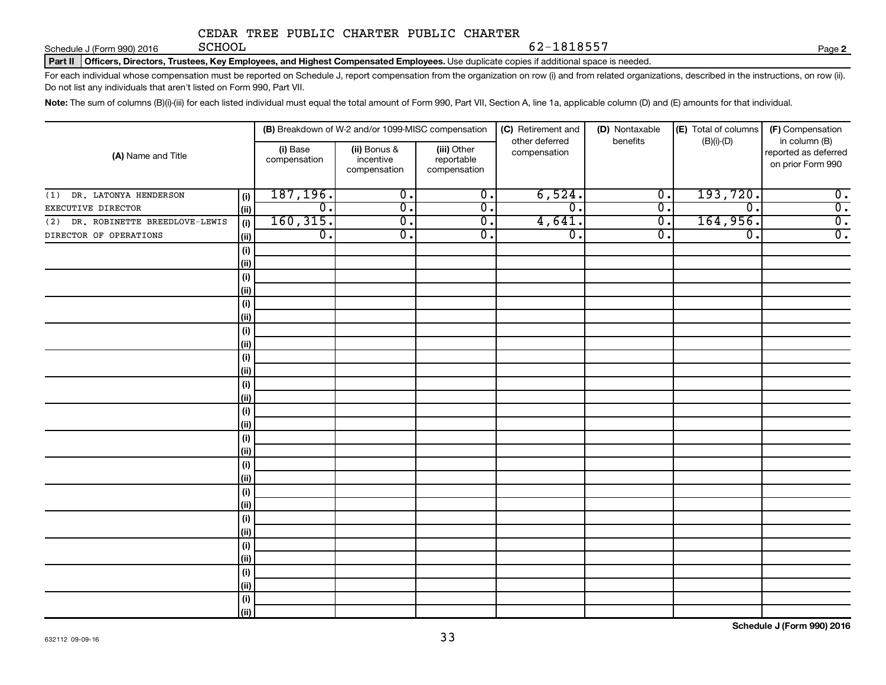CEDAR TREE PUBLIC CHARTER PUBLIC CHARTER SCHOOL

Schedule J (Form 990) 2016 62-1818557 Page **2**

**Part II** **Officers, Directors, Trustees, Key Employees, and Highest Compensated Employees.** Use duplicate copies if additional space is needed.

For each individual whose compensation must be reported on Schedule J, report compensation from the organization on row (i) and from related organizations, described in the instructions, on row (ii). Do not list any individuals that aren't listed on Form 990, Part VII.

**Note:** The sum of columns (B)(i)-(iii) for each listed individual must equal the total amount of Form 990, Part VII, Section A, line 1a, applicable column (D) and (E) amounts for that individual.

| (A) Name and Title | | **(B)** Breakdown of W-2 and/or 1099-MISC compensation | | | **(C)** Retirement and other deferred compensation | **(D)** Nontaxable benefits | **(E)** Total of columns (B)(i)-(D) | **(F)** Compensation in column (B) reported as deferred on prior Form 990 |
|---|---|---|---|---|---|---|---|---|
| | | **(i)** Base compensation | **(ii)** Bonus & incentive compensation | **(iii)** Other reportable compensation | | | | |
| (1) DR. LATONYA HENDERSON | (i) | 187,196. | 0. | 0. | 6,524. | 0. | 193,720. | 0. |
| EXECUTIVE DIRECTOR | (ii) | 0. | 0. | 0. | 0. | 0. | 0. | 0. |
| (2) DR. ROBINETTE BREEDLOVE-LEWIS | (i) | 160,315. | 0. | 0. | 4,641. | 0. | 164,956. | 0. |
| DIRECTOR OF OPERATIONS | (ii) | 0. | 0. | 0. | 0. | 0. | 0. | 0. |
| | (i) | | | | | | | |
| | (ii) | | | | | | | |
| | (i) | | | | | | | |
| | (ii) | | | | | | | |
| | (i) | | | | | | | |
| | (ii) | | | | | | | |
| | (i) | | | | | | | |
| | (ii) | | | | | | | |
| | (i) | | | | | | | |
| | (ii) | | | | | | | |
| | (i) | | | | | | | |
| | (ii) | | | | | | | |
| | (i) | | | | | | | |
| | (ii) | | | | | | | |
| | (i) | | | | | | | |
| | (ii) | | | | | | | |
| | (i) | | | | | | | |
| | (ii) | | | | | | | |
| | (i) | | | | | | | |
| | (ii) | | | | | | | |
| | (i) | | | | | | | |
| | (ii) | | | | | | | |
| | (i) | | | | | | | |
| | (ii) | | | | | | | |
| | (i) | | | | | | | |
| | (ii) | | | | | | | |
| | (i) | | | | | | | |
| | (ii) | | | | | | | |

**Schedule J (Form 990) 2016**

632112 09-09-16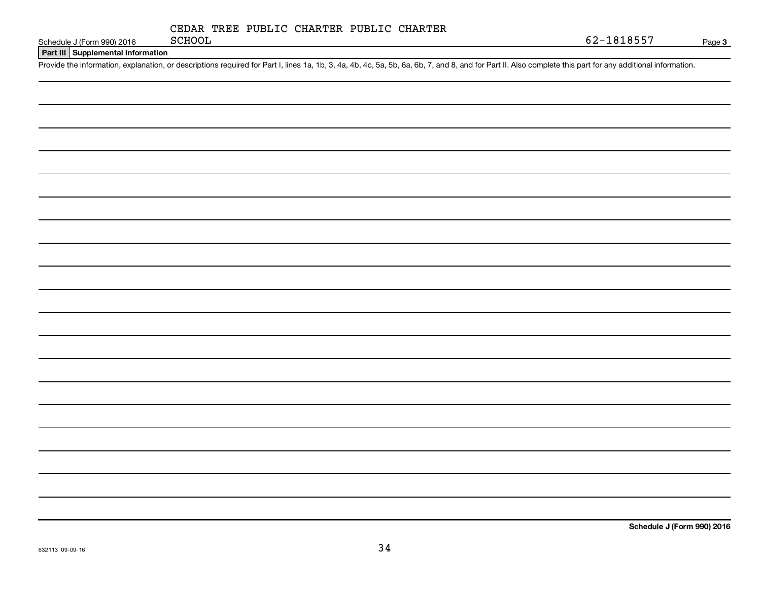Schedule J (Form 990) 2016 CEDAR TREE PUBLIC CHARTER PUBLIC CHARTER SCHOOL 62-1818557 Page **3**

**Part III** **Supplemental Information**

Provide the information, explanation, or descriptions required for Part I, lines 1a, 1b, 3, 4a, 4b, 4c, 5a, 5b, 6a, 6b, 7, and 8, and for Part II. Also complete this part for any additional information.

**Schedule J (Form 990) 2016**

632113 09-09-16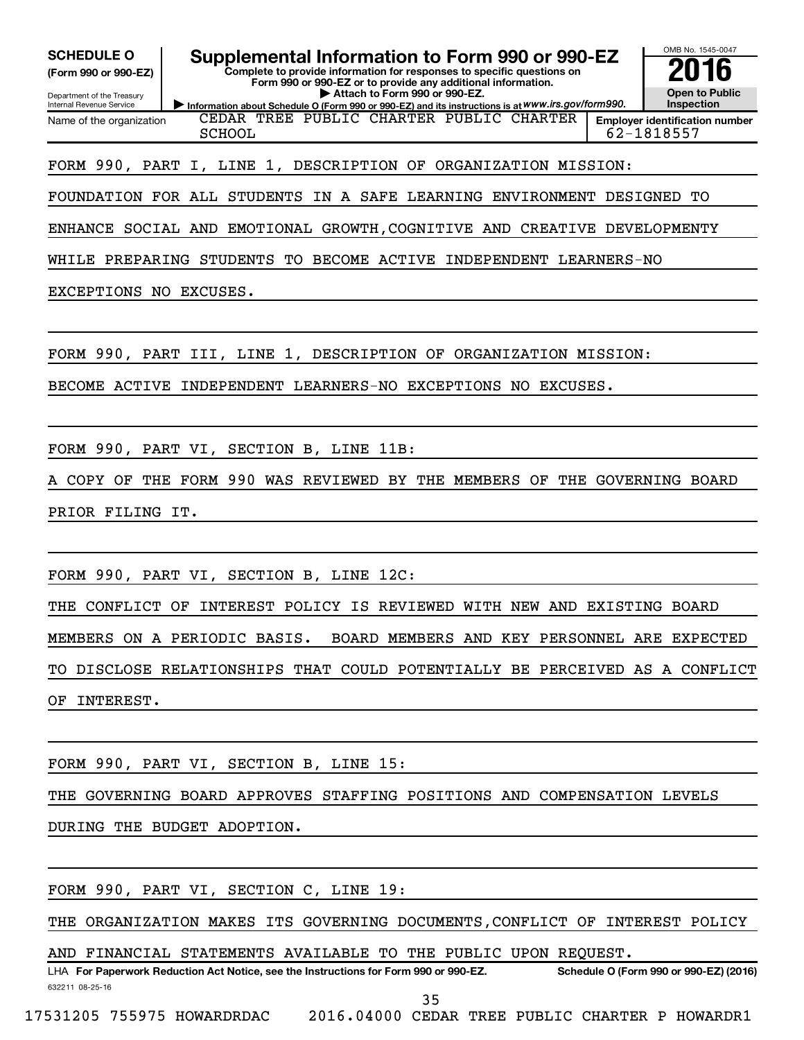**SCHEDULE O (Form 990 or 990-EZ)**

Department of the Treasury
Internal Revenue Service

# Supplemental Information to Form 990 or 990-EZ

**Complete to provide information for responses to specific questions on Form 990 or 990-EZ or to provide any additional information.**

**▶ Attach to Form 990 or 990-EZ.**

**▶ Information about Schedule O (Form 990 or 990-EZ) and its instructions is at *www.irs.gov/form990*.**

OMB No. 1545-0047

**2016**

**Open to Public Inspection**

| Name of the organization | Employer identification number |
|---|---|
| CEDAR TREE PUBLIC CHARTER PUBLIC CHARTER SCHOOL | 62-1818557 |

FORM 990, PART I, LINE 1, DESCRIPTION OF ORGANIZATION MISSION:

FOUNDATION FOR ALL STUDENTS IN A SAFE LEARNING ENVIRONMENT DESIGNED TO ENHANCE SOCIAL AND EMOTIONAL GROWTH,COGNITIVE AND CREATIVE DEVELOPMENTY WHILE PREPARING STUDENTS TO BECOME ACTIVE INDEPENDENT LEARNERS-NO EXCEPTIONS NO EXCUSES.

FORM 990, PART III, LINE 1, DESCRIPTION OF ORGANIZATION MISSION:

BECOME ACTIVE INDEPENDENT LEARNERS-NO EXCEPTIONS NO EXCUSES.

FORM 990, PART VI, SECTION B, LINE 11B:

A COPY OF THE FORM 990 WAS REVIEWED BY THE MEMBERS OF THE GOVERNING BOARD PRIOR FILING IT.

FORM 990, PART VI, SECTION B, LINE 12C:

THE CONFLICT OF INTEREST POLICY IS REVIEWED WITH NEW AND EXISTING BOARD MEMBERS ON A PERIODIC BASIS. BOARD MEMBERS AND KEY PERSONNEL ARE EXPECTED TO DISCLOSE RELATIONSHIPS THAT COULD POTENTIALLY BE PERCEIVED AS A CONFLICT OF INTEREST.

FORM 990, PART VI, SECTION B, LINE 15:

THE GOVERNING BOARD APPROVES STAFFING POSITIONS AND COMPENSATION LEVELS DURING THE BUDGET ADOPTION.

FORM 990, PART VI, SECTION C, LINE 19:

THE ORGANIZATION MAKES ITS GOVERNING DOCUMENTS,CONFLICT OF INTEREST POLICY AND FINANCIAL STATEMENTS AVAILABLE TO THE PUBLIC UPON REQUEST.

LHA **For Paperwork Reduction Act Notice, see the Instructions for Form 990 or 990-EZ.** **Schedule O (Form 990 or 990-EZ) (2016)**

632211 08-25-16

17531205 755975 HOWARDRDAC 2016.04000 CEDAR TREE PUBLIC CHARTER P HOWARDR1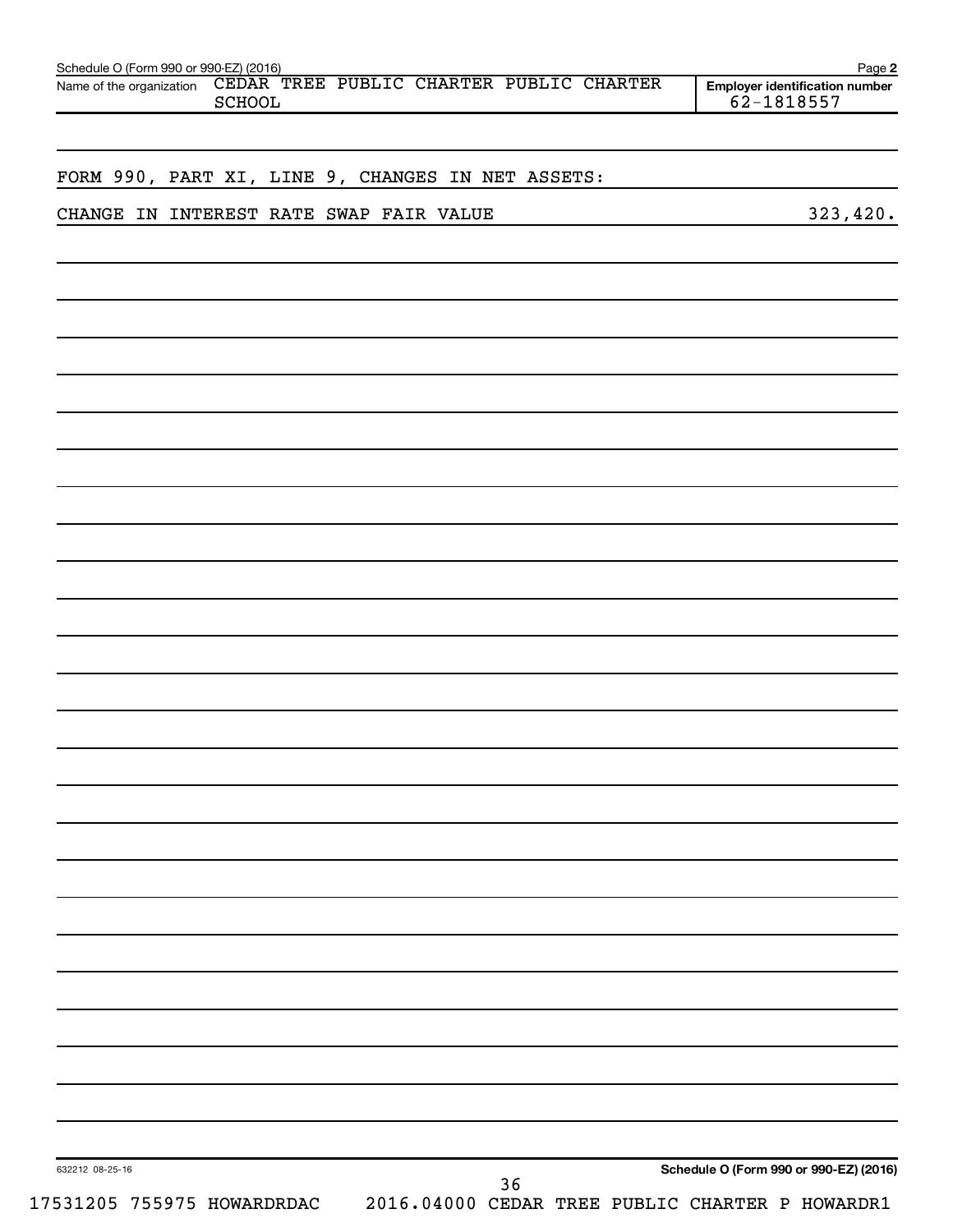Schedule O (Form 990 or 990-EZ) (2016) Page **2**

Name of the organization CEDAR TREE PUBLIC CHARTER PUBLIC CHARTER SCHOOL

**Employer identification number** 62-1818557

FORM 990, PART XI, LINE 9, CHANGES IN NET ASSETS:

CHANGE IN INTEREST RATE SWAP FAIR VALUE 323,420.

632212 08-25-16

**Schedule O (Form 990 or 990-EZ) (2016)**

17531205 755975 HOWARDRDAC 2016.04000 CEDAR TREE PUBLIC CHARTER P HOWARDR1